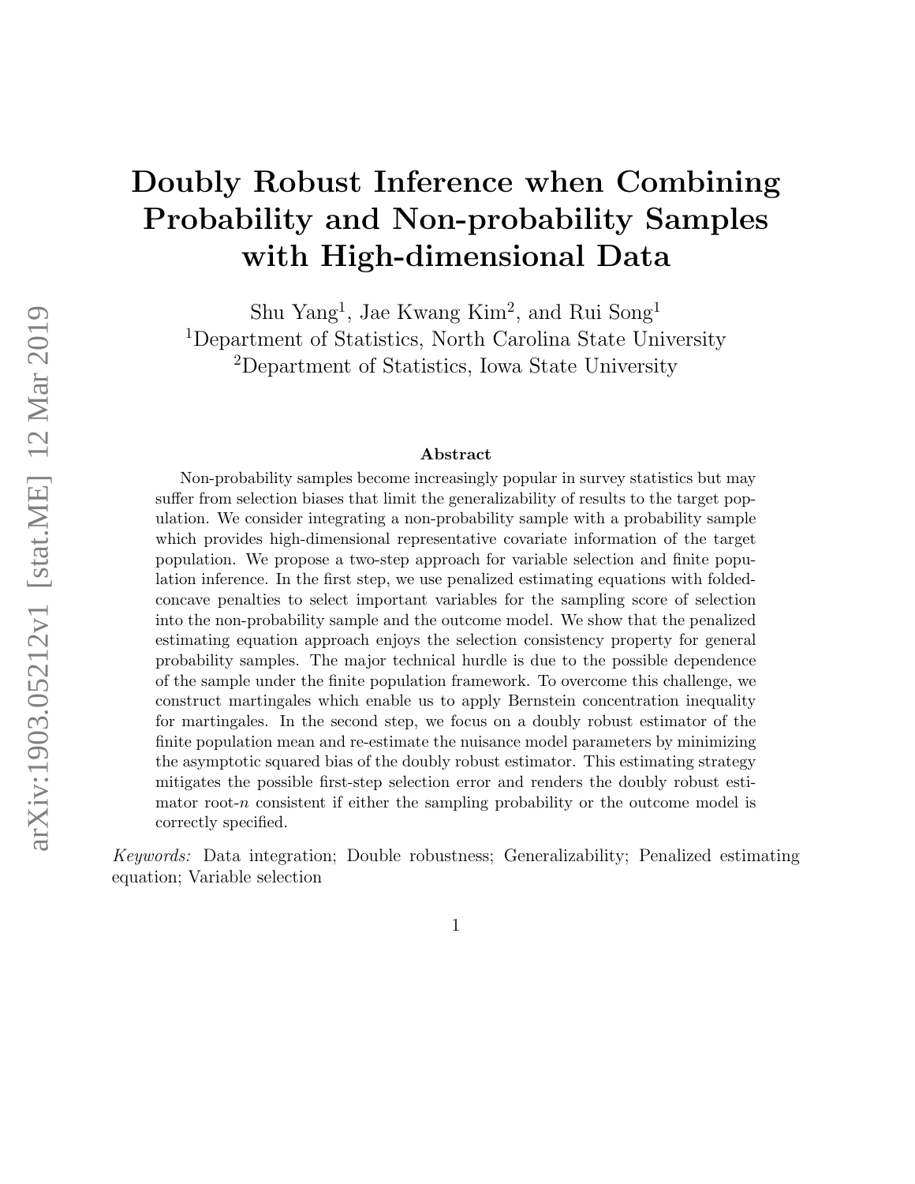# Doubly Robust Inference when Combining Probability and Non-probability Samples with High-dimensional Data

Shu Yang[1], Jae Kwang Kim[2], and Rui Song[1]

[1]Department of Statistics, North Carolina State University

[2]Department of Statistics, Iowa State University

## Abstract

Non-probability samples become increasingly popular in survey statistics but may suffer from selection biases that limit the generalizability of results to the target population. We consider integrating a non-probability sample with a probability sample which provides high-dimensional representative covariate information of the target population. We propose a two-step approach for variable selection and finite population inference. In the first step, we use penalized estimating equations with folded-concave penalties to select important variables for the sampling score of selection into the non-probability sample and the outcome model. We show that the penalized estimating equation approach enjoys the selection consistency property for general probability samples. The major technical hurdle is due to the possible dependence of the sample under the finite population framework. To overcome this challenge, we construct martingales which enable us to apply Bernstein concentration inequality for martingales. In the second step, we focus on a doubly robust estimator of the finite population mean and re-estimate the nuisance model parameters by minimizing the asymptotic squared bias of the doubly robust estimator. This estimating strategy mitigates the possible first-step selection error and renders the doubly robust estimator root-$n$ consistent if either the sampling probability or the outcome model is correctly specified.

*Keywords:* Data integration; Double robustness; Generalizability; Penalized estimating equation; Variable selection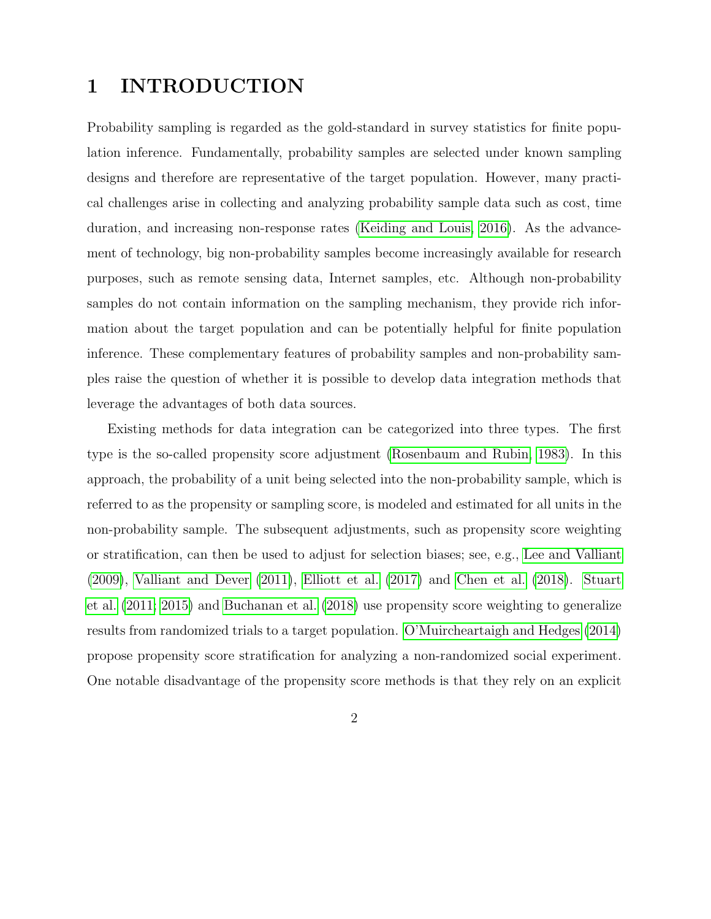# 1 INTRODUCTION

Probability sampling is regarded as the gold-standard in survey statistics for finite population inference. Fundamentally, probability samples are selected under known sampling designs and therefore are representative of the target population. However, many practical challenges arise in collecting and analyzing probability sample data such as cost, time duration, and increasing non-response rates (Keiding and Louis, 2016). As the advancement of technology, big non-probability samples become increasingly available for research purposes, such as remote sensing data, Internet samples, etc. Although non-probability samples do not contain information on the sampling mechanism, they provide rich information about the target population and can be potentially helpful for finite population inference. These complementary features of probability samples and non-probability samples raise the question of whether it is possible to develop data integration methods that leverage the advantages of both data sources.

Existing methods for data integration can be categorized into three types. The first type is the so-called propensity score adjustment (Rosenbaum and Rubin, 1983). In this approach, the probability of a unit being selected into the non-probability sample, which is referred to as the propensity or sampling score, is modeled and estimated for all units in the non-probability sample. The subsequent adjustments, such as propensity score weighting or stratification, can then be used to adjust for selection biases; see, e.g., Lee and Valliant (2009), Valliant and Dever (2011), Elliott et al. (2017) and Chen et al. (2018). Stuart et al. (2011; 2015) and Buchanan et al. (2018) use propensity score weighting to generalize results from randomized trials to a target population. O'Muircheartaigh and Hedges (2014) propose propensity score stratification for analyzing a non-randomized social experiment. One notable disadvantage of the propensity score methods is that they rely on an explicit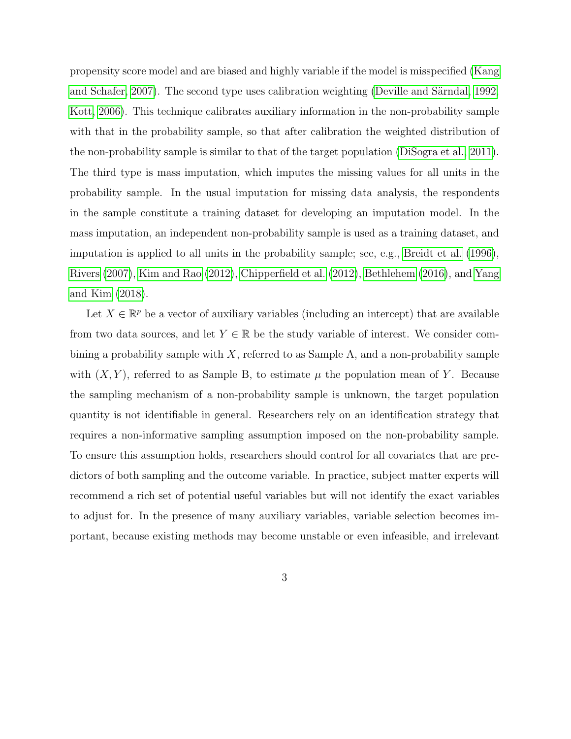propensity score model and are biased and highly variable if the model is misspecified (Kang and Schafer, 2007). The second type uses calibration weighting (Deville and Särndal, 1992, Kott, 2006). This technique calibrates auxiliary information in the non-probability sample with that in the probability sample, so that after calibration the weighted distribution of the non-probability sample is similar to that of the target population (DiSogra et al., 2011). The third type is mass imputation, which imputes the missing values for all units in the probability sample. In the usual imputation for missing data analysis, the respondents in the sample constitute a training dataset for developing an imputation model. In the mass imputation, an independent non-probability sample is used as a training dataset, and imputation is applied to all units in the probability sample; see, e.g., Breidt et al. (1996), Rivers (2007), Kim and Rao (2012), Chipperfield et al. (2012), Bethlehem (2016), and Yang and Kim (2018).

Let $X \in \mathbb{R}^p$ be a vector of auxiliary variables (including an intercept) that are available from two data sources, and let $Y \in \mathbb{R}$ be the study variable of interest. We consider combining a probability sample with $X$, referred to as Sample A, and a non-probability sample with $(X, Y)$, referred to as Sample B, to estimate $\mu$ the population mean of $Y$. Because the sampling mechanism of a non-probability sample is unknown, the target population quantity is not identifiable in general. Researchers rely on an identification strategy that requires a non-informative sampling assumption imposed on the non-probability sample. To ensure this assumption holds, researchers should control for all covariates that are predictors of both sampling and the outcome variable. In practice, subject matter experts will recommend a rich set of potential useful variables but will not identify the exact variables to adjust for. In the presence of many auxiliary variables, variable selection becomes important, because existing methods may become unstable or even infeasible, and irrelevant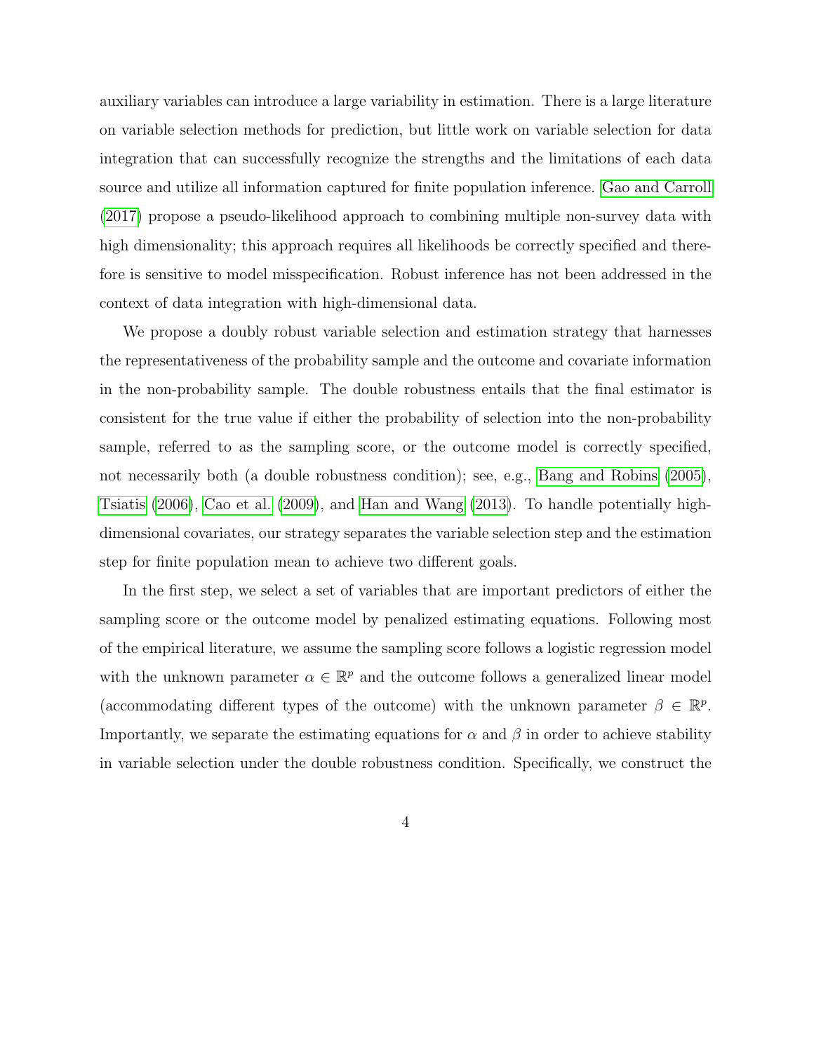auxiliary variables can introduce a large variability in estimation. There is a large literature on variable selection methods for prediction, but little work on variable selection for data integration that can successfully recognize the strengths and the limitations of each data source and utilize all information captured for finite population inference. Gao and Carroll (2017) propose a pseudo-likelihood approach to combining multiple non-survey data with high dimensionality; this approach requires all likelihoods be correctly specified and therefore is sensitive to model misspecification. Robust inference has not been addressed in the context of data integration with high-dimensional data.

We propose a doubly robust variable selection and estimation strategy that harnesses the representativeness of the probability sample and the outcome and covariate information in the non-probability sample. The double robustness entails that the final estimator is consistent for the true value if either the probability of selection into the non-probability sample, referred to as the sampling score, or the outcome model is correctly specified, not necessarily both (a double robustness condition); see, e.g., Bang and Robins (2005), Tsiatis (2006), Cao et al. (2009), and Han and Wang (2013). To handle potentially high-dimensional covariates, our strategy separates the variable selection step and the estimation step for finite population mean to achieve two different goals.

In the first step, we select a set of variables that are important predictors of either the sampling score or the outcome model by penalized estimating equations. Following most of the empirical literature, we assume the sampling score follows a logistic regression model with the unknown parameter $\alpha \in \mathbb{R}^p$ and the outcome follows a generalized linear model (accommodating different types of the outcome) with the unknown parameter $\beta \in \mathbb{R}^p$. Importantly, we separate the estimating equations for $\alpha$ and $\beta$ in order to achieve stability in variable selection under the double robustness condition. Specifically, we construct the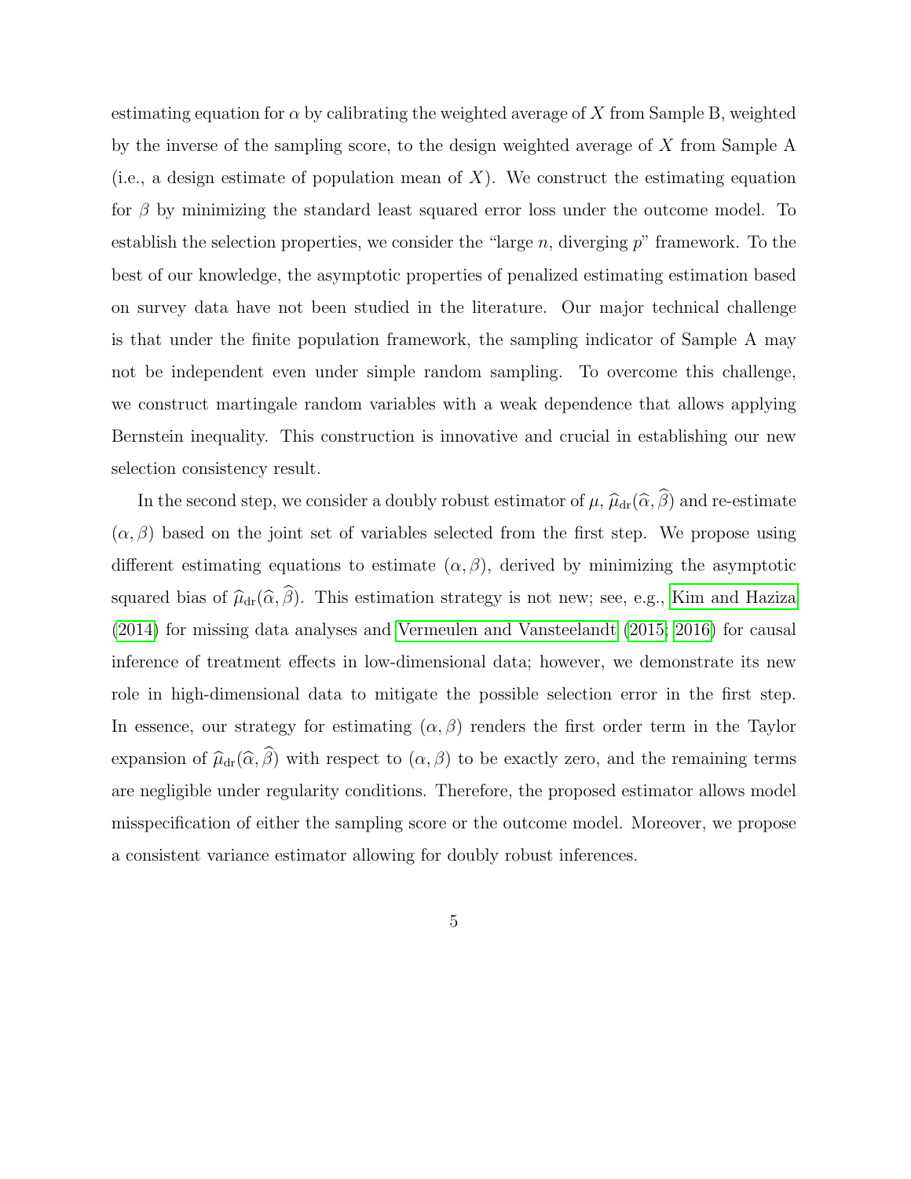estimating equation for $\alpha$ by calibrating the weighted average of $X$ from Sample B, weighted by the inverse of the sampling score, to the design weighted average of $X$ from Sample A (i.e., a design estimate of population mean of $X$). We construct the estimating equation for $\beta$ by minimizing the standard least squared error loss under the outcome model. To establish the selection properties, we consider the "large $n$, diverging $p$" framework. To the best of our knowledge, the asymptotic properties of penalized estimating estimation based on survey data have not been studied in the literature. Our major technical challenge is that under the finite population framework, the sampling indicator of Sample A may not be independent even under simple random sampling. To overcome this challenge, we construct martingale random variables with a weak dependence that allows applying Bernstein inequality. This construction is innovative and crucial in establishing our new selection consistency result.

In the second step, we consider a doubly robust estimator of $\mu$, $\widehat{\mu}_{\mathrm{dr}}(\widehat{\alpha}, \widehat{\beta})$ and re-estimate $(\alpha, \beta)$ based on the joint set of variables selected from the first step. We propose using different estimating equations to estimate $(\alpha, \beta)$, derived by minimizing the asymptotic squared bias of $\widehat{\mu}_{\mathrm{dr}}(\widehat{\alpha}, \widehat{\beta})$. This estimation strategy is not new; see, e.g., Kim and Haziza (2014) for missing data analyses and Vermeulen and Vansteelandt (2015; 2016) for causal inference of treatment effects in low-dimensional data; however, we demonstrate its new role in high-dimensional data to mitigate the possible selection error in the first step. In essence, our strategy for estimating $(\alpha, \beta)$ renders the first order term in the Taylor expansion of $\widehat{\mu}_{\mathrm{dr}}(\widehat{\alpha}, \widehat{\beta})$ with respect to $(\alpha, \beta)$ to be exactly zero, and the remaining terms are negligible under regularity conditions. Therefore, the proposed estimator allows model misspecification of either the sampling score or the outcome model. Moreover, we propose a consistent variance estimator allowing for doubly robust inferences.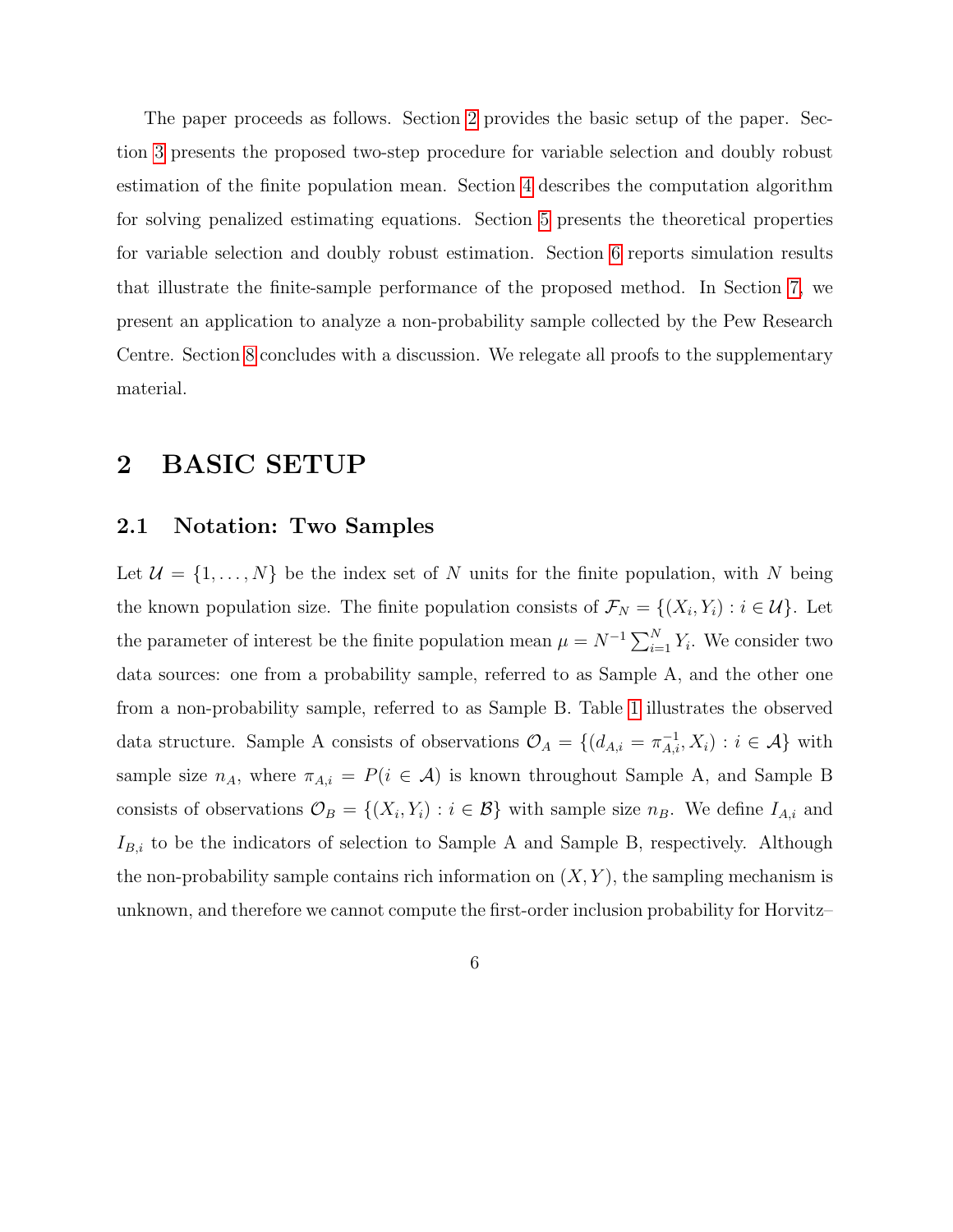The paper proceeds as follows. Section 2 provides the basic setup of the paper. Section 3 presents the proposed two-step procedure for variable selection and doubly robust estimation of the finite population mean. Section 4 describes the computation algorithm for solving penalized estimating equations. Section 5 presents the theoretical properties for variable selection and doubly robust estimation. Section 6 reports simulation results that illustrate the finite-sample performance of the proposed method. In Section 7, we present an application to analyze a non-probability sample collected by the Pew Research Centre. Section 8 concludes with a discussion. We relegate all proofs to the supplementary material.

# 2 BASIC SETUP

## 2.1 Notation: Two Samples

Let $\mathcal{U} = \{1, \ldots, N\}$ be the index set of $N$ units for the finite population, with $N$ being the known population size. The finite population consists of $\mathcal{F}_N = \{(X_i, Y_i) : i \in \mathcal{U}\}$. Let the parameter of interest be the finite population mean $\mu = N^{-1} \sum_{i=1}^{N} Y_i$. We consider two data sources: one from a probability sample, referred to as Sample A, and the other one from a non-probability sample, referred to as Sample B. Table 1 illustrates the observed data structure. Sample A consists of observations $\mathcal{O}_A = \{(d_{A,i} = \pi_{A,i}^{-1}, X_i) : i \in \mathcal{A}\}$ with sample size $n_A$, where $\pi_{A,i} = P(i \in \mathcal{A})$ is known throughout Sample A, and Sample B consists of observations $\mathcal{O}_B = \{(X_i, Y_i) : i \in \mathcal{B}\}$ with sample size $n_B$. We define $I_{A,i}$ and $I_{B,i}$ to be the indicators of selection to Sample A and Sample B, respectively. Although the non-probability sample contains rich information on $(X, Y)$, the sampling mechanism is unknown, and therefore we cannot compute the first-order inclusion probability for Horvitz–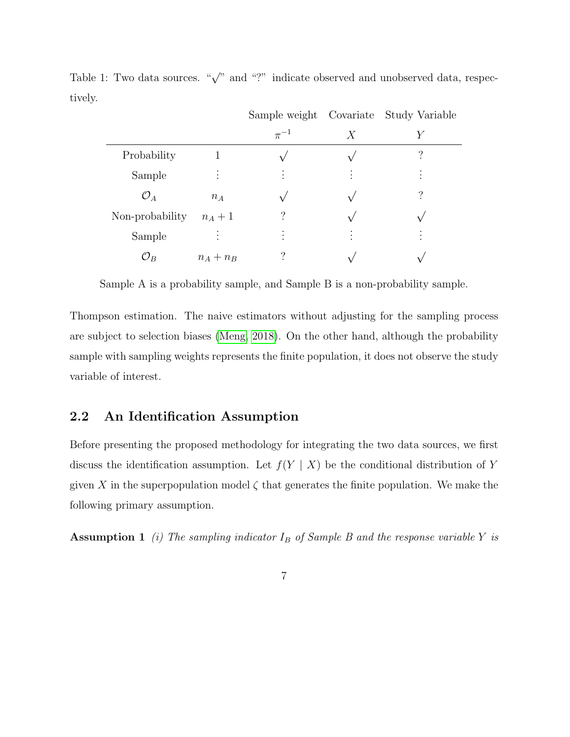Table 1: Two data sources. "$\surd$" and "?" indicate observed and unobserved data, respectively.

| | | Sample weight $\pi^{-1}$ | Covariate $X$ | Study Variable $Y$ |
|---|---|---|---|---|
| Probability | 1 | $\surd$ | $\surd$ | ? |
| Sample | $\vdots$ | $\vdots$ | $\vdots$ | $\vdots$ |
| $\mathcal{O}_A$ | $n_A$ | $\surd$ | $\surd$ | ? |
| Non-probability | $n_A + 1$ | ? | $\surd$ | $\surd$ |
| Sample | $\vdots$ | $\vdots$ | $\vdots$ | $\vdots$ |
| $\mathcal{O}_B$ | $n_A + n_B$ | ? | $\surd$ | $\surd$ |

Sample A is a probability sample, and Sample B is a non-probability sample.

Thompson estimation. The naive estimators without adjusting for the sampling process are subject to selection biases (Meng, 2018). On the other hand, although the probability sample with sampling weights represents the finite population, it does not observe the study variable of interest.

## 2.2 An Identification Assumption

Before presenting the proposed methodology for integrating the two data sources, we first discuss the identification assumption. Let $f(Y \mid X)$ be the conditional distribution of $Y$ given $X$ in the superpopulation model $\zeta$ that generates the finite population. We make the following primary assumption.

**Assumption 1** *(i) The sampling indicator $I_B$ of Sample B and the response variable $Y$ is*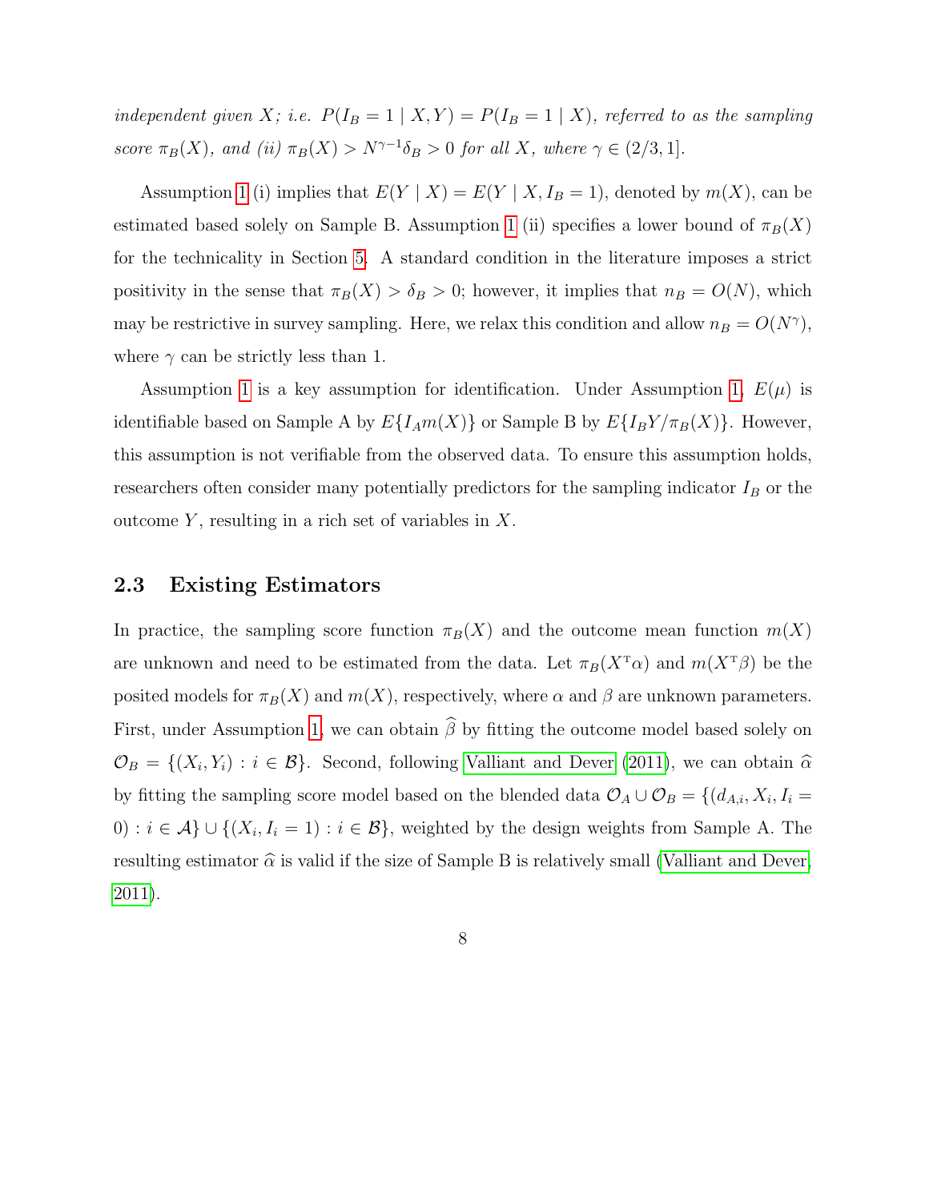*independent given $X$; i.e. $P(I_B = 1 \mid X, Y) = P(I_B = 1 \mid X)$, referred to as the sampling score $\pi_B(X)$, and (ii) $\pi_B(X) > N^{\gamma-1}\delta_B > 0$ for all $X$, where $\gamma \in (2/3, 1]$.*

Assumption 1 (i) implies that $E(Y \mid X) = E(Y \mid X, I_B = 1)$, denoted by $m(X)$, can be estimated based solely on Sample B. Assumption 1 (ii) specifies a lower bound of $\pi_B(X)$ for the technicality in Section 5. A standard condition in the literature imposes a strict positivity in the sense that $\pi_B(X) > \delta_B > 0$; however, it implies that $n_B = O(N)$, which may be restrictive in survey sampling. Here, we relax this condition and allow $n_B = O(N^\gamma)$, where $\gamma$ can be strictly less than 1.

Assumption 1 is a key assumption for identification. Under Assumption 1, $E(\mu)$ is identifiable based on Sample A by $E\{I_A m(X)\}$ or Sample B by $E\{I_B Y/\pi_B(X)\}$. However, this assumption is not verifiable from the observed data. To ensure this assumption holds, researchers often consider many potentially predictors for the sampling indicator $I_B$ or the outcome $Y$, resulting in a rich set of variables in $X$.

### 2.3 Existing Estimators

In practice, the sampling score function $\pi_B(X)$ and the outcome mean function $m(X)$ are unknown and need to be estimated from the data. Let $\pi_B(X^\intercal\alpha)$ and $m(X^\intercal\beta)$ be the posited models for $\pi_B(X)$ and $m(X)$, respectively, where $\alpha$ and $\beta$ are unknown parameters. First, under Assumption 1, we can obtain $\widehat{\beta}$ by fitting the outcome model based solely on $\mathcal{O}_B = \{(X_i, Y_i) : i \in \mathcal{B}\}$. Second, following Valliant and Dever (2011), we can obtain $\widehat{\alpha}$ by fitting the sampling score model based on the blended data $\mathcal{O}_A \cup \mathcal{O}_B = \{(d_{A,i}, X_i, I_i = 0) : i \in \mathcal{A}\} \cup \{(X_i, I_i = 1) : i \in \mathcal{B}\}$, weighted by the design weights from Sample A. The resulting estimator $\widehat{\alpha}$ is valid if the size of Sample B is relatively small (Valliant and Dever, 2011).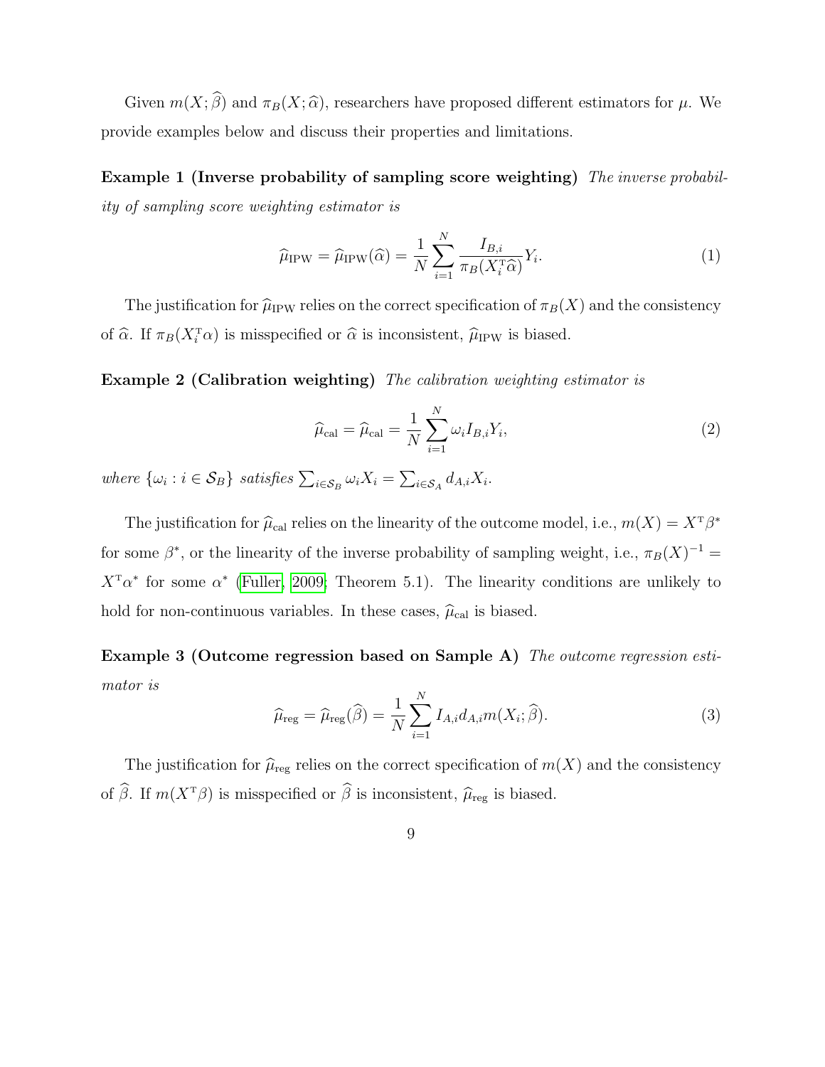Given $m(X; \widehat{\beta})$ and $\pi_B(X; \widehat{\alpha})$, researchers have proposed different estimators for $\mu$. We provide examples below and discuss their properties and limitations.

**Example 1 (Inverse probability of sampling score weighting)** *The inverse probability of sampling score weighting estimator is*

$$\widehat{\mu}_{\mathrm{IPW}} = \widehat{\mu}_{\mathrm{IPW}}(\widehat{\alpha}) = \frac{1}{N} \sum_{i=1}^{N} \frac{I_{B,i}}{\pi_B(X_i^{\mathrm{T}} \widehat{\alpha})} Y_i. \tag{1}$$

The justification for $\widehat{\mu}_{\mathrm{IPW}}$ relies on the correct specification of $\pi_B(X)$ and the consistency of $\widehat{\alpha}$. If $\pi_B(X_i^{\mathrm{T}} \alpha)$ is misspecified or $\widehat{\alpha}$ is inconsistent, $\widehat{\mu}_{\mathrm{IPW}}$ is biased.

**Example 2 (Calibration weighting)** *The calibration weighting estimator is*

$$\widehat{\mu}_{\mathrm{cal}} = \widehat{\mu}_{\mathrm{cal}} = \frac{1}{N} \sum_{i=1}^{N} \omega_i I_{B,i} Y_i, \tag{2}$$

*where* $\{\omega_i : i \in \mathcal{S}_B\}$ *satisfies* $\sum_{i \in \mathcal{S}_B} \omega_i X_i = \sum_{i \in \mathcal{S}_A} d_{A,i} X_i$.

The justification for $\widehat{\mu}_{\mathrm{cal}}$ relies on the linearity of the outcome model, i.e., $m(X) = X^{\mathrm{T}} \beta^*$ for some $\beta^*$, or the linearity of the inverse probability of sampling weight, i.e., $\pi_B(X)^{-1} = X^{\mathrm{T}} \alpha^*$ for some $\alpha^*$ (Fuller, 2009; Theorem 5.1). The linearity conditions are unlikely to hold for non-continuous variables. In these cases, $\widehat{\mu}_{\mathrm{cal}}$ is biased.

**Example 3 (Outcome regression based on Sample A)** *The outcome regression estimator is*

$$\widehat{\mu}_{\mathrm{reg}} = \widehat{\mu}_{\mathrm{reg}}(\widehat{\beta}) = \frac{1}{N} \sum_{i=1}^{N} I_{A,i} d_{A,i} m(X_i; \widehat{\beta}). \tag{3}$$

The justification for $\widehat{\mu}_{\mathrm{reg}}$ relies on the correct specification of $m(X)$ and the consistency of $\widehat{\beta}$. If $m(X^{\mathrm{T}} \beta)$ is misspecified or $\widehat{\beta}$ is inconsistent, $\widehat{\mu}_{\mathrm{reg}}$ is biased.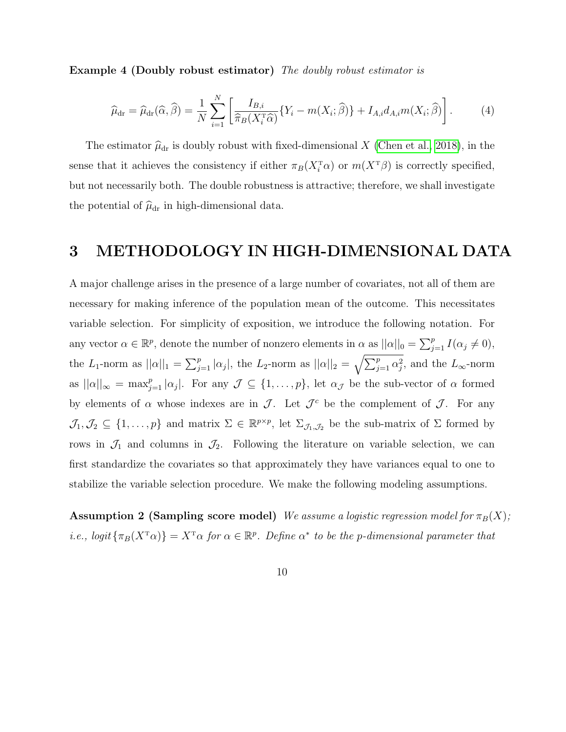**Example 4 (Doubly robust estimator)** *The doubly robust estimator is*

$$\widehat{\mu}_{\mathrm{dr}} = \widehat{\mu}_{\mathrm{dr}}(\widehat{\alpha}, \widehat{\beta}) = \frac{1}{N} \sum_{i=1}^{N} \left[ \frac{I_{B,i}}{\widehat{\pi}_B(X_i^{\mathrm{T}} \widehat{\alpha})} \{Y_i - m(X_i; \widehat{\beta})\} + I_{A,i} d_{A,i} m(X_i; \widehat{\beta}) \right]. \tag{4}$$

The estimator $\widehat{\mu}_{\mathrm{dr}}$ is doubly robust with fixed-dimensional $X$ (Chen et al., 2018), in the sense that it achieves the consistency if either $\pi_B(X_i^{\mathrm{T}}\alpha)$ or $m(X^{\mathrm{T}}\beta)$ is correctly specified, but not necessarily both. The double robustness is attractive; therefore, we shall investigate the potential of $\widehat{\mu}_{\mathrm{dr}}$ in high-dimensional data.

# 3 METHODOLOGY IN HIGH-DIMENSIONAL DATA

A major challenge arises in the presence of a large number of covariates, not all of them are necessary for making inference of the population mean of the outcome. This necessitates variable selection. For simplicity of exposition, we introduce the following notation. For any vector $\alpha \in \mathbb{R}^p$, denote the number of nonzero elements in $\alpha$ as $||\alpha||_0 = \sum_{j=1}^{p} I(\alpha_j \neq 0)$, the $L_1$-norm as $||\alpha||_1 = \sum_{j=1}^{p} |\alpha_j|$, the $L_2$-norm as $||\alpha||_2 = \sqrt{\sum_{j=1}^{p} \alpha_j^2}$, and the $L_\infty$-norm as $||\alpha||_\infty = \max_{j=1}^{p} |\alpha_j|$. For any $\mathcal{J} \subseteq \{1, \ldots, p\}$, let $\alpha_{\mathcal{J}}$ be the sub-vector of $\alpha$ formed by elements of $\alpha$ whose indexes are in $\mathcal{J}$. Let $\mathcal{J}^c$ be the complement of $\mathcal{J}$. For any $\mathcal{J}_1, \mathcal{J}_2 \subseteq \{1, \ldots, p\}$ and matrix $\Sigma \in \mathbb{R}^{p \times p}$, let $\Sigma_{\mathcal{J}_1, \mathcal{J}_2}$ be the sub-matrix of $\Sigma$ formed by rows in $\mathcal{J}_1$ and columns in $\mathcal{J}_2$. Following the literature on variable selection, we can first standardize the covariates so that approximately they have variances equal to one to stabilize the variable selection procedure. We make the following modeling assumptions.

**Assumption 2 (Sampling score model)** *We assume a logistic regression model for $\pi_B(X)$; i.e., logit$\{\pi_B(X^{\mathrm{T}}\alpha)\} = X^{\mathrm{T}}\alpha$ for $\alpha \in \mathbb{R}^p$. Define $\alpha^*$ to be the p-dimensional parameter that*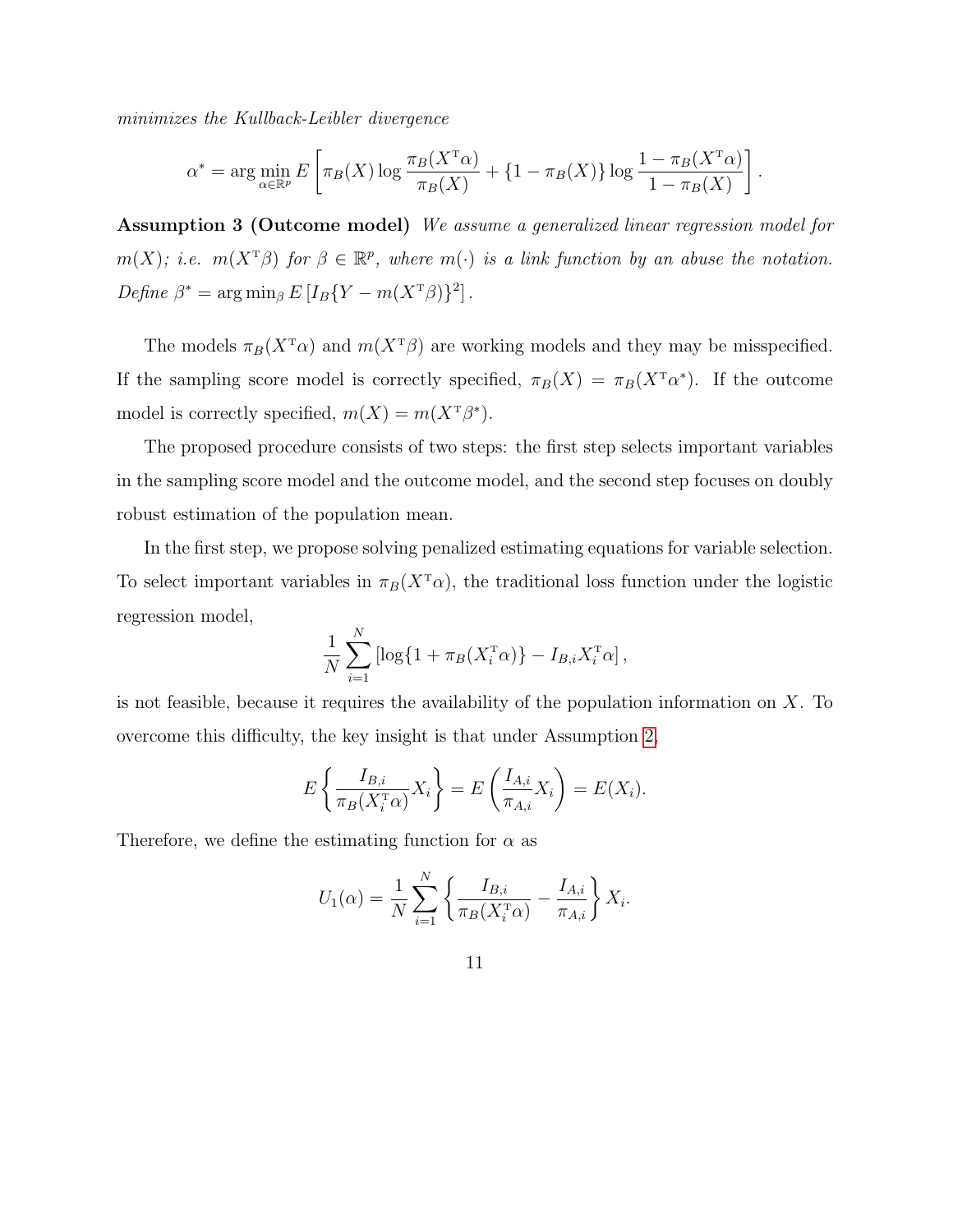*minimizes the Kullback-Leibler divergence*

$$\alpha^* = \arg\min_{\alpha \in \mathbb{R}^p} E\left[\pi_B(X) \log \frac{\pi_B(X^{\mathrm{T}}\alpha)}{\pi_B(X)} + \{1 - \pi_B(X)\} \log \frac{1 - \pi_B(X^{\mathrm{T}}\alpha)}{1 - \pi_B(X)}\right].$$

**Assumption 3 (Outcome model)** *We assume a generalized linear regression model for $m(X)$; i.e. $m(X^{\mathrm{T}}\beta)$ for $\beta \in \mathbb{R}^p$, where $m(\cdot)$ is a link function by an abuse the notation. Define $\beta^* = \arg\min_\beta E\left[I_B\{Y - m(X^{\mathrm{T}}\beta)\}^2\right]$.*

The models $\pi_B(X^{\mathrm{T}}\alpha)$ and $m(X^{\mathrm{T}}\beta)$ are working models and they may be misspecified. If the sampling score model is correctly specified, $\pi_B(X) = \pi_B(X^{\mathrm{T}}\alpha^*)$. If the outcome model is correctly specified, $m(X) = m(X^{\mathrm{T}}\beta^*)$.

The proposed procedure consists of two steps: the first step selects important variables in the sampling score model and the outcome model, and the second step focuses on doubly robust estimation of the population mean.

In the first step, we propose solving penalized estimating equations for variable selection. To select important variables in $\pi_B(X^{\mathrm{T}}\alpha)$, the traditional loss function under the logistic regression model,

$$\frac{1}{N}\sum_{i=1}^{N}\left[\log\{1 + \pi_B(X_i^{\mathrm{T}}\alpha)\} - I_{B,i}X_i^{\mathrm{T}}\alpha\right],$$

is not feasible, because it requires the availability of the population information on $X$. To overcome this difficulty, the key insight is that under Assumption 2,

$$E\left\{\frac{I_{B,i}}{\pi_B(X_i^{\mathrm{T}}\alpha)}X_i\right\} = E\left(\frac{I_{A,i}}{\pi_{A,i}}X_i\right) = E(X_i).$$

Therefore, we define the estimating function for $\alpha$ as

$$U_1(\alpha) = \frac{1}{N}\sum_{i=1}^{N}\left\{\frac{I_{B,i}}{\pi_B(X_i^{\mathrm{T}}\alpha)} - \frac{I_{A,i}}{\pi_{A,i}}\right\}X_i.$$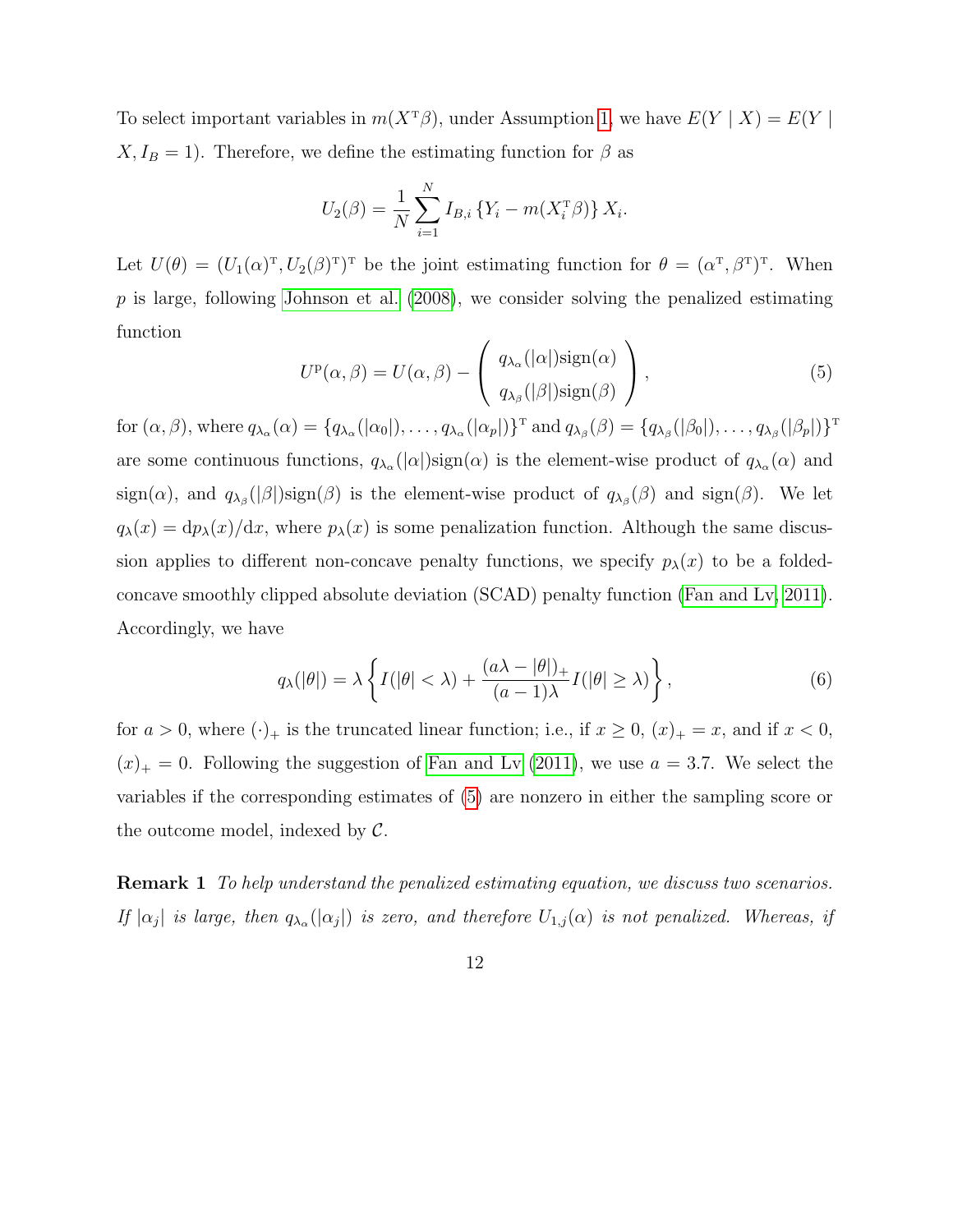To select important variables in $m(X^{\mathrm{T}}\beta)$, under Assumption 1, we have $E(Y \mid X) = E(Y \mid X, I_B = 1)$. Therefore, we define the estimating function for $\beta$ as

$$U_2(\beta) = \frac{1}{N}\sum_{i=1}^{N} I_{B,i}\left\{Y_i - m(X_i^{\mathrm{T}}\beta)\right\}X_i.$$

Let $U(\theta) = (U_1(\alpha)^{\mathrm{T}}, U_2(\beta)^{\mathrm{T}})^{\mathrm{T}}$ be the joint estimating function for $\theta = (\alpha^{\mathrm{T}}, \beta^{\mathrm{T}})^{\mathrm{T}}$. When $p$ is large, following Johnson et al. (2008), we consider solving the penalized estimating function

$$U^{\mathrm{p}}(\alpha, \beta) = U(\alpha, \beta) - \begin{pmatrix} q_{\lambda_\alpha}(|\alpha|)\mathrm{sign}(\alpha) \\ q_{\lambda_\beta}(|\beta|)\mathrm{sign}(\beta) \end{pmatrix}, \tag{5}$$

for $(\alpha, \beta)$, where $q_{\lambda_\alpha}(\alpha) = \{q_{\lambda_\alpha}(|\alpha_0|), \ldots, q_{\lambda_\alpha}(|\alpha_p|)\}^{\mathrm{T}}$ and $q_{\lambda_\beta}(\beta) = \{q_{\lambda_\beta}(|\beta_0|), \ldots, q_{\lambda_\beta}(|\beta_p|)\}^{\mathrm{T}}$ are some continuous functions, $q_{\lambda_\alpha}(|\alpha|)\mathrm{sign}(\alpha)$ is the element-wise product of $q_{\lambda_\alpha}(\alpha)$ and $\mathrm{sign}(\alpha)$, and $q_{\lambda_\beta}(|\beta|)\mathrm{sign}(\beta)$ is the element-wise product of $q_{\lambda_\beta}(\beta)$ and $\mathrm{sign}(\beta)$. We let $q_\lambda(x) = \mathrm{d}p_\lambda(x)/\mathrm{d}x$, where $p_\lambda(x)$ is some penalization function. Although the same discussion applies to different non-concave penalty functions, we specify $p_\lambda(x)$ to be a folded-concave smoothly clipped absolute deviation (SCAD) penalty function (Fan and Lv, 2011). Accordingly, we have

$$q_\lambda(|\theta|) = \lambda\left\{I(|\theta| < \lambda) + \frac{(a\lambda - |\theta|)_+}{(a-1)\lambda}I(|\theta| \geq \lambda)\right\}, \tag{6}$$

for $a > 0$, where $(\cdot)_+$ is the truncated linear function; i.e., if $x \geq 0$, $(x)_+ = x$, and if $x < 0$, $(x)_+ = 0$. Following the suggestion of Fan and Lv (2011), we use $a = 3.7$. We select the variables if the corresponding estimates of (5) are nonzero in either the sampling score or the outcome model, indexed by $\mathcal{C}$.

**Remark 1** *To help understand the penalized estimating equation, we discuss two scenarios. If $|\alpha_j|$ is large, then $q_{\lambda_\alpha}(|\alpha_j|)$ is zero, and therefore $U_{1,j}(\alpha)$ is not penalized. Whereas, if*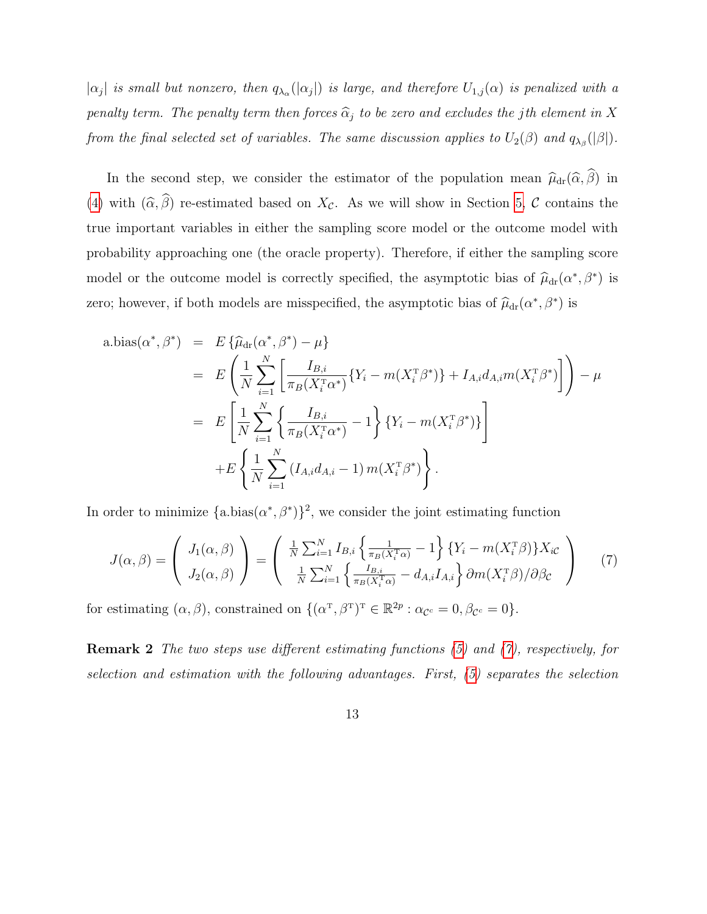*$|\alpha_j|$ is small but nonzero, then $q_{\lambda_\alpha}(|\alpha_j|)$ is large, and therefore $U_{1,j}(\alpha)$ is penalized with a penalty term. The penalty term then forces $\widehat{\alpha}_j$ to be zero and excludes the $j$th element in $X$ from the final selected set of variables. The same discussion applies to $U_2(\beta)$ and $q_{\lambda_\beta}(|\beta|)$.*

In the second step, we consider the estimator of the population mean $\widehat{\mu}_{\rm dr}(\widehat{\alpha},\widehat{\beta})$ in (4) with $(\widehat{\alpha},\widehat{\beta})$ re-estimated based on $X_{\mathcal{C}}$. As we will show in Section 5, $\mathcal{C}$ contains the true important variables in either the sampling score model or the outcome model with probability approaching one (the oracle property). Therefore, if either the sampling score model or the outcome model is correctly specified, the asymptotic bias of $\widehat{\mu}_{\rm dr}(\alpha^*,\beta^*)$ is zero; however, if both models are misspecified, the asymptotic bias of $\widehat{\mu}_{\rm dr}(\alpha^*,\beta^*)$ is

$$
\begin{aligned}
\text{a.bias}(\alpha^*,\beta^*) &= E\left\{\widehat{\mu}_{\rm dr}(\alpha^*,\beta^*)-\mu\right\} \\
&= E\left(\frac{1}{N}\sum_{i=1}^N\left[\frac{I_{B,i}}{\pi_B(X_i^{\rm T}\alpha^*)}\{Y_i-m(X_i^{\rm T}\beta^*)\}+I_{A,i}d_{A,i}m(X_i^{\rm T}\beta^*)\right]\right)-\mu \\
&= E\left[\frac{1}{N}\sum_{i=1}^N\left\{\frac{I_{B,i}}{\pi_B(X_i^{\rm T}\alpha^*)}-1\right\}\{Y_i-m(X_i^{\rm T}\beta^*)\}\right] \\
&\quad +E\left\{\frac{1}{N}\sum_{i=1}^N\left(I_{A,i}d_{A,i}-1\right)m(X_i^{\rm T}\beta^*)\right\}.
\end{aligned}
$$

In order to minimize $\{\text{a.bias}(\alpha^*,\beta^*)\}^2$, we consider the joint estimating function

$$
J(\alpha,\beta)=\begin{pmatrix} J_1(\alpha,\beta) \\ J_2(\alpha,\beta)\end{pmatrix}=\begin{pmatrix} \frac{1}{N}\sum_{i=1}^N I_{B,i}\left\{\frac{1}{\pi_B(X_i^{\rm T}\alpha)}-1\right\}\{Y_i-m(X_i^{\rm T}\beta)\}X_{i\mathcal{C}} \\ \frac{1}{N}\sum_{i=1}^N\left\{\frac{I_{B,i}}{\pi_B(X_i^{\rm T}\alpha)}-d_{A,i}I_{A,i}\right\}\partial m(X_i^{\rm T}\beta)/\partial\beta_{\mathcal{C}}\end{pmatrix} \tag{7}
$$

for estimating $(\alpha,\beta)$, constrained on $\{(\alpha^{\rm T},\beta^{\rm T})^{\rm T}\in\mathbb{R}^{2p}:\alpha_{\mathcal{C}^c}=0,\beta_{\mathcal{C}^c}=0\}$.

**Remark 2** *The two steps use different estimating functions (5) and (7), respectively, for selection and estimation with the following advantages. First, (5) separates the selection*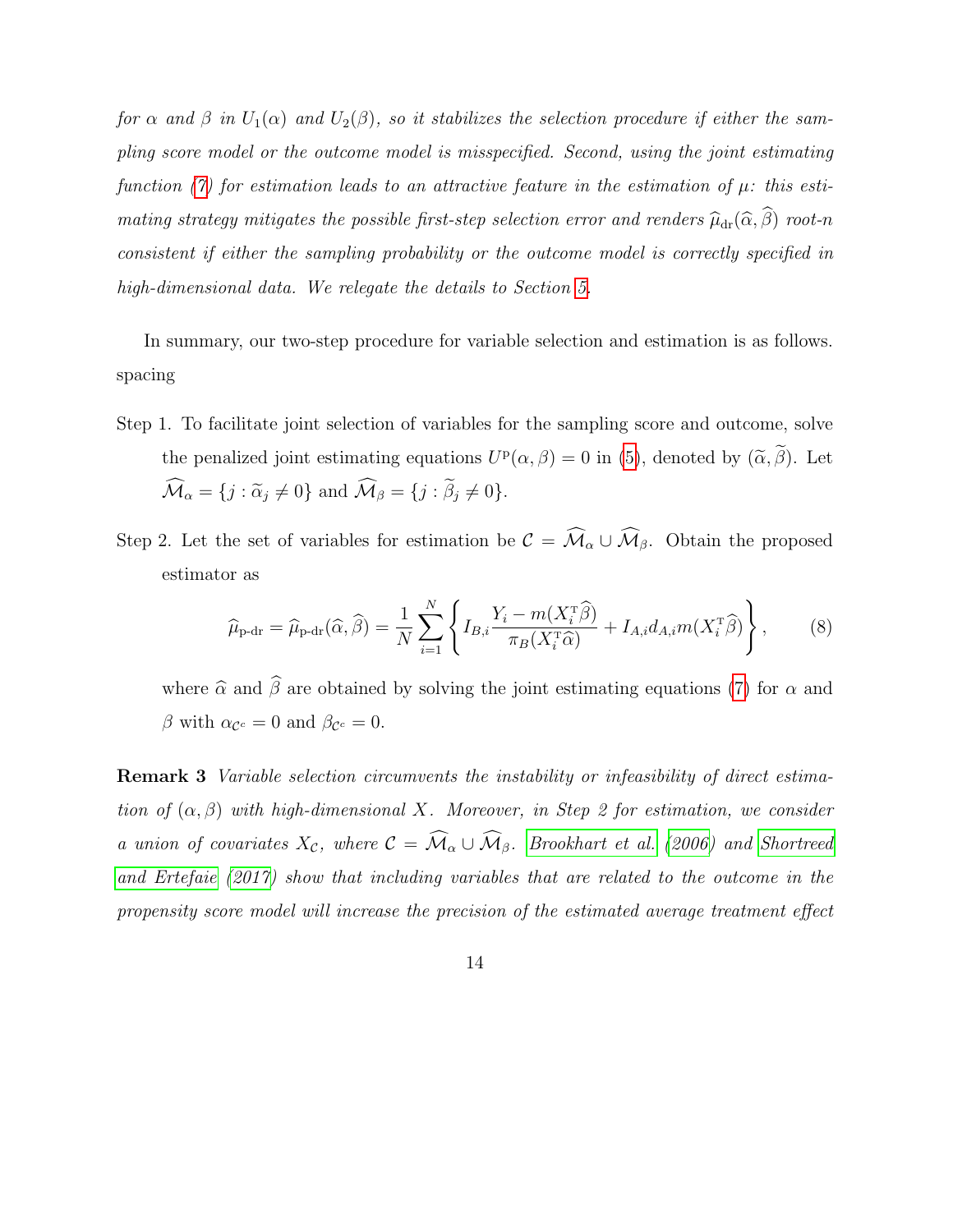*for $\alpha$ and $\beta$ in $U_1(\alpha)$ and $U_2(\beta)$, so it stabilizes the selection procedure if either the sampling score model or the outcome model is misspecified. Second, using the joint estimating function (7) for estimation leads to an attractive feature in the estimation of $\mu$: this estimating strategy mitigates the possible first-step selection error and renders $\widehat{\mu}_{\rm dr}(\widehat{\alpha},\widehat{\beta})$ root-n consistent if either the sampling probability or the outcome model is correctly specified in high-dimensional data. We relegate the details to Section 5.*

In summary, our two-step procedure for variable selection and estimation is as follows. spacing

Step 1. To facilitate joint selection of variables for the sampling score and outcome, solve the penalized joint estimating equations $U^{\rm p}(\alpha,\beta)=0$ in (5), denoted by $(\widetilde{\alpha},\widetilde{\beta})$. Let $\widehat{\mathcal{M}}_\alpha=\{j:\widetilde{\alpha}_j\neq 0\}$ and $\widehat{\mathcal{M}}_\beta=\{j:\widetilde{\beta}_j\neq 0\}$.

Step 2. Let the set of variables for estimation be $\mathcal{C}=\widehat{\mathcal{M}}_\alpha\cup\widehat{\mathcal{M}}_\beta$. Obtain the proposed estimator as

$$\widehat{\mu}_{\text{p-dr}}=\widehat{\mu}_{\text{p-dr}}(\widehat{\alpha},\widehat{\beta})=\frac{1}{N}\sum_{i=1}^{N}\left\{I_{B,i}\frac{Y_i-m(X_i^{\rm T}\widehat{\beta})}{\pi_B(X_i^{\rm T}\widehat{\alpha})}+I_{A,i}d_{A,i}m(X_i^{\rm T}\widehat{\beta})\right\},\qquad(8)$$

where $\widehat{\alpha}$ and $\widehat{\beta}$ are obtained by solving the joint estimating equations (7) for $\alpha$ and $\beta$ with $\alpha_{\mathcal{C}^c}=0$ and $\beta_{\mathcal{C}^c}=0$.

**Remark 3** *Variable selection circumvents the instability or infeasibility of direct estimation of $(\alpha,\beta)$ with high-dimensional $X$. Moreover, in Step 2 for estimation, we consider a union of covariates $X_{\mathcal{C}}$, where $\mathcal{C}=\widehat{\mathcal{M}}_\alpha\cup\widehat{\mathcal{M}}_\beta$. Brookhart et al. (2006) and Shortreed and Ertefaie (2017) show that including variables that are related to the outcome in the propensity score model will increase the precision of the estimated average treatment effect*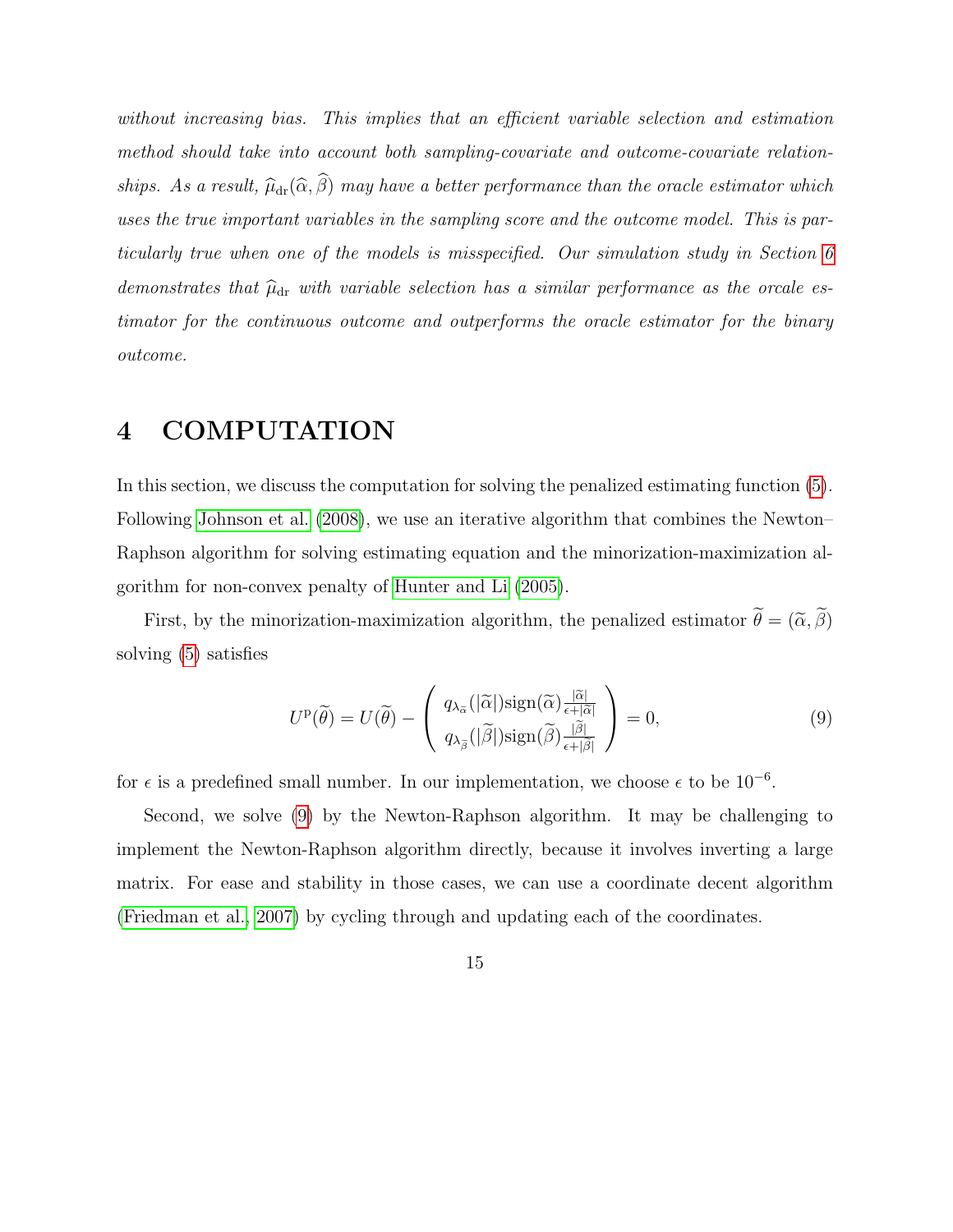*without increasing bias. This implies that an efficient variable selection and estimation method should take into account both sampling-covariate and outcome-covariate relationships. As a result, $\widehat{\mu}_{\rm dr}(\widehat{\alpha},\widehat{\beta})$ may have a better performance than the oracle estimator which uses the true important variables in the sampling score and the outcome model. This is particularly true when one of the models is misspecified. Our simulation study in Section 6 demonstrates that $\widehat{\mu}_{\rm dr}$ with variable selection has a similar performance as the orcale estimator for the continuous outcome and outperforms the oracle estimator for the binary outcome.*

# 4 COMPUTATION

In this section, we discuss the computation for solving the penalized estimating function (5). Following Johnson et al. (2008), we use an iterative algorithm that combines the Newton–Raphson algorithm for solving estimating equation and the minorization-maximization algorithm for non-convex penalty of Hunter and Li (2005).

First, by the minorization-maximization algorithm, the penalized estimator $\widetilde{\theta} = (\widetilde{\alpha}, \widetilde{\beta})$ solving (5) satisfies

$$U^{\rm p}(\widetilde{\theta}) = U(\widetilde{\theta}) - \begin{pmatrix} q_{\lambda_{\widetilde{\alpha}}}(|\widetilde{\alpha}|)\mathrm{sign}(\widetilde{\alpha})\frac{|\widetilde{\alpha}|}{\epsilon+|\widetilde{\alpha}|} \\ q_{\lambda_{\widetilde{\beta}}}(|\widetilde{\beta}|)\mathrm{sign}(\widetilde{\beta})\frac{|\widetilde{\beta}|}{\epsilon+|\widetilde{\beta}|} \end{pmatrix} = 0, \tag{9}$$

for $\epsilon$ is a predefined small number. In our implementation, we choose $\epsilon$ to be $10^{-6}$.

Second, we solve (9) by the Newton-Raphson algorithm. It may be challenging to implement the Newton-Raphson algorithm directly, because it involves inverting a large matrix. For ease and stability in those cases, we can use a coordinate decent algorithm (Friedman et al., 2007) by cycling through and updating each of the coordinates.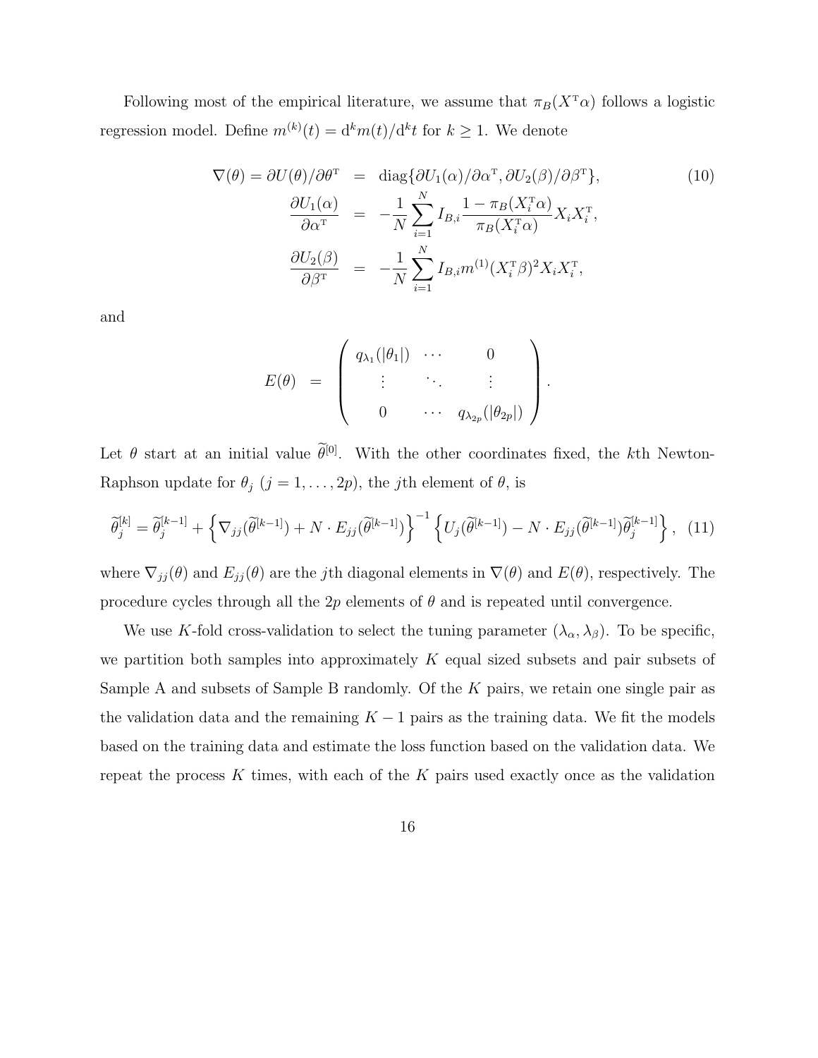Following most of the empirical literature, we assume that $\pi_B(X^{\mathrm{T}}\alpha)$ follows a logistic regression model. Define $m^{(k)}(t) = \mathrm{d}^k m(t)/\mathrm{d}^k t$ for $k \geq 1$. We denote

$$
\begin{aligned}
\nabla(\theta) = \partial U(\theta)/\partial \theta^{\mathrm{T}} &= \mathrm{diag}\{\partial U_1(\alpha)/\partial \alpha^{\mathrm{T}}, \partial U_2(\beta)/\partial \beta^{\mathrm{T}}\}, \\
\frac{\partial U_1(\alpha)}{\partial \alpha^{\mathrm{T}}} &= -\frac{1}{N}\sum_{i=1}^{N} I_{B,i}\frac{1-\pi_B(X_i^{\mathrm{T}}\alpha)}{\pi_B(X_i^{\mathrm{T}}\alpha)} X_i X_i^{\mathrm{T}}, \\
\frac{\partial U_2(\beta)}{\partial \beta^{\mathrm{T}}} &= -\frac{1}{N}\sum_{i=1}^{N} I_{B,i} m^{(1)}(X_i^{\mathrm{T}}\beta)^2 X_i X_i^{\mathrm{T}},
\end{aligned} \tag{10}
$$

and

$$
E(\theta) = \begin{pmatrix} q_{\lambda_1}(|\theta_1|) & \cdots & 0 \\ \vdots & \ddots & \vdots \\ 0 & \cdots & q_{\lambda_{2p}}(|\theta_{2p}|) \end{pmatrix}.
$$

Let $\theta$ start at an initial value $\widetilde{\theta}^{[0]}$. With the other coordinates fixed, the $k$th Newton-Raphson update for $\theta_j$ ($j = 1, \ldots, 2p$), the $j$th element of $\theta$, is

$$
\widetilde{\theta}_j^{[k]} = \widetilde{\theta}_j^{[k-1]} + \left\{\nabla_{jj}(\widetilde{\theta}^{[k-1]}) + N \cdot E_{jj}(\widetilde{\theta}^{[k-1]})\right\}^{-1}\left\{U_j(\widetilde{\theta}^{[k-1]}) - N \cdot E_{jj}(\widetilde{\theta}^{[k-1]})\widetilde{\theta}_j^{[k-1]}\right\}, \tag{11}
$$

where $\nabla_{jj}(\theta)$ and $E_{jj}(\theta)$ are the $j$th diagonal elements in $\nabla(\theta)$ and $E(\theta)$, respectively. The procedure cycles through all the $2p$ elements of $\theta$ and is repeated until convergence.

We use $K$-fold cross-validation to select the tuning parameter $(\lambda_\alpha, \lambda_\beta)$. To be specific, we partition both samples into approximately $K$ equal sized subsets and pair subsets of Sample A and subsets of Sample B randomly. Of the $K$ pairs, we retain one single pair as the validation data and the remaining $K-1$ pairs as the training data. We fit the models based on the training data and estimate the loss function based on the validation data. We repeat the process $K$ times, with each of the $K$ pairs used exactly once as the validation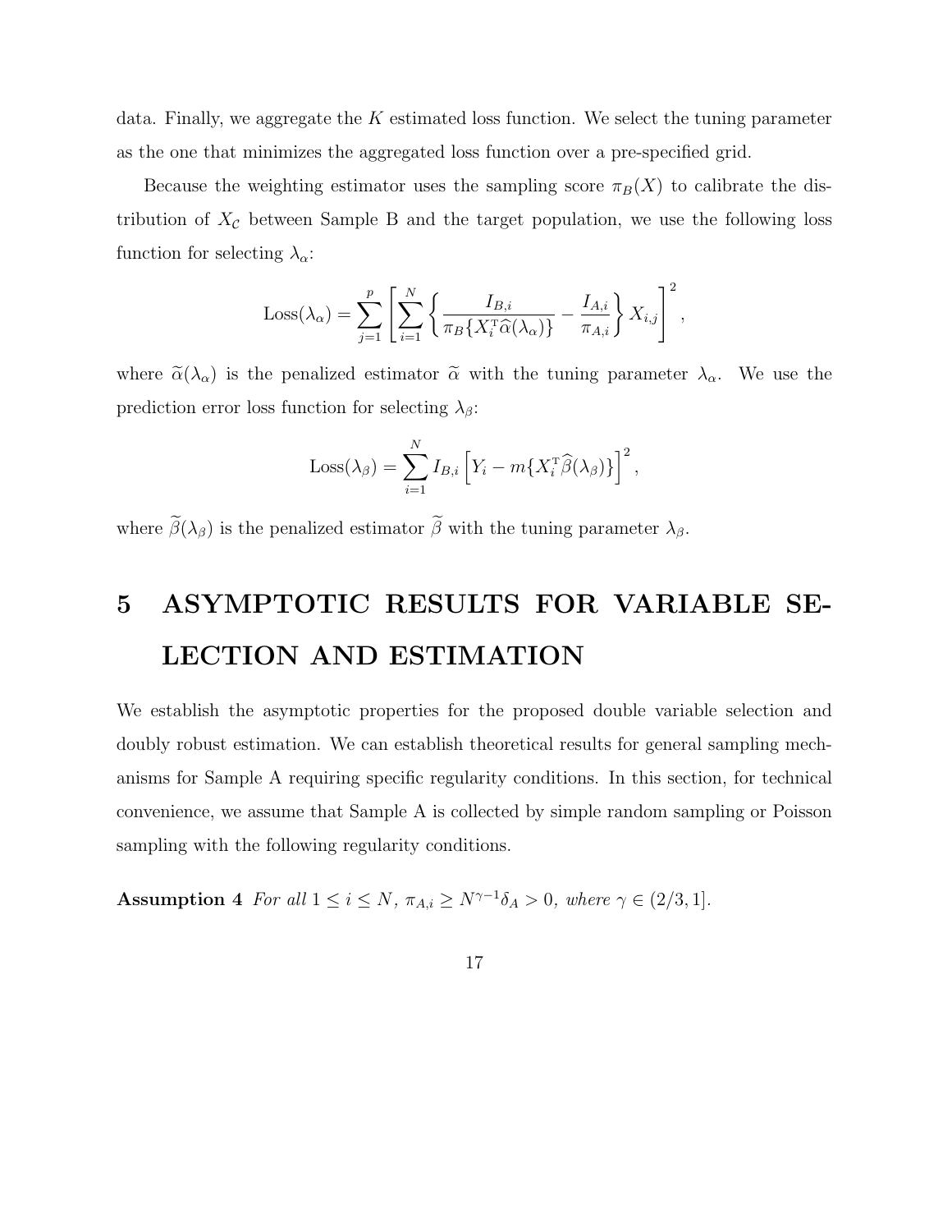data. Finally, we aggregate the $K$ estimated loss function. We select the tuning parameter as the one that minimizes the aggregated loss function over a pre-specified grid.

Because the weighting estimator uses the sampling score $\pi_B(X)$ to calibrate the distribution of $X_{\mathcal{C}}$ between Sample B and the target population, we use the following loss function for selecting $\lambda_\alpha$:

$$\text{Loss}(\lambda_\alpha) = \sum_{j=1}^{p} \left[ \sum_{i=1}^{N} \left\{ \frac{I_{B,i}}{\pi_B\{X_i^{\mathrm{T}} \widehat{\alpha}(\lambda_\alpha)\}} - \frac{I_{A,i}}{\pi_{A,i}} \right\} X_{i,j} \right]^2,$$

where $\widetilde{\alpha}(\lambda_\alpha)$ is the penalized estimator $\widetilde{\alpha}$ with the tuning parameter $\lambda_\alpha$. We use the prediction error loss function for selecting $\lambda_\beta$:

$$\text{Loss}(\lambda_\beta) = \sum_{i=1}^{N} I_{B,i} \left[ Y_i - m\{X_i^{\mathrm{T}} \widehat{\beta}(\lambda_\beta)\} \right]^2,$$

where $\widetilde{\beta}(\lambda_\beta)$ is the penalized estimator $\widetilde{\beta}$ with the tuning parameter $\lambda_\beta$.

# 5 ASYMPTOTIC RESULTS FOR VARIABLE SELECTION AND ESTIMATION

We establish the asymptotic properties for the proposed double variable selection and doubly robust estimation. We can establish theoretical results for general sampling mechanisms for Sample A requiring specific regularity conditions. In this section, for technical convenience, we assume that Sample A is collected by simple random sampling or Poisson sampling with the following regularity conditions.

**Assumption 4** *For all $1 \leq i \leq N$, $\pi_{A,i} \geq N^{\gamma-1}\delta_A > 0$, where $\gamma \in (2/3, 1]$.*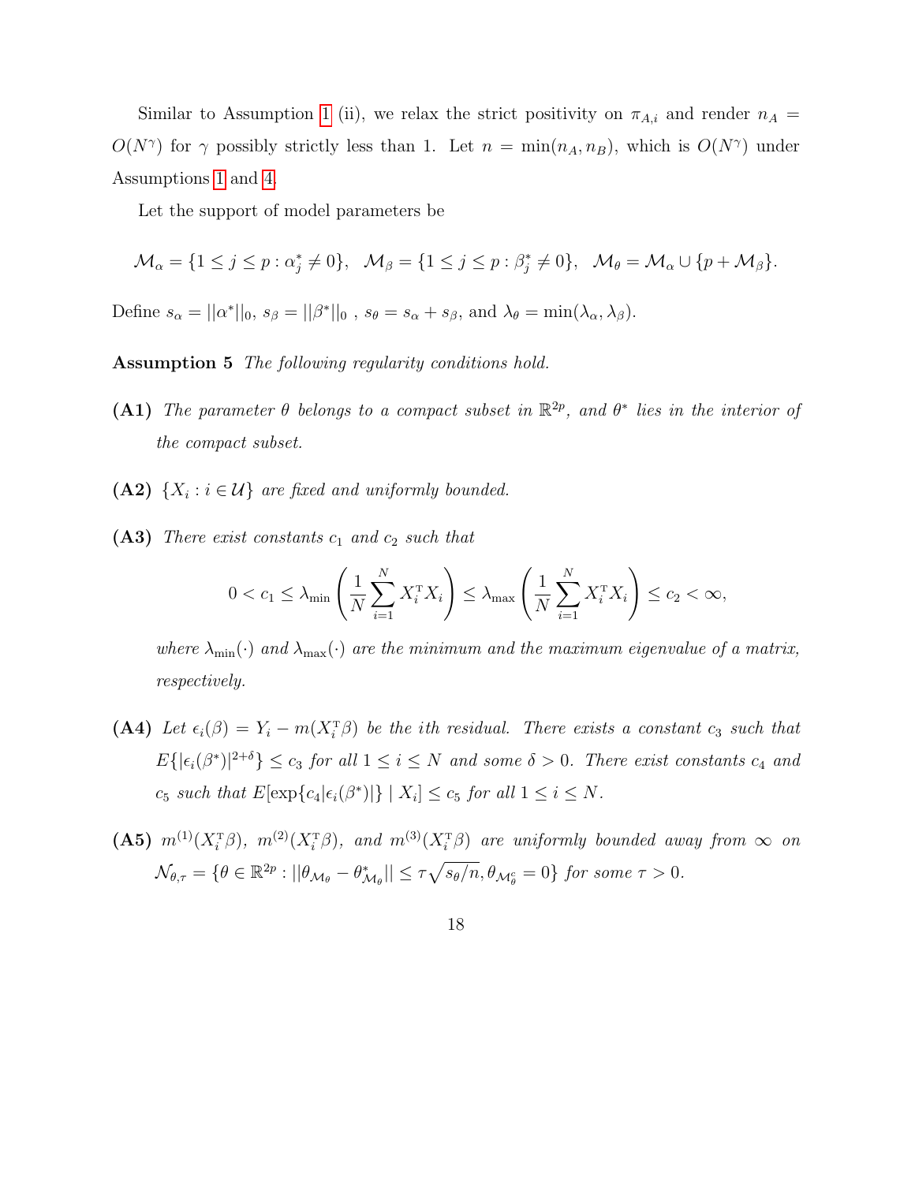Similar to Assumption 1 (ii), we relax the strict positivity on $\pi_{A,i}$ and render $n_A = O(N^\gamma)$ for $\gamma$ possibly strictly less than 1. Let $n = \min(n_A, n_B)$, which is $O(N^\gamma)$ under Assumptions 1 and 4.

Let the support of model parameters be

$$\mathcal{M}_\alpha = \{1 \le j \le p : \alpha_j^* \ne 0\}, \quad \mathcal{M}_\beta = \{1 \le j \le p : \beta_j^* \ne 0\}, \quad \mathcal{M}_\theta = \mathcal{M}_\alpha \cup \{p + \mathcal{M}_\beta\}.$$

Define $s_\alpha = ||\alpha^*||_0$, $s_\beta = ||\beta^*||_0$ , $s_\theta = s_\alpha + s_\beta$, and $\lambda_\theta = \min(\lambda_\alpha, \lambda_\beta)$.

**Assumption 5** *The following regularity conditions hold.*

**(A1)** *The parameter $\theta$ belongs to a compact subset in $\mathbb{R}^{2p}$, and $\theta^*$ lies in the interior of the compact subset.*

**(A2)** *$\{X_i : i \in \mathcal{U}\}$ are fixed and uniformly bounded.*

**(A3)** *There exist constants $c_1$ and $c_2$ such that*

$$0 < c_1 \le \lambda_{\min}\left(\frac{1}{N}\sum_{i=1}^{N} X_i^{\mathrm{T}} X_i\right) \le \lambda_{\max}\left(\frac{1}{N}\sum_{i=1}^{N} X_i^{\mathrm{T}} X_i\right) \le c_2 < \infty,$$

*where $\lambda_{\min}(\cdot)$ and $\lambda_{\max}(\cdot)$ are the minimum and the maximum eigenvalue of a matrix, respectively.*

**(A4)** *Let $\epsilon_i(\beta) = Y_i - m(X_i^{\mathrm{T}}\beta)$ be the ith residual. There exists a constant $c_3$ such that $E\{|\epsilon_i(\beta^*)|^{2+\delta}\} \le c_3$ for all $1 \le i \le N$ and some $\delta > 0$. There exist constants $c_4$ and $c_5$ such that $E[\exp\{c_4|\epsilon_i(\beta^*)|\} \mid X_i] \le c_5$ for all $1 \le i \le N$.*

**(A5)** *$m^{(1)}(X_i^{\mathrm{T}}\beta)$, $m^{(2)}(X_i^{\mathrm{T}}\beta)$, and $m^{(3)}(X_i^{\mathrm{T}}\beta)$ are uniformly bounded away from $\infty$ on $\mathcal{N}_{\theta,\tau} = \{\theta \in \mathbb{R}^{2p} : ||\theta_{\mathcal{M}_\theta} - \theta^*_{\mathcal{M}_\theta}|| \le \tau\sqrt{s_\theta/n}, \theta_{\mathcal{M}_\theta^c} = 0\}$ for some $\tau > 0$.*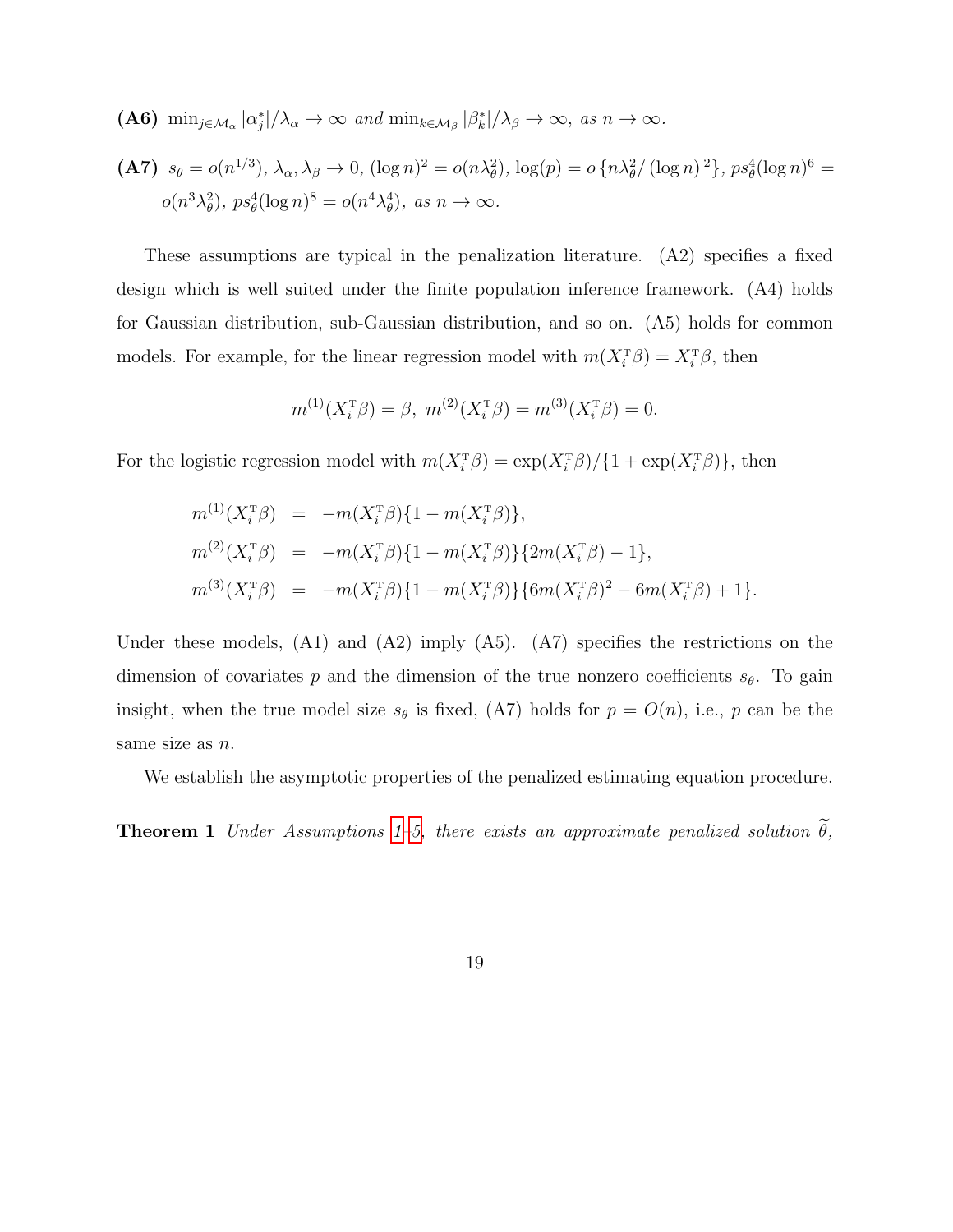**(A6)** $\min_{j\in\mathcal{M}_\alpha} |\alpha_j^*|/\lambda_\alpha \to \infty$ *and* $\min_{k\in\mathcal{M}_\beta} |\beta_k^*|/\lambda_\beta \to \infty$, *as* $n \to \infty$.

**(A7)** $s_\theta = o(n^{1/3})$, $\lambda_\alpha, \lambda_\beta \to 0$, $(\log n)^2 = o(n\lambda_\theta^2)$, $\log(p) = o\left\{n\lambda_\theta^2/\left(\log n\right)^2\right\}$, $ps_\theta^4(\log n)^6 = o(n^3\lambda_\theta^2)$, $ps_\theta^4(\log n)^8 = o(n^4\lambda_\theta^4)$, *as* $n \to \infty$.

These assumptions are typical in the penalization literature. (A2) specifies a fixed design which is well suited under the finite population inference framework. (A4) holds for Gaussian distribution, sub-Gaussian distribution, and so on. (A5) holds for common models. For example, for the linear regression model with $m(X_i^{\mathrm{T}}\beta) = X_i^{\mathrm{T}}\beta$, then

$$m^{(1)}(X_i^{\mathrm{T}}\beta) = \beta,\ m^{(2)}(X_i^{\mathrm{T}}\beta) = m^{(3)}(X_i^{\mathrm{T}}\beta) = 0.$$

For the logistic regression model with $m(X_i^{\mathrm{T}}\beta) = \exp(X_i^{\mathrm{T}}\beta)/\{1 + \exp(X_i^{\mathrm{T}}\beta)\}$, then

$$\begin{aligned}
m^{(1)}(X_i^{\mathrm{T}}\beta) &= -m(X_i^{\mathrm{T}}\beta)\{1 - m(X_i^{\mathrm{T}}\beta)\}, \\
m^{(2)}(X_i^{\mathrm{T}}\beta) &= -m(X_i^{\mathrm{T}}\beta)\{1 - m(X_i^{\mathrm{T}}\beta)\}\{2m(X_i^{\mathrm{T}}\beta) - 1\}, \\
m^{(3)}(X_i^{\mathrm{T}}\beta) &= -m(X_i^{\mathrm{T}}\beta)\{1 - m(X_i^{\mathrm{T}}\beta)\}\{6m(X_i^{\mathrm{T}}\beta)^2 - 6m(X_i^{\mathrm{T}}\beta) + 1\}.
\end{aligned}$$

Under these models, (A1) and (A2) imply (A5). (A7) specifies the restrictions on the dimension of covariates $p$ and the dimension of the true nonzero coefficients $s_\theta$. To gain insight, when the true model size $s_\theta$ is fixed, (A7) holds for $p = O(n)$, i.e., $p$ can be the same size as $n$.

We establish the asymptotic properties of the penalized estimating equation procedure.

**Theorem 1** *Under Assumptions 1–5, there exists an approximate penalized solution* $\widetilde{\theta}$,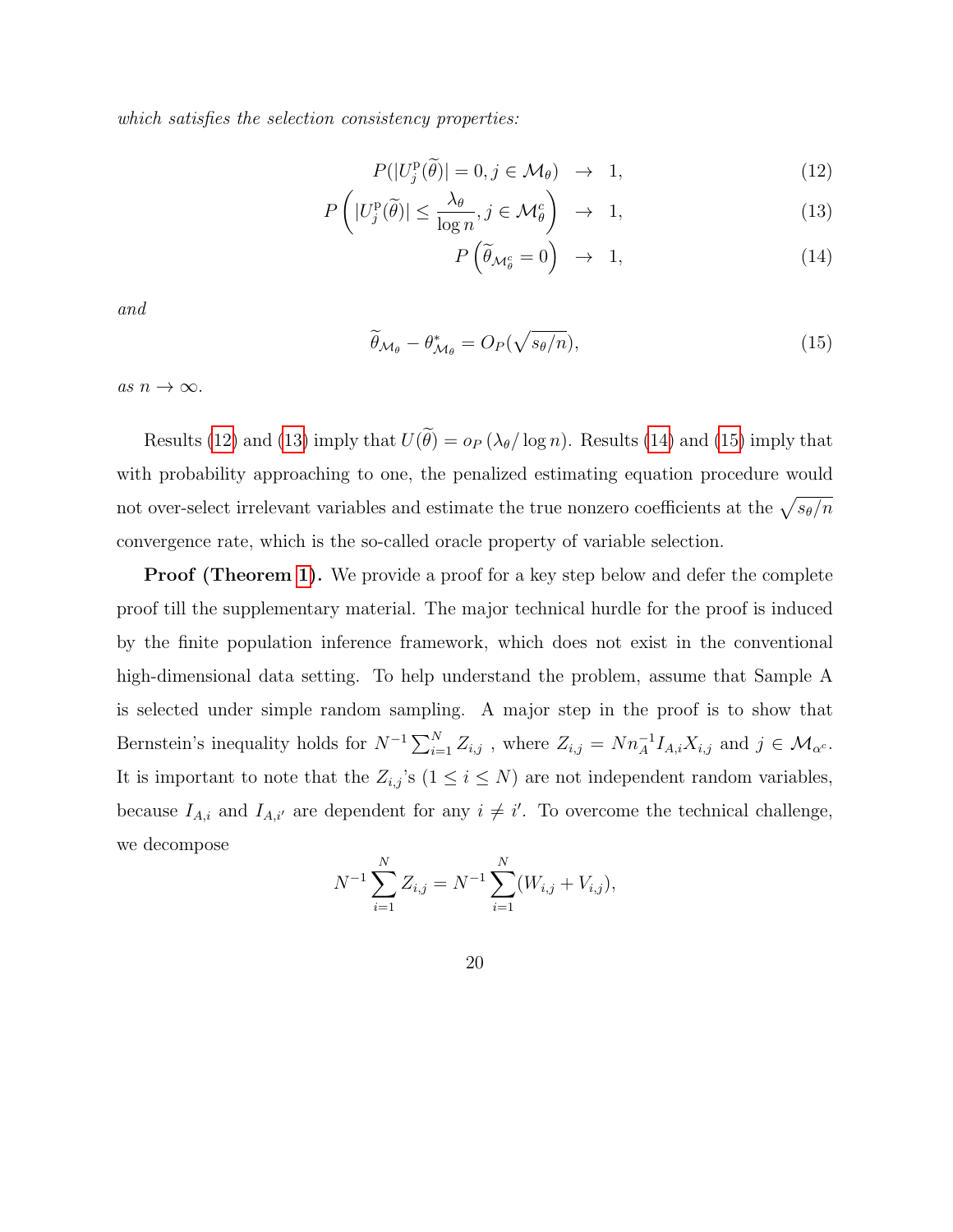*which satisfies the selection consistency properties:*

$$P(|U_j^{\mathrm{p}}(\widetilde{\theta})| = 0, j \in \mathcal{M}_\theta) \;\to\; 1, \tag{12}$$

$$P\left(|U_j^{\mathrm{p}}(\widetilde{\theta})| \leq \frac{\lambda_\theta}{\log n}, j \in \mathcal{M}_\theta^c\right) \;\to\; 1, \tag{13}$$

$$P\left(\widetilde{\theta}_{\mathcal{M}_\theta^c} = 0\right) \;\to\; 1, \tag{14}$$

*and*

$$\widetilde{\theta}_{\mathcal{M}_\theta} - \theta^*_{\mathcal{M}_\theta} = O_P(\sqrt{s_\theta/n}), \tag{15}$$

*as* $n \to \infty$.

Results (12) and (13) imply that $U(\widetilde{\theta}) = o_P\left(\lambda_\theta/\log n\right)$. Results (14) and (15) imply that with probability approaching to one, the penalized estimating equation procedure would not over-select irrelevant variables and estimate the true nonzero coefficients at the $\sqrt{s_\theta/n}$ convergence rate, which is the so-called oracle property of variable selection.

**Proof (Theorem 1).** We provide a proof for a key step below and defer the complete proof till the supplementary material. The major technical hurdle for the proof is induced by the finite population inference framework, which does not exist in the conventional high-dimensional data setting. To help understand the problem, assume that Sample A is selected under simple random sampling. A major step in the proof is to show that Bernstein's inequality holds for $N^{-1}\sum_{i=1}^{N} Z_{i,j}$ , where $Z_{i,j} = Nn_A^{-1}I_{A,i}X_{i,j}$ and $j \in \mathcal{M}_{\alpha^c}$. It is important to note that the $Z_{i,j}$'s ($1 \leq i \leq N$) are not independent random variables, because $I_{A,i}$ and $I_{A,i'}$ are dependent for any $i \neq i'$. To overcome the technical challenge, we decompose

$$N^{-1}\sum_{i=1}^{N} Z_{i,j} = N^{-1}\sum_{i=1}^{N}(W_{i,j} + V_{i,j}),$$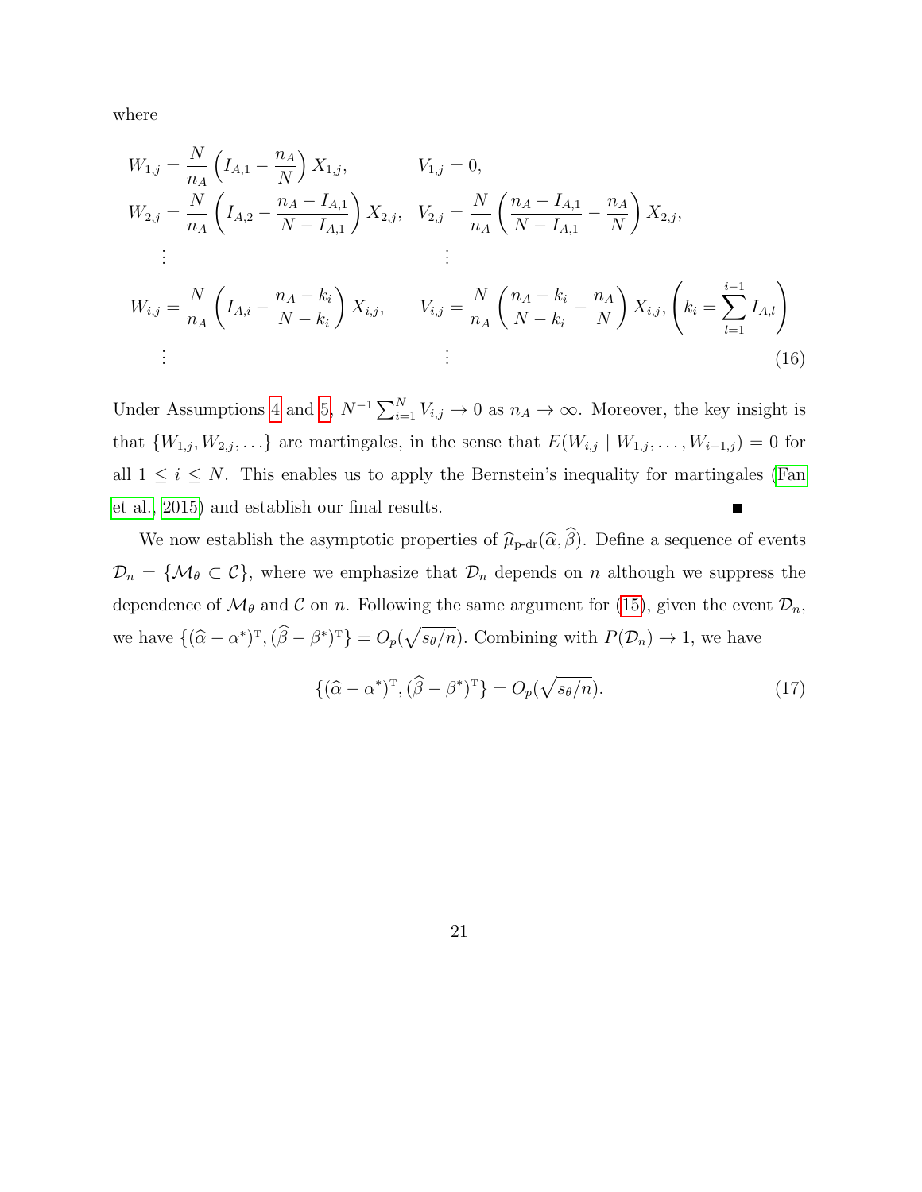where

$$
\begin{aligned}
W_{1,j} &= \frac{N}{n_A}\left(I_{A,1} - \frac{n_A}{N}\right) X_{1,j}, & V_{1,j} &= 0, \\
W_{2,j} &= \frac{N}{n_A}\left(I_{A,2} - \frac{n_A - I_{A,1}}{N - I_{A,1}}\right) X_{2,j}, & V_{2,j} &= \frac{N}{n_A}\left(\frac{n_A - I_{A,1}}{N - I_{A,1}} - \frac{n_A}{N}\right) X_{2,j}, \\
&\vdots & &\vdots \\
W_{i,j} &= \frac{N}{n_A}\left(I_{A,i} - \frac{n_A - k_i}{N - k_i}\right) X_{i,j}, & V_{i,j} &= \frac{N}{n_A}\left(\frac{n_A - k_i}{N - k_i} - \frac{n_A}{N}\right) X_{i,j}, \left(k_i = \sum_{l=1}^{i-1} I_{A,l}\right) \\
&\vdots & &\vdots
\end{aligned} \tag{16}
$$

Under Assumptions 4 and 5, $N^{-1}\sum_{i=1}^{N} V_{i,j} \to 0$ as $n_A \to \infty$. Moreover, the key insight is that $\{W_{1,j}, W_{2,j}, \ldots\}$ are martingales, in the sense that $E(W_{i,j} \mid W_{1,j}, \ldots, W_{i-1,j}) = 0$ for all $1 \leq i \leq N$. This enables us to apply the Bernstein's inequality for martingales (Fan et al., 2015) and establish our final results. ■

We now establish the asymptotic properties of $\widehat{\mu}_{\text{p-dr}}(\widehat{\alpha}, \widehat{\beta})$. Define a sequence of events $\mathcal{D}_n = \{\mathcal{M}_\theta \subset \mathcal{C}\}$, where we emphasize that $\mathcal{D}_n$ depends on $n$ although we suppress the dependence of $\mathcal{M}_\theta$ and $\mathcal{C}$ on $n$. Following the same argument for (15), given the event $\mathcal{D}_n$, we have $\{(\widehat{\alpha} - \alpha^*)^{\mathrm{T}}, (\widehat{\beta} - \beta^*)^{\mathrm{T}}\} = O_p(\sqrt{s_\theta/n})$. Combining with $P(\mathcal{D}_n) \to 1$, we have

$$
\{(\widehat{\alpha} - \alpha^*)^{\mathrm{T}}, (\widehat{\beta} - \beta^*)^{\mathrm{T}}\} = O_p(\sqrt{s_\theta/n}). \tag{17}
$$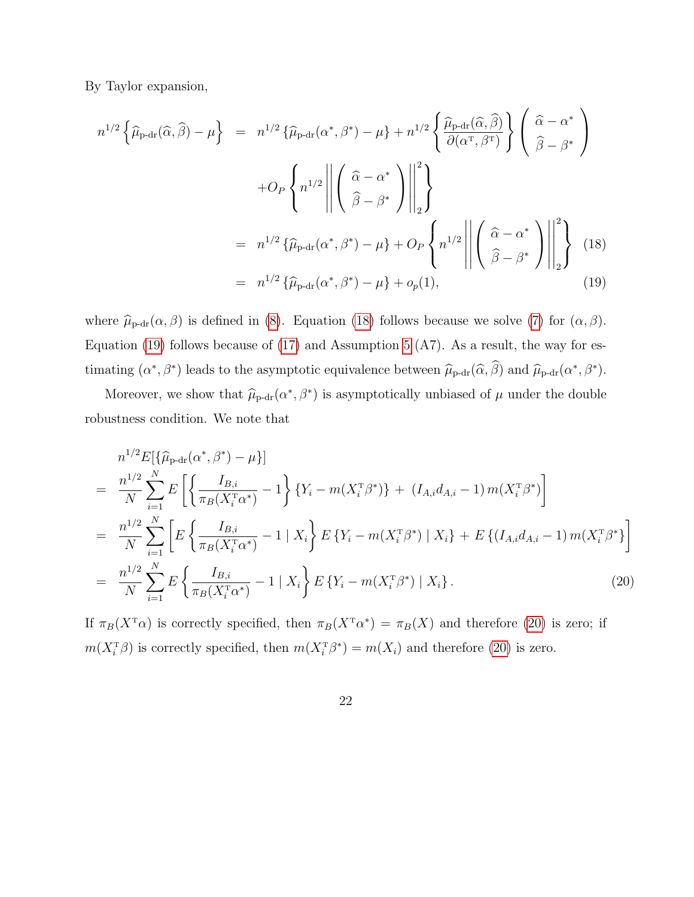By Taylor expansion,

$$
\begin{aligned}
n^{1/2}\left\{\widehat{\mu}_{\text{p-dr}}(\widehat{\alpha},\widehat{\beta})-\mu\right\} &= n^{1/2}\left\{\widehat{\mu}_{\text{p-dr}}(\alpha^*,\beta^*)-\mu\right\}+n^{1/2}\left\{\frac{\widehat{\mu}_{\text{p-dr}}(\widehat{\alpha},\widehat{\beta})}{\partial(\alpha^{\mathrm{T}},\beta^{\mathrm{T}})}\right\}\begin{pmatrix}\widehat{\alpha}-\alpha^*\\ \widehat{\beta}-\beta^*\end{pmatrix} \\
&\quad + O_P\left\{n^{1/2}\left\|\begin{pmatrix}\widehat{\alpha}-\alpha^*\\ \widehat{\beta}-\beta^*\end{pmatrix}\right\|_2^2\right\} \\
&= n^{1/2}\left\{\widehat{\mu}_{\text{p-dr}}(\alpha^*,\beta^*)-\mu\right\}+O_P\left\{n^{1/2}\left\|\begin{pmatrix}\widehat{\alpha}-\alpha^*\\ \widehat{\beta}-\beta^*\end{pmatrix}\right\|_2^2\right\} \qquad (18) \\
&= n^{1/2}\left\{\widehat{\mu}_{\text{p-dr}}(\alpha^*,\beta^*)-\mu\right\}+o_p(1), \qquad (19)
\end{aligned}
$$

where $\widehat{\mu}_{\text{p-dr}}(\alpha,\beta)$ is defined in (8). Equation (18) follows because we solve (7) for $(\alpha,\beta)$. Equation (19) follows because of (17) and Assumption 5 (A7). As a result, the way for estimating $(\alpha^*,\beta^*)$ leads to the asymptotic equivalence between $\widehat{\mu}_{\text{p-dr}}(\widehat{\alpha},\widehat{\beta})$ and $\widehat{\mu}_{\text{p-dr}}(\alpha^*,\beta^*)$.

Moreover, we show that $\widehat{\mu}_{\text{p-dr}}(\alpha^*,\beta^*)$ is asymptotically unbiased of $\mu$ under the double robustness condition. We note that

$$
\begin{aligned}
& n^{1/2}E[\{\widehat{\mu}_{\text{p-dr}}(\alpha^*,\beta^*)-\mu\}] \\
=\ & \frac{n^{1/2}}{N}\sum_{i=1}^{N}E\left[\left\{\frac{I_{B,i}}{\pi_B(X_i^{\mathrm{T}}\alpha^*)}-1\right\}\{Y_i-m(X_i^{\mathrm{T}}\beta^*)\}+\ (I_{A,i}d_{A,i}-1)\,m(X_i^{\mathrm{T}}\beta^*)\right] \\
=\ & \frac{n^{1/2}}{N}\sum_{i=1}^{N}\left[E\left\{\frac{I_{B,i}}{\pi_B(X_i^{\mathrm{T}}\alpha^*)}-1\mid X_i\right\}E\left\{Y_i-m(X_i^{\mathrm{T}}\beta^*)\mid X_i\right\}+E\left\{(I_{A,i}d_{A,i}-1)\,m(X_i^{\mathrm{T}}\beta^*\right\}\right] \\
=\ & \frac{n^{1/2}}{N}\sum_{i=1}^{N}E\left\{\frac{I_{B,i}}{\pi_B(X_i^{\mathrm{T}}\alpha^*)}-1\mid X_i\right\}E\left\{Y_i-m(X_i^{\mathrm{T}}\beta^*)\mid X_i\right\}. \qquad (20)
\end{aligned}
$$

If $\pi_B(X^{\mathrm{T}}\alpha)$ is correctly specified, then $\pi_B(X^{\mathrm{T}}\alpha^*)=\pi_B(X)$ and therefore (20) is zero; if $m(X_i^{\mathrm{T}}\beta)$ is correctly specified, then $m(X_i^{\mathrm{T}}\beta^*)=m(X_i)$ and therefore (20) is zero.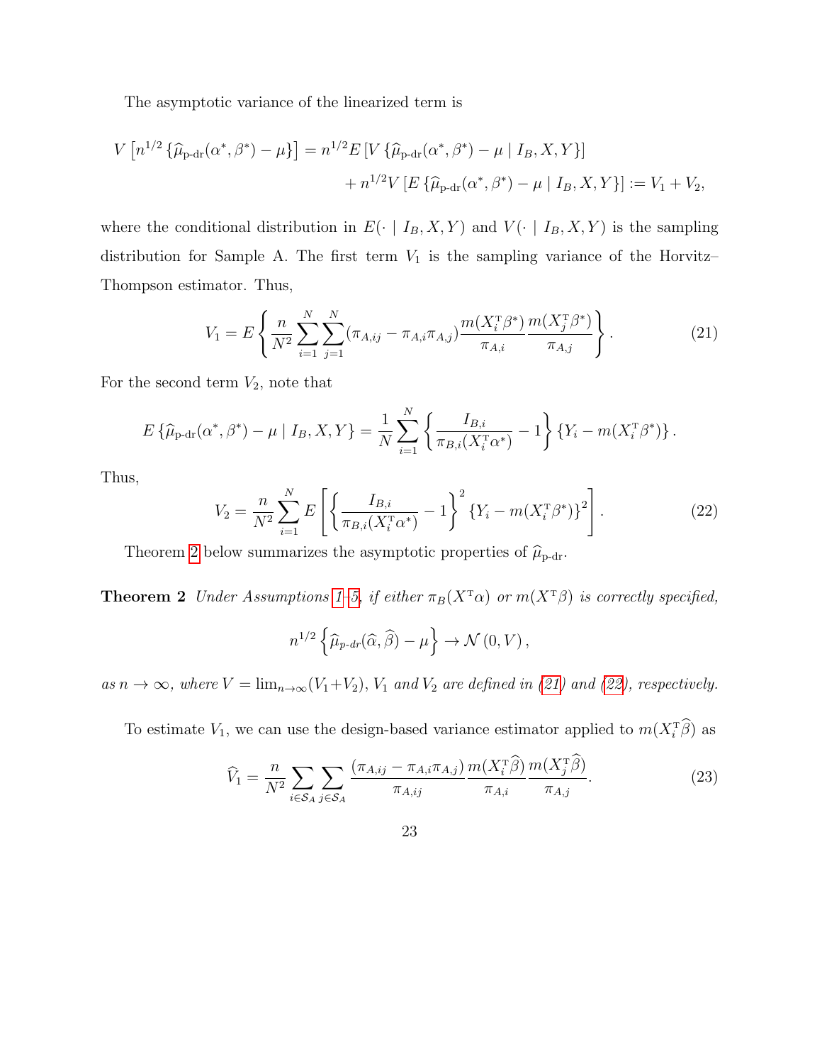The asymptotic variance of the linearized term is

$$
\begin{aligned}
V\left[n^{1/2}\left\{\widehat{\mu}_{\text{p-dr}}(\alpha^*,\beta^*)-\mu\right\}\right] &= n^{1/2}E\left[V\left\{\widehat{\mu}_{\text{p-dr}}(\alpha^*,\beta^*)-\mu \mid I_B,X,Y\right\}\right] \\
&\quad + n^{1/2}V\left[E\left\{\widehat{\mu}_{\text{p-dr}}(\alpha^*,\beta^*)-\mu \mid I_B,X,Y\right\}\right] := V_1+V_2,
\end{aligned}
$$

where the conditional distribution in $E(\cdot \mid I_B,X,Y)$ and $V(\cdot \mid I_B,X,Y)$ is the sampling distribution for Sample A. The first term $V_1$ is the sampling variance of the Horvitz–Thompson estimator. Thus,

$$
V_1 = E\left\{\frac{n}{N^2}\sum_{i=1}^{N}\sum_{j=1}^{N}(\pi_{A,ij}-\pi_{A,i}\pi_{A,j})\frac{m(X_i^{\mathrm{T}}\beta^*)}{\pi_{A,i}}\frac{m(X_j^{\mathrm{T}}\beta^*)}{\pi_{A,j}}\right\}. \tag{21}
$$

For the second term $V_2$, note that

$$
E\left\{\widehat{\mu}_{\text{p-dr}}(\alpha^*,\beta^*)-\mu \mid I_B,X,Y\right\} = \frac{1}{N}\sum_{i=1}^{N}\left\{\frac{I_{B,i}}{\pi_{B,i}(X_i^{\mathrm{T}}\alpha^*)}-1\right\}\left\{Y_i-m(X_i^{\mathrm{T}}\beta^*)\right\}.
$$

Thus,

$$
V_2 = \frac{n}{N^2}\sum_{i=1}^{N}E\left[\left\{\frac{I_{B,i}}{\pi_{B,i}(X_i^{\mathrm{T}}\alpha^*)}-1\right\}^2\left\{Y_i-m(X_i^{\mathrm{T}}\beta^*)\right\}^2\right]. \tag{22}
$$

Theorem 2 below summarizes the asymptotic properties of $\widehat{\mu}_{\text{p-dr}}$.

**Theorem 2** *Under Assumptions 1–5, if either $\pi_B(X^{\mathrm{T}}\alpha)$ or $m(X^{\mathrm{T}}\beta)$ is correctly specified,*

$$
n^{1/2}\left\{\widehat{\mu}_{p\text{-}dr}(\widehat{\alpha},\widehat{\beta})-\mu\right\} \to \mathcal{N}\left(0,V\right),
$$

*as $n\to\infty$, where $V=\lim_{n\to\infty}(V_1+V_2)$, $V_1$ and $V_2$ are defined in (21) and (22), respectively.*

To estimate $V_1$, we can use the design-based variance estimator applied to $m(X_i^{\mathrm{T}}\widehat{\beta})$ as

$$
\widehat{V}_1 = \frac{n}{N^2}\sum_{i\in\mathcal{S}_A}\sum_{j\in\mathcal{S}_A}\frac{(\pi_{A,ij}-\pi_{A,i}\pi_{A,j})}{\pi_{A,ij}}\frac{m(X_i^{\mathrm{T}}\widehat{\beta})}{\pi_{A,i}}\frac{m(X_j^{\mathrm{T}}\widehat{\beta})}{\pi_{A,j}}. \tag{23}
$$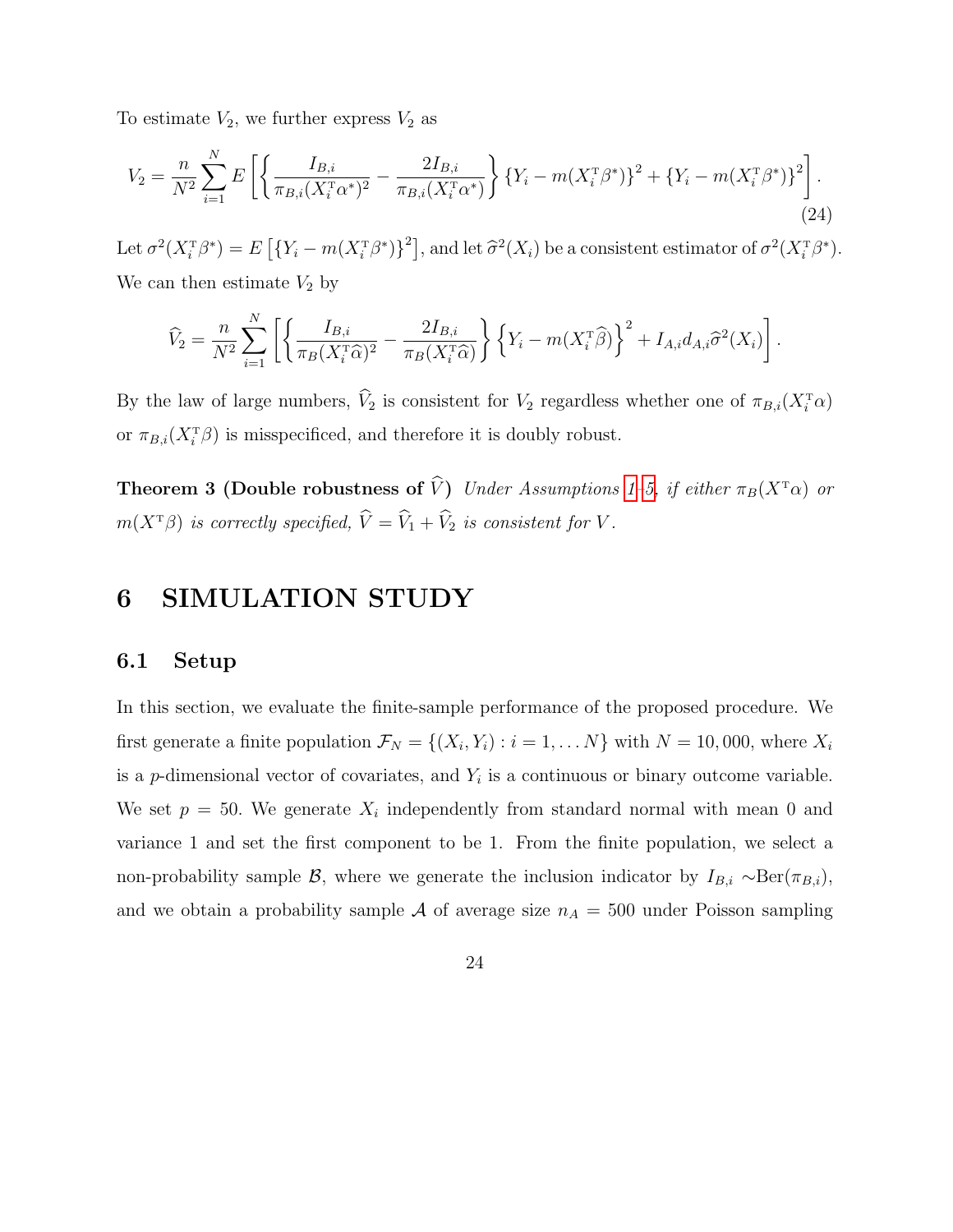To estimate $V_2$, we further express $V_2$ as

$$V_2 = \frac{n}{N^2} \sum_{i=1}^{N} E\left[ \left\{ \frac{I_{B,i}}{\pi_{B,i}(X_i^{\mathrm{T}}\alpha^*)^2} - \frac{2I_{B,i}}{\pi_{B,i}(X_i^{\mathrm{T}}\alpha^*)} \right\} \{Y_i - m(X_i^{\mathrm{T}}\beta^*)\}^2 + \{Y_i - m(X_i^{\mathrm{T}}\beta^*)\}^2 \right]. \tag{24}$$

Let $\sigma^2(X_i^{\mathrm{T}}\beta^*) = E\left[\{Y_i - m(X_i^{\mathrm{T}}\beta^*)\}^2\right]$, and let $\widehat{\sigma}^2(X_i)$ be a consistent estimator of $\sigma^2(X_i^{\mathrm{T}}\beta^*)$. We can then estimate $V_2$ by

$$\widehat{V}_2 = \frac{n}{N^2} \sum_{i=1}^{N} \left[ \left\{ \frac{I_{B,i}}{\pi_B(X_i^{\mathrm{T}}\widehat{\alpha})^2} - \frac{2I_{B,i}}{\pi_B(X_i^{\mathrm{T}}\widehat{\alpha})} \right\} \left\{ Y_i - m(X_i^{\mathrm{T}}\widehat{\beta}) \right\}^2 + I_{A,i} d_{A,i} \widehat{\sigma}^2(X_i) \right].$$

By the law of large numbers, $\widehat{V}_2$ is consistent for $V_2$ regardless whether one of $\pi_{B,i}(X_i^{\mathrm{T}}\alpha)$ or $\pi_{B,i}(X_i^{\mathrm{T}}\beta)$ is misspecificed, and therefore it is doubly robust.

**Theorem 3 (Double robustness of $\widehat{V}$)** *Under Assumptions 1–5, if either $\pi_B(X^{\mathrm{T}}\alpha)$ or $m(X^{\mathrm{T}}\beta)$ is correctly specified, $\widehat{V} = \widehat{V}_1 + \widehat{V}_2$ is consistent for $V$.*

# 6 SIMULATION STUDY

## 6.1 Setup

In this section, we evaluate the finite-sample performance of the proposed procedure. We first generate a finite population $\mathcal{F}_N = \{(X_i, Y_i) : i = 1, \ldots N\}$ with $N = 10,000$, where $X_i$ is a $p$-dimensional vector of covariates, and $Y_i$ is a continuous or binary outcome variable. We set $p = 50$. We generate $X_i$ independently from standard normal with mean 0 and variance 1 and set the first component to be 1. From the finite population, we select a non-probability sample $\mathcal{B}$, where we generate the inclusion indicator by $I_{B,i} \sim \mathrm{Ber}(\pi_{B,i})$, and we obtain a probability sample $\mathcal{A}$ of average size $n_A = 500$ under Poisson sampling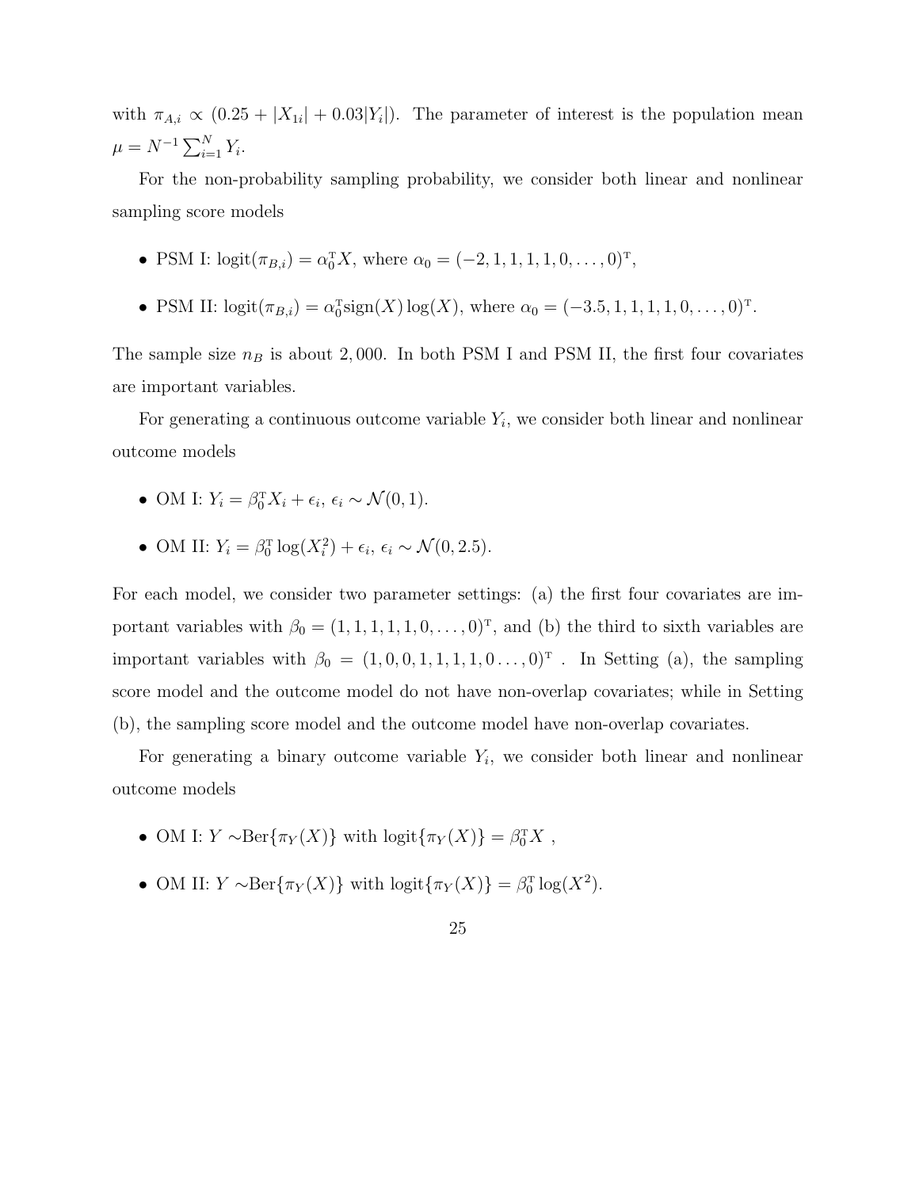with $\pi_{A,i} \propto (0.25 + |X_{1i}| + 0.03|Y_i|)$. The parameter of interest is the population mean $\mu = N^{-1}\sum_{i=1}^{N} Y_i$.

For the non-probability sampling probability, we consider both linear and nonlinear sampling score models

- PSM I: $\text{logit}(\pi_{B,i}) = \alpha_0^{\mathrm{T}} X$, where $\alpha_0 = (-2, 1, 1, 1, 1, 0, \ldots, 0)^{\mathrm{T}}$,
- PSM II: $\text{logit}(\pi_{B,i}) = \alpha_0^{\mathrm{T}} \text{sign}(X)\log(X)$, where $\alpha_0 = (-3.5, 1, 1, 1, 1, 0, \ldots, 0)^{\mathrm{T}}$.

The sample size $n_B$ is about $2,000$. In both PSM I and PSM II, the first four covariates are important variables.

For generating a continuous outcome variable $Y_i$, we consider both linear and nonlinear outcome models

- OM I: $Y_i = \beta_0^{\mathrm{T}} X_i + \epsilon_i$, $\epsilon_i \sim \mathcal{N}(0, 1)$.
- OM II: $Y_i = \beta_0^{\mathrm{T}} \log(X_i^2) + \epsilon_i$, $\epsilon_i \sim \mathcal{N}(0, 2.5)$.

For each model, we consider two parameter settings: (a) the first four covariates are important variables with $\beta_0 = (1, 1, 1, 1, 1, 0, \ldots, 0)^{\mathrm{T}}$, and (b) the third to sixth variables are important variables with $\beta_0 = (1, 0, 0, 1, 1, 1, 1, 0 \ldots, 0)^{\mathrm{T}}$ . In Setting (a), the sampling score model and the outcome model do not have non-overlap covariates; while in Setting (b), the sampling score model and the outcome model have non-overlap covariates.

For generating a binary outcome variable $Y_i$, we consider both linear and nonlinear outcome models

- OM I: $Y \sim \text{Ber}\{\pi_Y(X)\}$ with $\text{logit}\{\pi_Y(X)\} = \beta_0^{\mathrm{T}} X$ ,
- OM II: $Y \sim \text{Ber}\{\pi_Y(X)\}$ with $\text{logit}\{\pi_Y(X)\} = \beta_0^{\mathrm{T}} \log(X^2)$.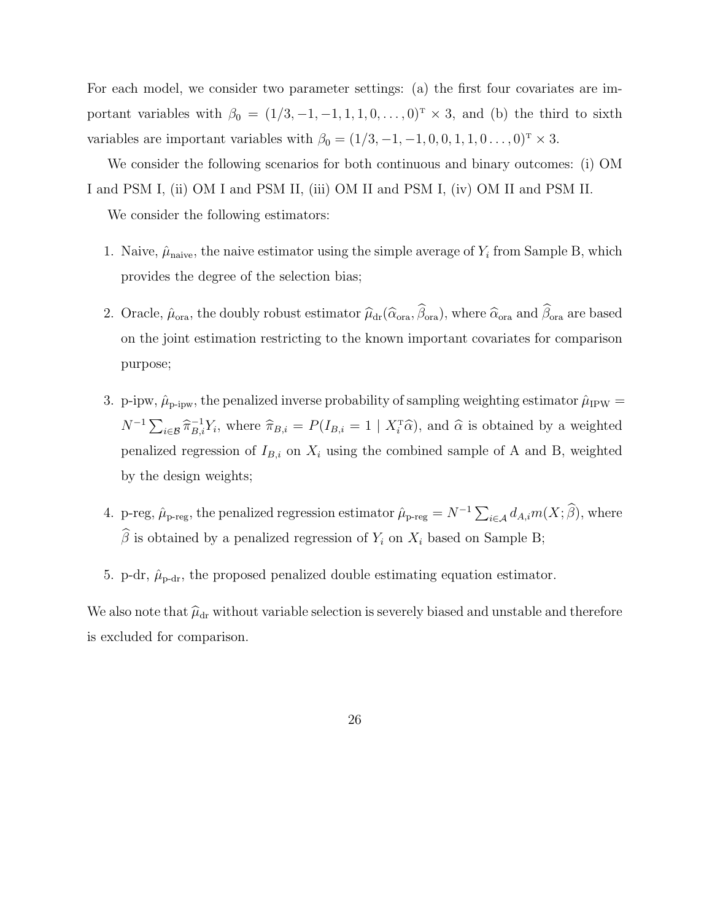For each model, we consider two parameter settings: (a) the first four covariates are important variables with $\beta_0 = (1/3, -1, -1, 1, 1, 0, \ldots, 0)^{\mathrm{T}} \times 3$, and (b) the third to sixth variables are important variables with $\beta_0 = (1/3, -1, -1, 0, 0, 1, 1, 0 \ldots, 0)^{\mathrm{T}} \times 3$.

We consider the following scenarios for both continuous and binary outcomes: (i) OM I and PSM I, (ii) OM I and PSM II, (iii) OM II and PSM I, (iv) OM II and PSM II.

We consider the following estimators:

1. Naive, $\hat{\mu}_{\text{naive}}$, the naive estimator using the simple average of $Y_i$ from Sample B, which provides the degree of the selection bias;

2. Oracle, $\hat{\mu}_{\text{ora}}$, the doubly robust estimator $\widehat{\mu}_{\text{dr}}(\widehat{\alpha}_{\text{ora}}, \widehat{\beta}_{\text{ora}})$, where $\widehat{\alpha}_{\text{ora}}$ and $\widehat{\beta}_{\text{ora}}$ are based on the joint estimation restricting to the known important covariates for comparison purpose;

3. p-ipw, $\hat{\mu}_{\text{p-ipw}}$, the penalized inverse probability of sampling weighting estimator $\hat{\mu}_{\text{IPW}} = N^{-1} \sum_{i \in \mathcal{B}} \widehat{\pi}_{B,i}^{-1} Y_i$, where $\widehat{\pi}_{B,i} = P(I_{B,i} = 1 \mid X_i^{\mathrm{T}} \widehat{\alpha})$, and $\widehat{\alpha}$ is obtained by a weighted penalized regression of $I_{B,i}$ on $X_i$ using the combined sample of A and B, weighted by the design weights;

4. p-reg, $\hat{\mu}_{\text{p-reg}}$, the penalized regression estimator $\hat{\mu}_{\text{p-reg}} = N^{-1} \sum_{i \in \mathcal{A}} d_{A,i} m(X; \widehat{\beta})$, where $\widehat{\beta}$ is obtained by a penalized regression of $Y_i$ on $X_i$ based on Sample B;

5. p-dr, $\hat{\mu}_{\text{p-dr}}$, the proposed penalized double estimating equation estimator.

We also note that $\widehat{\mu}_{\text{dr}}$ without variable selection is severely biased and unstable and therefore is excluded for comparison.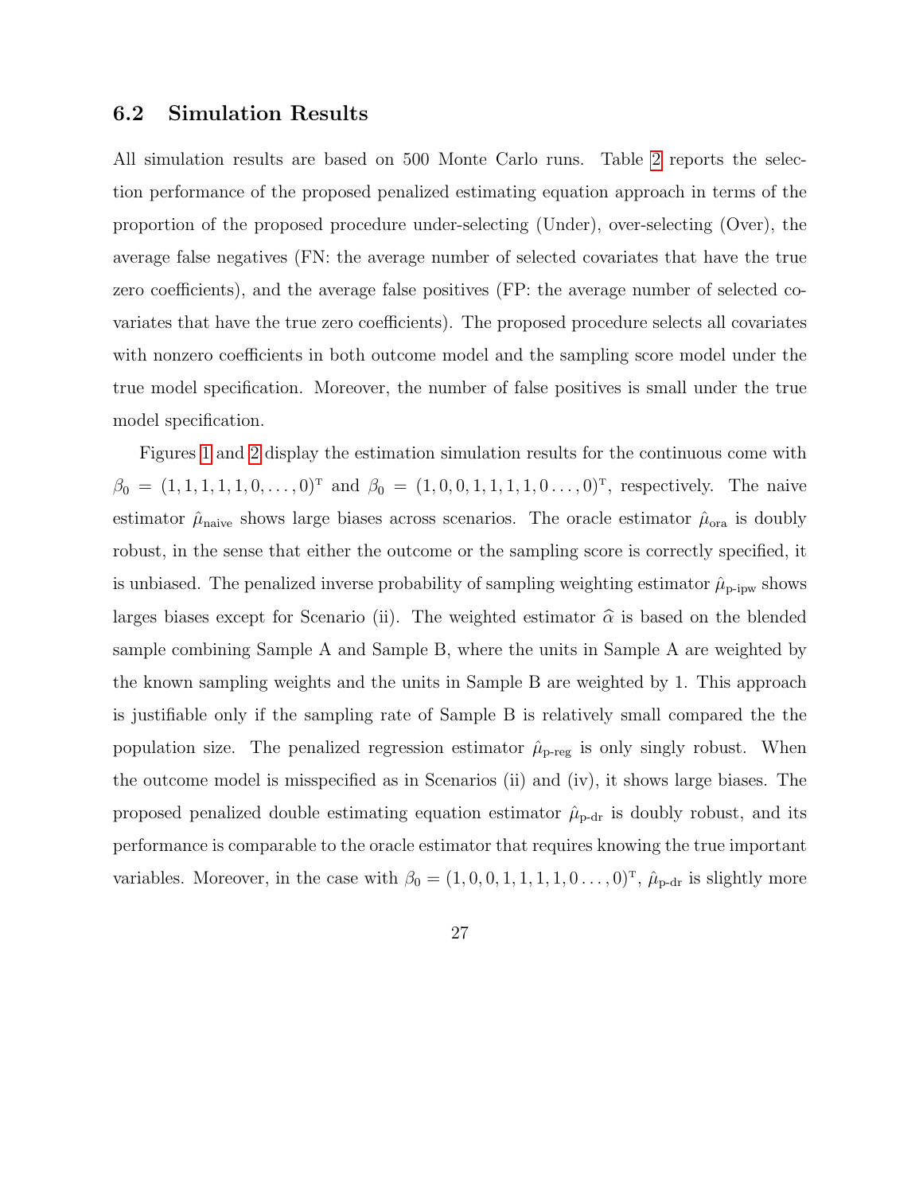## 6.2 Simulation Results

All simulation results are based on 500 Monte Carlo runs. Table 2 reports the selection performance of the proposed penalized estimating equation approach in terms of the proportion of the proposed procedure under-selecting (Under), over-selecting (Over), the average false negatives (FN: the average number of selected covariates that have the true zero coefficients), and the average false positives (FP: the average number of selected covariates that have the true zero coefficients). The proposed procedure selects all covariates with nonzero coefficients in both outcome model and the sampling score model under the true model specification. Moreover, the number of false positives is small under the true model specification.

Figures 1 and 2 display the estimation simulation results for the continuous come with $\beta_0 = (1, 1, 1, 1, 1, 0, \ldots, 0)^{\mathrm{T}}$ and $\beta_0 = (1, 0, 0, 1, 1, 1, 1, 0 \ldots, 0)^{\mathrm{T}}$, respectively. The naive estimator $\hat{\mu}_{\text{naive}}$ shows large biases across scenarios. The oracle estimator $\hat{\mu}_{\text{ora}}$ is doubly robust, in the sense that either the outcome or the sampling score is correctly specified, it is unbiased. The penalized inverse probability of sampling weighting estimator $\hat{\mu}_{\text{p-ipw}}$ shows larges biases except for Scenario (ii). The weighted estimator $\widehat{\alpha}$ is based on the blended sample combining Sample A and Sample B, where the units in Sample A are weighted by the known sampling weights and the units in Sample B are weighted by 1. This approach is justifiable only if the sampling rate of Sample B is relatively small compared the the population size. The penalized regression estimator $\hat{\mu}_{\text{p-reg}}$ is only singly robust. When the outcome model is misspecified as in Scenarios (ii) and (iv), it shows large biases. The proposed penalized double estimating equation estimator $\hat{\mu}_{\text{p-dr}}$ is doubly robust, and its performance is comparable to the oracle estimator that requires knowing the true important variables. Moreover, in the case with $\beta_0 = (1, 0, 0, 1, 1, 1, 1, 0 \ldots, 0)^{\mathrm{T}}$, $\hat{\mu}_{\text{p-dr}}$ is slightly more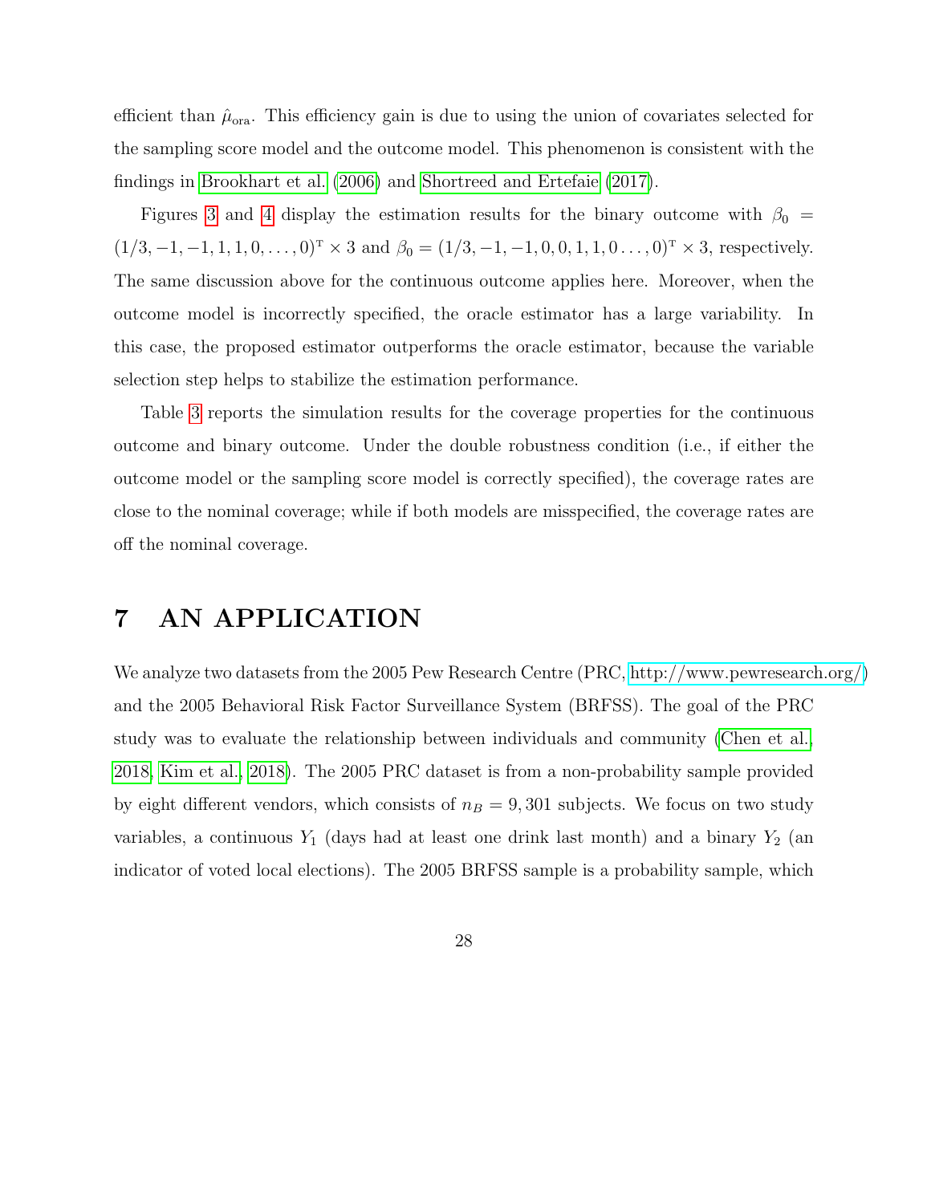efficient than $\hat{\mu}_{\mathrm{ora}}$. This efficiency gain is due to using the union of covariates selected for the sampling score model and the outcome model. This phenomenon is consistent with the findings in Brookhart et al. (2006) and Shortreed and Ertefaie (2017).

Figures 3 and 4 display the estimation results for the binary outcome with $\beta_0 = (1/3, -1, -1, 1, 1, 0, \ldots, 0)^{\mathrm{T}} \times 3$ and $\beta_0 = (1/3, -1, -1, 0, 0, 1, 1, 0 \ldots, 0)^{\mathrm{T}} \times 3$, respectively. The same discussion above for the continuous outcome applies here. Moreover, when the outcome model is incorrectly specified, the oracle estimator has a large variability. In this case, the proposed estimator outperforms the oracle estimator, because the variable selection step helps to stabilize the estimation performance.

Table 3 reports the simulation results for the coverage properties for the continuous outcome and binary outcome. Under the double robustness condition (i.e., if either the outcome model or the sampling score model is correctly specified), the coverage rates are close to the nominal coverage; while if both models are misspecified, the coverage rates are off the nominal coverage.

# 7 AN APPLICATION

We analyze two datasets from the 2005 Pew Research Centre (PRC, http://www.pewresearch.org/) and the 2005 Behavioral Risk Factor Surveillance System (BRFSS). The goal of the PRC study was to evaluate the relationship between individuals and community (Chen et al., 2018, Kim et al., 2018). The 2005 PRC dataset is from a non-probability sample provided by eight different vendors, which consists of $n_B = 9,301$ subjects. We focus on two study variables, a continuous $Y_1$ (days had at least one drink last month) and a binary $Y_2$ (an indicator of voted local elections). The 2005 BRFSS sample is a probability sample, which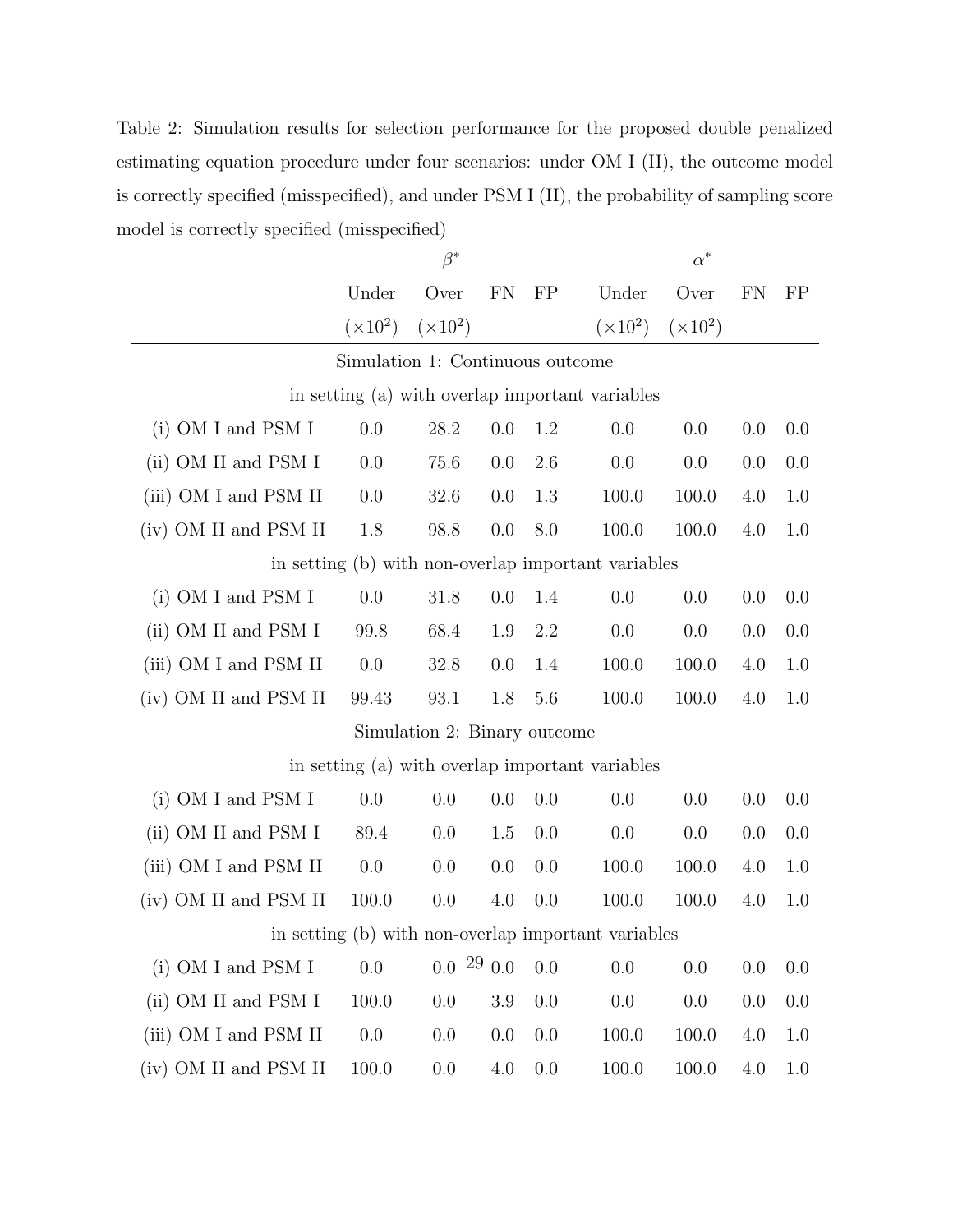Table 2: Simulation results for selection performance for the proposed double penalized estimating equation procedure under four scenarios: under OM I (II), the outcome model is correctly specified (misspecified), and under PSM I (II), the probability of sampling score model is correctly specified (misspecified)

| | $\beta^*$ | | | | $\alpha^*$ | | | |
|---|---|---|---|---|---|---|---|---|
| | Under ($\times 10^2$) | Over ($\times 10^2$) | FN | FP | Under ($\times 10^2$) | Over ($\times 10^2$) | FN | FP |
| **Simulation 1: Continuous outcome** | | | | | | | | |
| in setting (a) with overlap important variables | | | | | | | | |
| (i) OM I and PSM I | 0.0 | 28.2 | 0.0 | 1.2 | 0.0 | 0.0 | 0.0 | 0.0 |
| (ii) OM II and PSM I | 0.0 | 75.6 | 0.0 | 2.6 | 0.0 | 0.0 | 0.0 | 0.0 |
| (iii) OM I and PSM II | 0.0 | 32.6 | 0.0 | 1.3 | 100.0 | 100.0 | 4.0 | 1.0 |
| (iv) OM II and PSM II | 1.8 | 98.8 | 0.0 | 8.0 | 100.0 | 100.0 | 4.0 | 1.0 |
| in setting (b) with non-overlap important variables | | | | | | | | |
| (i) OM I and PSM I | 0.0 | 31.8 | 0.0 | 1.4 | 0.0 | 0.0 | 0.0 | 0.0 |
| (ii) OM II and PSM I | 99.8 | 68.4 | 1.9 | 2.2 | 0.0 | 0.0 | 0.0 | 0.0 |
| (iii) OM I and PSM II | 0.0 | 32.8 | 0.0 | 1.4 | 100.0 | 100.0 | 4.0 | 1.0 |
| (iv) OM II and PSM II | 99.43 | 93.1 | 1.8 | 5.6 | 100.0 | 100.0 | 4.0 | 1.0 |
| **Simulation 2: Binary outcome** | | | | | | | | |
| in setting (a) with overlap important variables | | | | | | | | |
| (i) OM I and PSM I | 0.0 | 0.0 | 0.0 | 0.0 | 0.0 | 0.0 | 0.0 | 0.0 |
| (ii) OM II and PSM I | 89.4 | 0.0 | 1.5 | 0.0 | 0.0 | 0.0 | 0.0 | 0.0 |
| (iii) OM I and PSM II | 0.0 | 0.0 | 0.0 | 0.0 | 100.0 | 100.0 | 4.0 | 1.0 |
| (iv) OM II and PSM II | 100.0 | 0.0 | 4.0 | 0.0 | 100.0 | 100.0 | 4.0 | 1.0 |
| in setting (b) with non-overlap important variables | | | | | | | | |
| (i) OM I and PSM I | 0.0 | 0.0 | 0.0 | 0.0 | 0.0 | 0.0 | 0.0 | 0.0 |
| (ii) OM II and PSM I | 100.0 | 0.0 | 3.9 | 0.0 | 0.0 | 0.0 | 0.0 | 0.0 |
| (iii) OM I and PSM II | 0.0 | 0.0 | 0.0 | 0.0 | 100.0 | 100.0 | 4.0 | 1.0 |
| (iv) OM II and PSM II | 100.0 | 0.0 | 4.0 | 0.0 | 100.0 | 100.0 | 4.0 | 1.0 |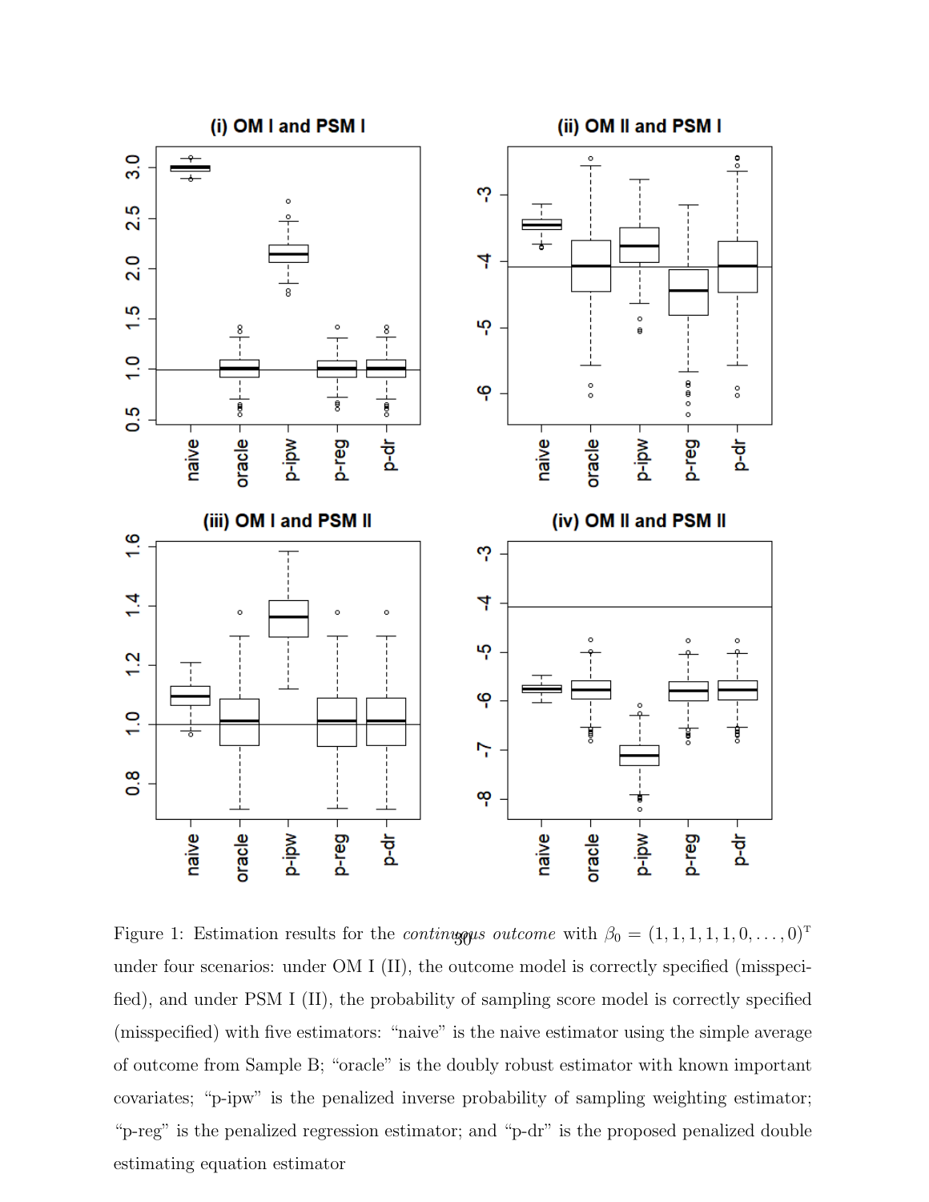Figure 1: Estimation results for the *continuous outcome* with $\beta_0 = (1, 1, 1, 1, 1, 0, \dots, 0)^{\mathrm{T}}$ under four scenarios: under OM I (II), the outcome model is correctly specified (misspecified), and under PSM I (II), the probability of sampling score model is correctly specified (misspecified) with five estimators: "naive" is the naive estimator using the simple average of outcome from Sample B; "oracle" is the doubly robust estimator with known important covariates; "p-ipw" is the penalized inverse probability of sampling weighting estimator; "p-reg" is the penalized regression estimator; and "p-dr" is the proposed penalized double estimating equation estimator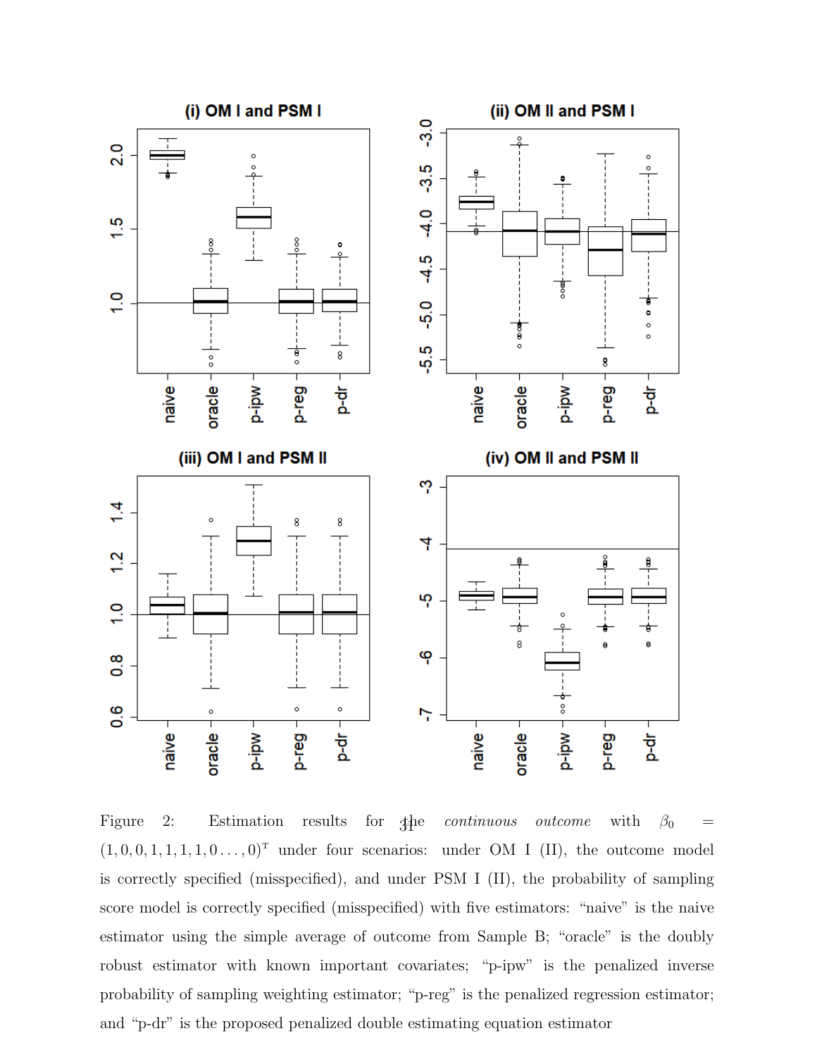Figure 2: Estimation results for the *continuous outcome* with $\beta_0 = (1, 0, 0, 1, 1, 1, 1, 0 \ldots, 0)^{\mathrm{T}}$ under four scenarios: under OM I (II), the outcome model is correctly specified (misspecified), and under PSM I (II), the probability of sampling score model is correctly specified (misspecified) with five estimators: "naive" is the naive estimator using the simple average of outcome from Sample B; "oracle" is the doubly robust estimator with known important covariates; "p-ipw" is the penalized inverse probability of sampling weighting estimator; "p-reg" is the penalized regression estimator; and "p-dr" is the proposed penalized double estimating equation estimator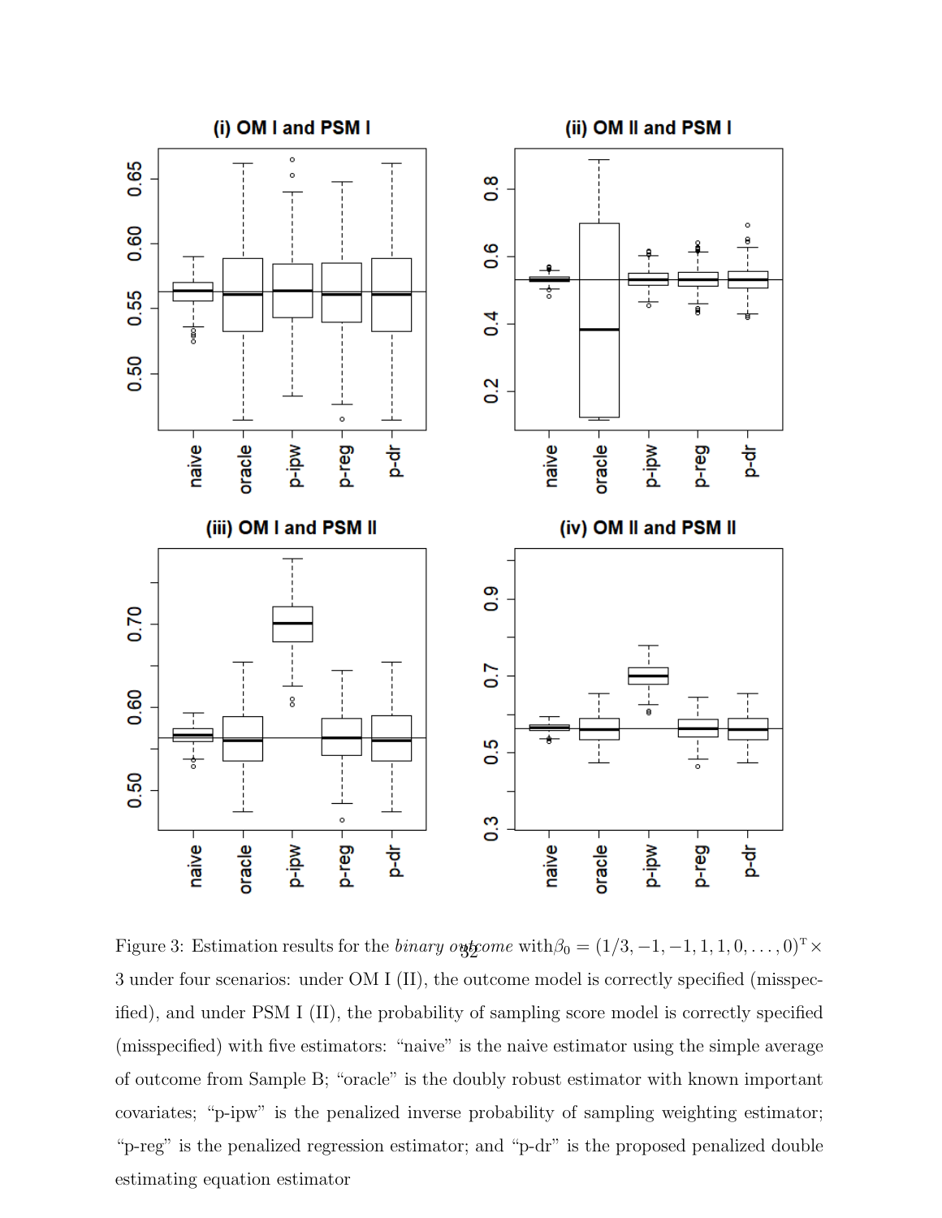Figure 3: Estimation results for the *binary outcome* with $\beta_0 = (1/3, -1, -1, 1, 1, 0, \ldots, 0)^{\mathrm{T}} \times 3$ under four scenarios: under OM I (II), the outcome model is correctly specified (misspecified), and under PSM I (II), the probability of sampling score model is correctly specified (misspecified) with five estimators: "naive" is the naive estimator using the simple average of outcome from Sample B; "oracle" is the doubly robust estimator with known important covariates; "p-ipw" is the penalized inverse probability of sampling weighting estimator; "p-reg" is the penalized regression estimator; and "p-dr" is the proposed penalized double estimating equation estimator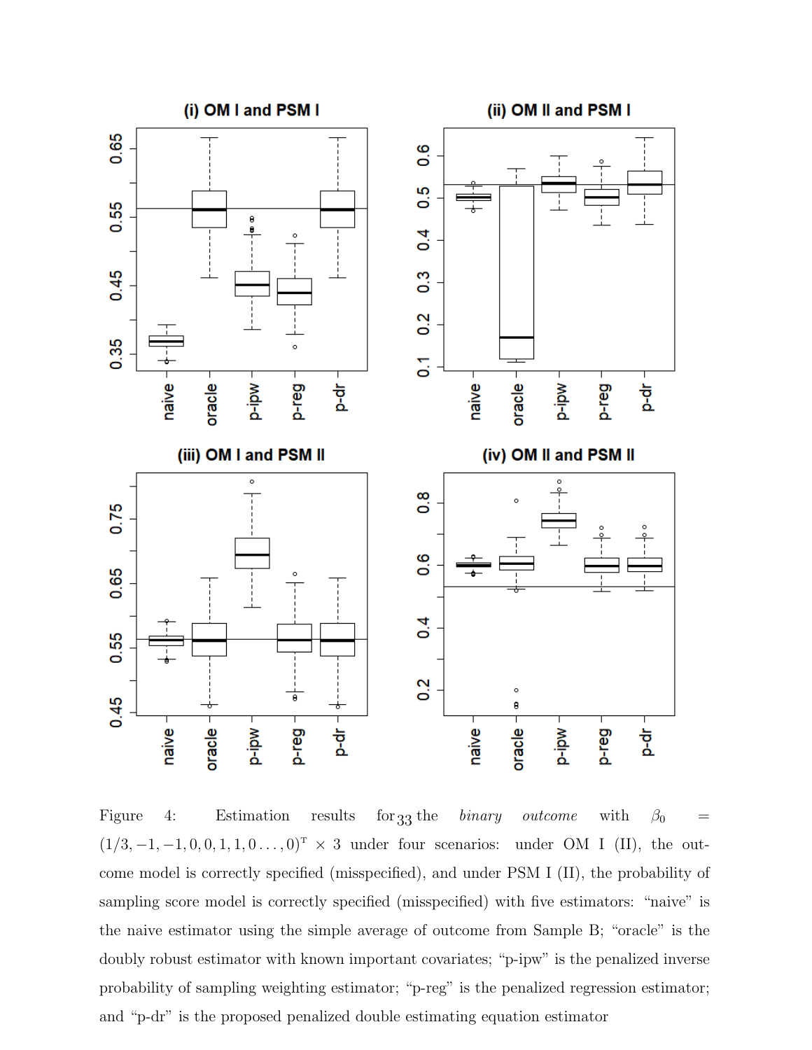Figure 4: Estimation results for the *binary outcome* with $\beta_0 = (1/3, -1, -1, 0, 0, 1, 1, 0 \ldots, 0)^{\intercal} \times 3$ under four scenarios: under OM I (II), the outcome model is correctly specified (misspecified), and under PSM I (II), the probability of sampling score model is correctly specified (misspecified) with five estimators: "naive" is the naive estimator using the simple average of outcome from Sample B; "oracle" is the doubly robust estimator with known important covariates; "p-ipw" is the penalized inverse probability of sampling weighting estimator; "p-reg" is the penalized regression estimator; and "p-dr" is the proposed penalized double estimating equation estimator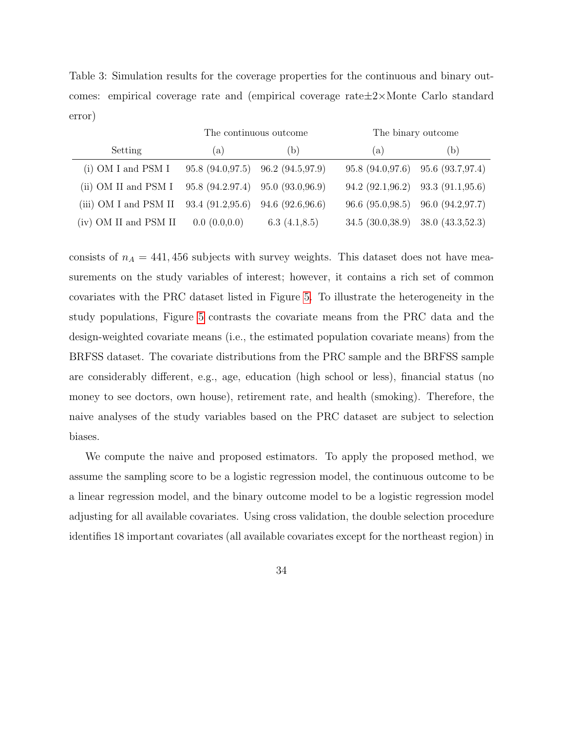Table 3: Simulation results for the coverage properties for the continuous and binary outcomes: empirical coverage rate and (empirical coverage rate$\pm 2\times$Monte Carlo standard error)

| | The continuous outcome | | The binary outcome | |
|---|---|---|---|---|
| Setting | (a) | (b) | (a) | (b) |
| (i) OM I and PSM I | 95.8 (94.0,97.5) | 96.2 (94.5,97.9) | 95.8 (94.0,97.6) | 95.6 (93.7,97.4) |
| (ii) OM II and PSM I | 95.8 (94.2.97.4) | 95.0 (93.0,96.9) | 94.2 (92.1,96.2) | 93.3 (91.1,95.6) |
| (iii) OM I and PSM II | 93.4 (91.2,95.6) | 94.6 (92.6,96.6) | 96.6 (95.0,98.5) | 96.0 (94.2,97.7) |
| (iv) OM II and PSM II | 0.0 (0.0,0.0) | 6.3 (4.1,8.5) | 34.5 (30.0,38.9) | 38.0 (43.3,52.3) |

consists of $n_A = 441,456$ subjects with survey weights. This dataset does not have measurements on the study variables of interest; however, it contains a rich set of common covariates with the PRC dataset listed in Figure 5. To illustrate the heterogeneity in the study populations, Figure 5 contrasts the covariate means from the PRC data and the design-weighted covariate means (i.e., the estimated population covariate means) from the BRFSS dataset. The covariate distributions from the PRC sample and the BRFSS sample are considerably different, e.g., age, education (high school or less), financial status (no money to see doctors, own house), retirement rate, and health (smoking). Therefore, the naive analyses of the study variables based on the PRC dataset are subject to selection biases.

We compute the naive and proposed estimators. To apply the proposed method, we assume the sampling score to be a logistic regression model, the continuous outcome to be a linear regression model, and the binary outcome model to be a logistic regression model adjusting for all available covariates. Using cross validation, the double selection procedure identifies 18 important covariates (all available covariates except for the northeast region) in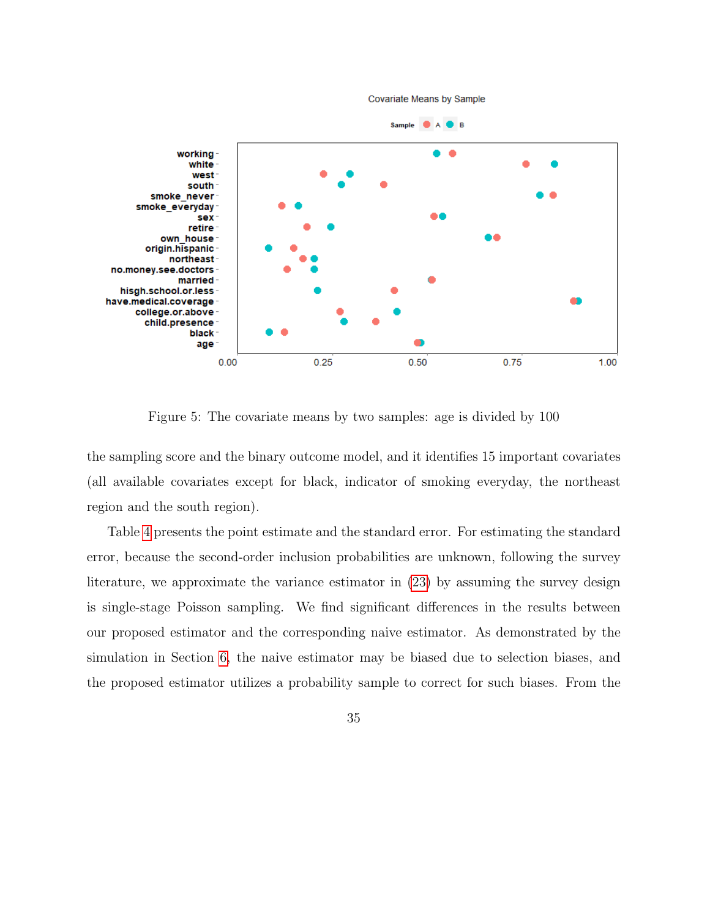Figure 5: The covariate means by two samples: age is divided by 100

the sampling score and the binary outcome model, and it identifies 15 important covariates (all available covariates except for black, indicator of smoking everyday, the northeast region and the south region).

Table 4 presents the point estimate and the standard error. For estimating the standard error, because the second-order inclusion probabilities are unknown, following the survey literature, we approximate the variance estimator in (23) by assuming the survey design is single-stage Poisson sampling. We find significant differences in the results between our proposed estimator and the corresponding naive estimator. As demonstrated by the simulation in Section 6, the naive estimator may be biased due to selection biases, and the proposed estimator utilizes a probability sample to correct for such biases. From the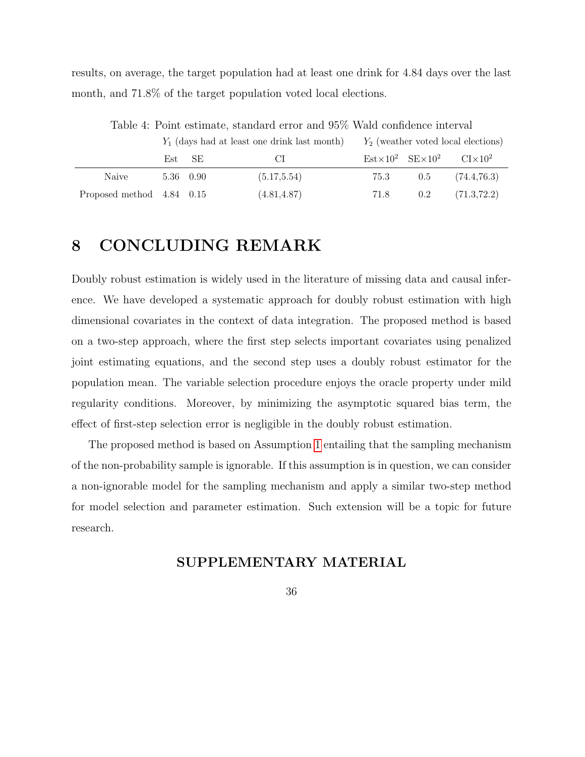results, on average, the target population had at least one drink for 4.84 days over the last month, and 71.8% of the target population voted local elections.

Table 4: Point estimate, standard error and 95% Wald confidence interval

| | $Y_1$ (days had at least one drink last month) | | | $Y_2$ (weather voted local elections) | | |
|---|---|---|---|---|---|---|
| | Est | SE | CI | Est$\times 10^2$ | SE$\times 10^2$ | CI$\times 10^2$ |
| Naive | 5.36 | 0.90 | (5.17,5.54) | 75.3 | 0.5 | (74.4,76.3) |
| Proposed method | 4.84 | 0.15 | (4.81,4.87) | 71.8 | 0.2 | (71.3,72.2) |

# 8 CONCLUDING REMARK

Doubly robust estimation is widely used in the literature of missing data and causal inference. We have developed a systematic approach for doubly robust estimation with high dimensional covariates in the context of data integration. The proposed method is based on a two-step approach, where the first step selects important covariates using penalized joint estimating equations, and the second step uses a doubly robust estimator for the population mean. The variable selection procedure enjoys the oracle property under mild regularity conditions. Moreover, by minimizing the asymptotic squared bias term, the effect of first-step selection error is negligible in the doubly robust estimation.

The proposed method is based on Assumption 1 entailing that the sampling mechanism of the non-probability sample is ignorable. If this assumption is in question, we can consider a non-ignorable model for the sampling mechanism and apply a similar two-step method for model selection and parameter estimation. Such extension will be a topic for future research.

## SUPPLEMENTARY MATERIAL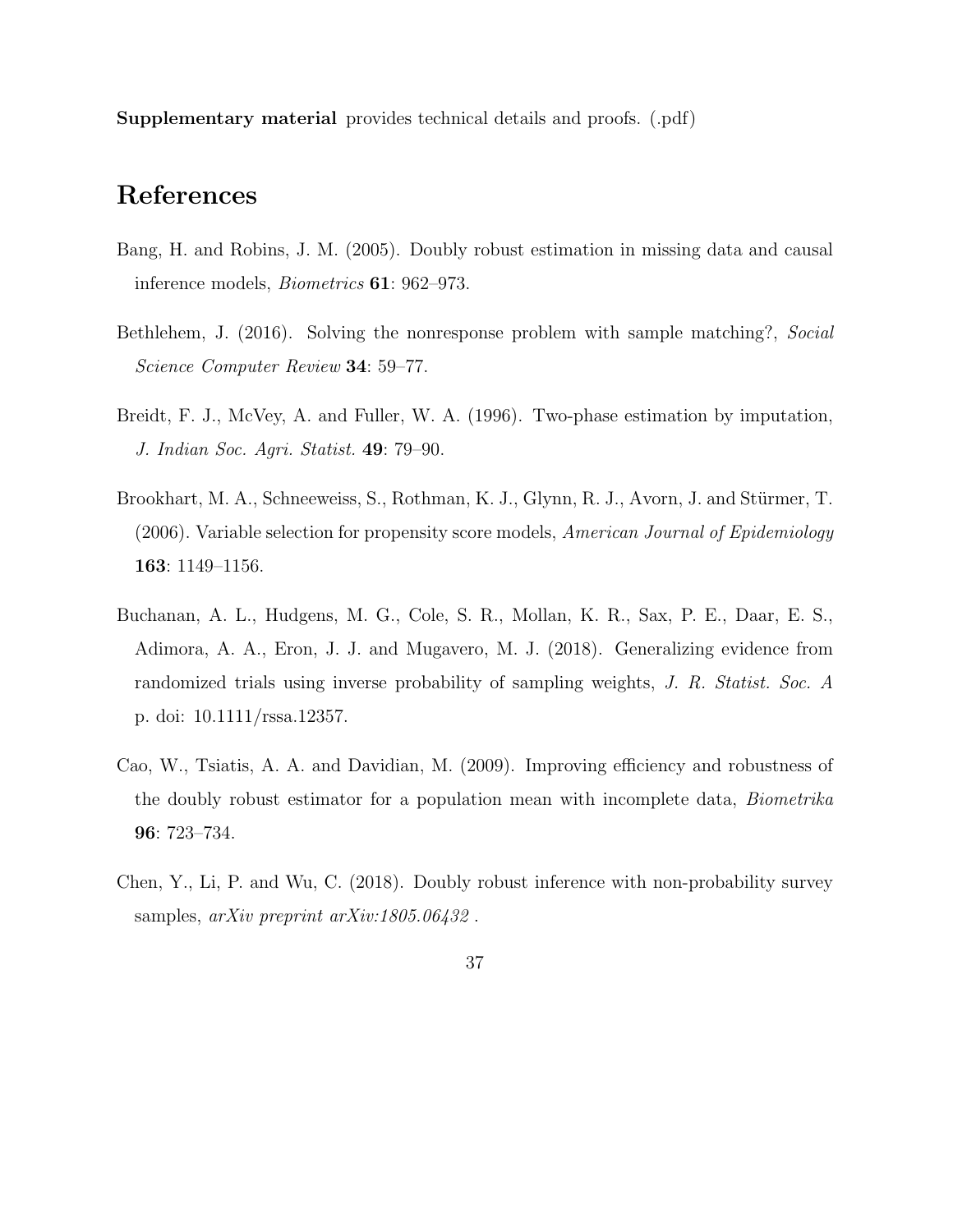**Supplementary material** provides technical details and proofs. (.pdf)

# References

Bang, H. and Robins, J. M. (2005). Doubly robust estimation in missing data and causal inference models, *Biometrics* **61**: 962–973.

Bethlehem, J. (2016). Solving the nonresponse problem with sample matching?, *Social Science Computer Review* **34**: 59–77.

Breidt, F. J., McVey, A. and Fuller, W. A. (1996). Two-phase estimation by imputation, *J. Indian Soc. Agri. Statist.* **49**: 79–90.

Brookhart, M. A., Schneeweiss, S., Rothman, K. J., Glynn, R. J., Avorn, J. and Stürmer, T. (2006). Variable selection for propensity score models, *American Journal of Epidemiology* **163**: 1149–1156.

Buchanan, A. L., Hudgens, M. G., Cole, S. R., Mollan, K. R., Sax, P. E., Daar, E. S., Adimora, A. A., Eron, J. J. and Mugavero, M. J. (2018). Generalizing evidence from randomized trials using inverse probability of sampling weights, *J. R. Statist. Soc. A* p. doi: 10.1111/rssa.12357.

Cao, W., Tsiatis, A. A. and Davidian, M. (2009). Improving efficiency and robustness of the doubly robust estimator for a population mean with incomplete data, *Biometrika* **96**: 723–734.

Chen, Y., Li, P. and Wu, C. (2018). Doubly robust inference with non-probability survey samples, *arXiv preprint arXiv:1805.06432* .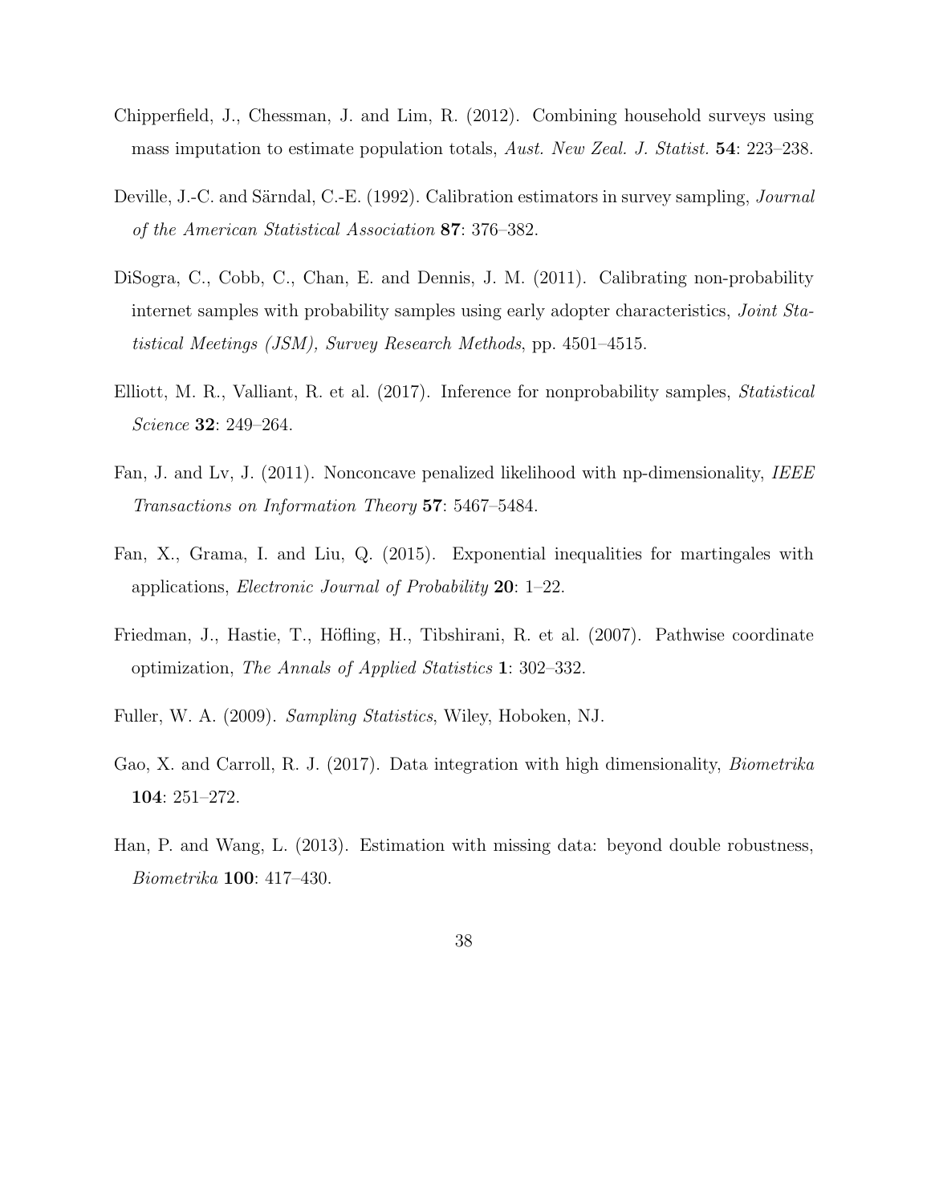Chipperfield, J., Chessman, J. and Lim, R. (2012). Combining household surveys using mass imputation to estimate population totals, *Aust. New Zeal. J. Statist.* **54**: 223–238.

Deville, J.-C. and Särndal, C.-E. (1992). Calibration estimators in survey sampling, *Journal of the American Statistical Association* **87**: 376–382.

DiSogra, C., Cobb, C., Chan, E. and Dennis, J. M. (2011). Calibrating non-probability internet samples with probability samples using early adopter characteristics, *Joint Statistical Meetings (JSM), Survey Research Methods*, pp. 4501–4515.

Elliott, M. R., Valliant, R. et al. (2017). Inference for nonprobability samples, *Statistical Science* **32**: 249–264.

Fan, J. and Lv, J. (2011). Nonconcave penalized likelihood with np-dimensionality, *IEEE Transactions on Information Theory* **57**: 5467–5484.

Fan, X., Grama, I. and Liu, Q. (2015). Exponential inequalities for martingales with applications, *Electronic Journal of Probability* **20**: 1–22.

Friedman, J., Hastie, T., Höfling, H., Tibshirani, R. et al. (2007). Pathwise coordinate optimization, *The Annals of Applied Statistics* **1**: 302–332.

Fuller, W. A. (2009). *Sampling Statistics*, Wiley, Hoboken, NJ.

Gao, X. and Carroll, R. J. (2017). Data integration with high dimensionality, *Biometrika* **104**: 251–272.

Han, P. and Wang, L. (2013). Estimation with missing data: beyond double robustness, *Biometrika* **100**: 417–430.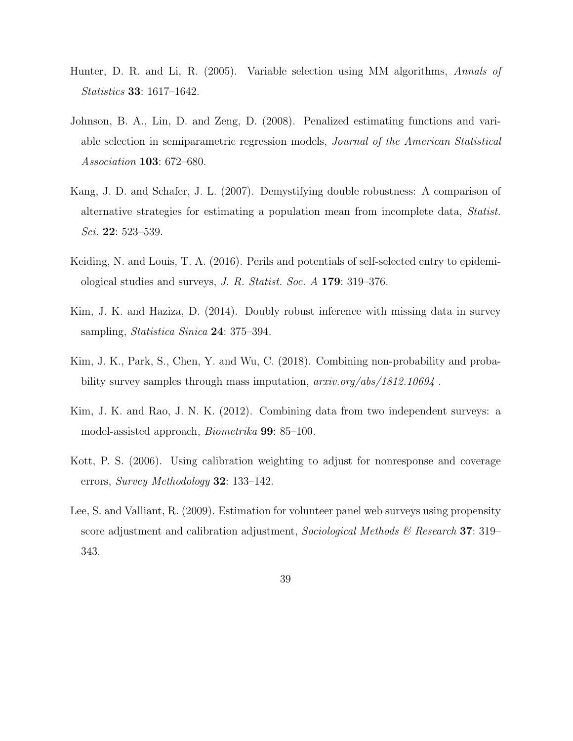Hunter, D. R. and Li, R. (2005). Variable selection using MM algorithms, *Annals of Statistics* **33**: 1617–1642.

Johnson, B. A., Lin, D. and Zeng, D. (2008). Penalized estimating functions and variable selection in semiparametric regression models, *Journal of the American Statistical Association* **103**: 672–680.

Kang, J. D. and Schafer, J. L. (2007). Demystifying double robustness: A comparison of alternative strategies for estimating a population mean from incomplete data, *Statist. Sci.* **22**: 523–539.

Keiding, N. and Louis, T. A. (2016). Perils and potentials of self-selected entry to epidemiological studies and surveys, *J. R. Statist. Soc. A* **179**: 319–376.

Kim, J. K. and Haziza, D. (2014). Doubly robust inference with missing data in survey sampling, *Statistica Sinica* **24**: 375–394.

Kim, J. K., Park, S., Chen, Y. and Wu, C. (2018). Combining non-probability and probability survey samples through mass imputation, *arxiv.org/abs/1812.10694* .

Kim, J. K. and Rao, J. N. K. (2012). Combining data from two independent surveys: a model-assisted approach, *Biometrika* **99**: 85–100.

Kott, P. S. (2006). Using calibration weighting to adjust for nonresponse and coverage errors, *Survey Methodology* **32**: 133–142.

Lee, S. and Valliant, R. (2009). Estimation for volunteer panel web surveys using propensity score adjustment and calibration adjustment, *Sociological Methods & Research* **37**: 319–343.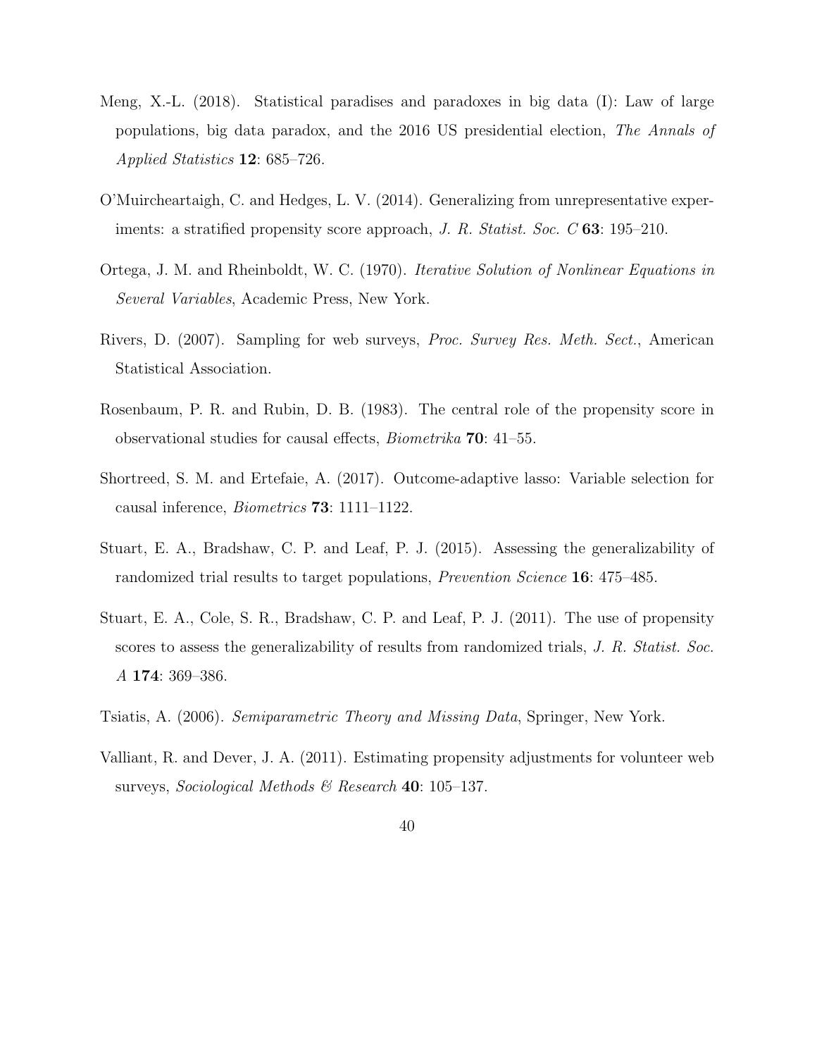Meng, X.-L. (2018). Statistical paradises and paradoxes in big data (I): Law of large populations, big data paradox, and the 2016 US presidential election, *The Annals of Applied Statistics* **12**: 685–726.

O'Muircheartaigh, C. and Hedges, L. V. (2014). Generalizing from unrepresentative experiments: a stratified propensity score approach, *J. R. Statist. Soc. C* **63**: 195–210.

Ortega, J. M. and Rheinboldt, W. C. (1970). *Iterative Solution of Nonlinear Equations in Several Variables*, Academic Press, New York.

Rivers, D. (2007). Sampling for web surveys, *Proc. Survey Res. Meth. Sect.*, American Statistical Association.

Rosenbaum, P. R. and Rubin, D. B. (1983). The central role of the propensity score in observational studies for causal effects, *Biometrika* **70**: 41–55.

Shortreed, S. M. and Ertefaie, A. (2017). Outcome-adaptive lasso: Variable selection for causal inference, *Biometrics* **73**: 1111–1122.

Stuart, E. A., Bradshaw, C. P. and Leaf, P. J. (2015). Assessing the generalizability of randomized trial results to target populations, *Prevention Science* **16**: 475–485.

Stuart, E. A., Cole, S. R., Bradshaw, C. P. and Leaf, P. J. (2011). The use of propensity scores to assess the generalizability of results from randomized trials, *J. R. Statist. Soc. A* **174**: 369–386.

Tsiatis, A. (2006). *Semiparametric Theory and Missing Data*, Springer, New York.

Valliant, R. and Dever, J. A. (2011). Estimating propensity adjustments for volunteer web surveys, *Sociological Methods & Research* **40**: 105–137.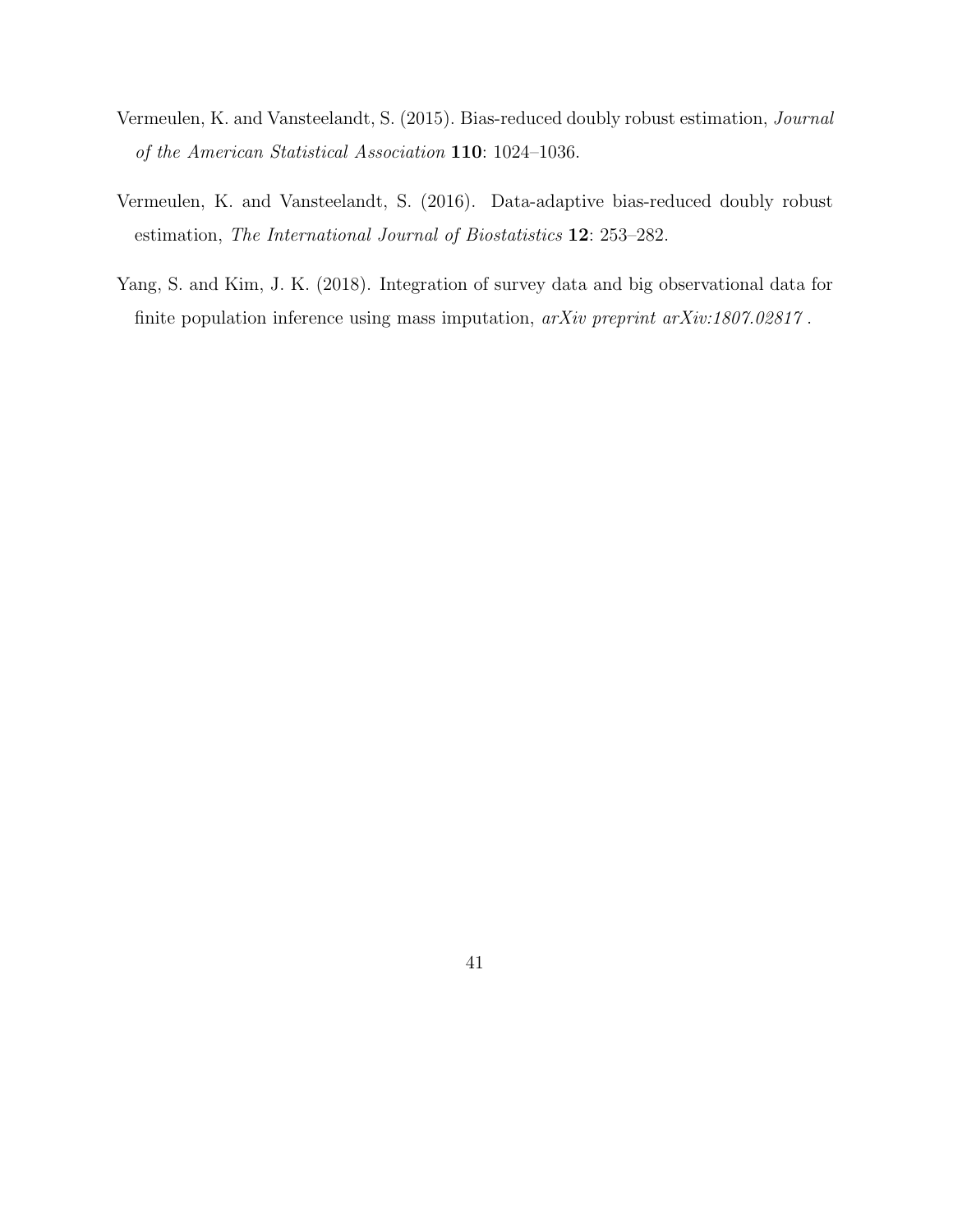Vermeulen, K. and Vansteelandt, S. (2015). Bias-reduced doubly robust estimation, *Journal of the American Statistical Association* **110**: 1024–1036.

Vermeulen, K. and Vansteelandt, S. (2016). Data-adaptive bias-reduced doubly robust estimation, *The International Journal of Biostatistics* **12**: 253–282.

Yang, S. and Kim, J. K. (2018). Integration of survey data and big observational data for finite population inference using mass imputation, *arXiv preprint arXiv:1807.02817* .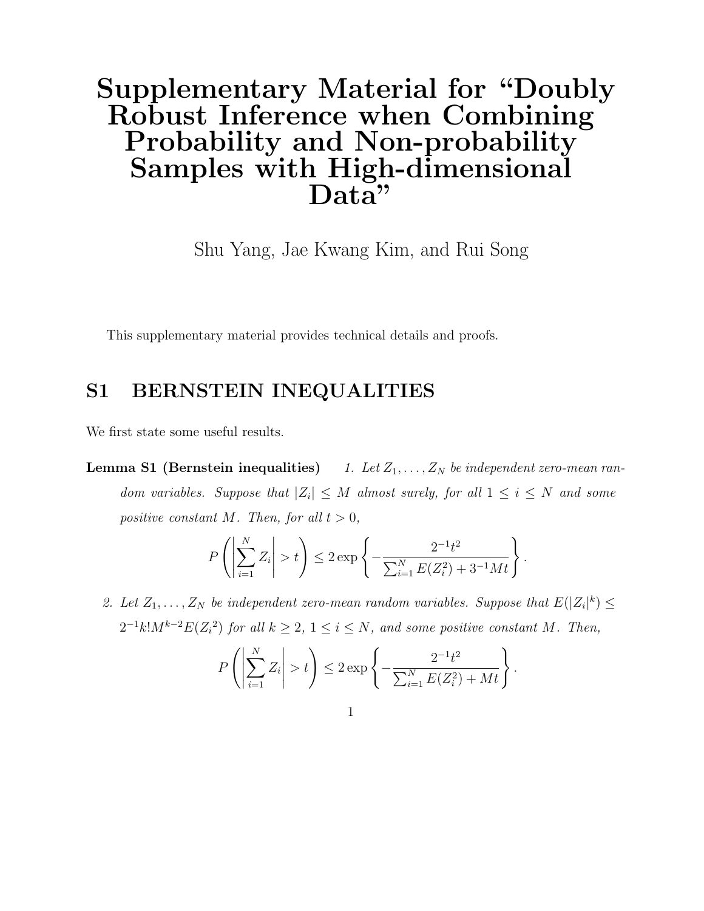# Supplementary Material for "Doubly Robust Inference when Combining Probability and Non-probability Samples with High-dimensional Data"

Shu Yang, Jae Kwang Kim, and Rui Song

This supplementary material provides technical details and proofs.

## S1 BERNSTEIN INEQUALITIES

We first state some useful results.

**Lemma S1 (Bernstein inequalities)** *1. Let $Z_1, \ldots, Z_N$ be independent zero-mean random variables. Suppose that $|Z_i| \leq M$ almost surely, for all $1 \leq i \leq N$ and some positive constant $M$. Then, for all $t > 0$,*

$$P\left(\left|\sum_{i=1}^{N} Z_i\right| > t\right) \leq 2\exp\left\{-\frac{2^{-1}t^2}{\sum_{i=1}^{N} E(Z_i^2) + 3^{-1}Mt}\right\}.$$

*2. Let $Z_1, \ldots, Z_N$ be independent zero-mean random variables. Suppose that $E(|Z_i|^k) \leq 2^{-1}k!M^{k-2}E(Z_i{}^2)$ for all $k \geq 2$, $1 \leq i \leq N$, and some positive constant $M$. Then,*

$$P\left(\left|\sum_{i=1}^{N} Z_i\right| > t\right) \leq 2\exp\left\{-\frac{2^{-1}t^2}{\sum_{i=1}^{N} E(Z_i^2) + Mt}\right\}.$$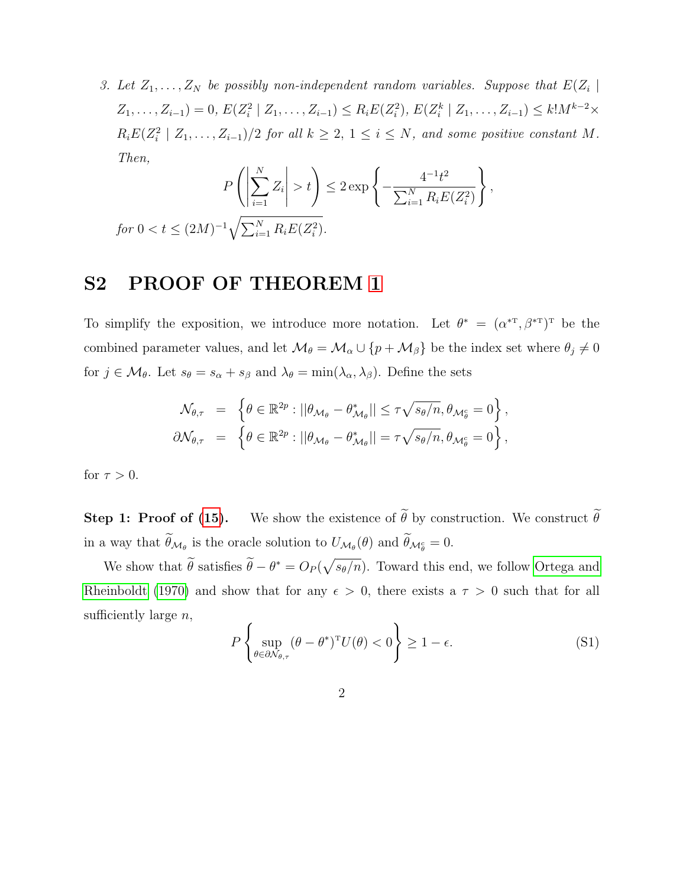3. *Let $Z_1, \ldots, Z_N$ be possibly non-independent random variables. Suppose that $E(Z_i \mid Z_1, \ldots, Z_{i-1}) = 0$, $E(Z_i^2 \mid Z_1, \ldots, Z_{i-1}) \leq R_i E(Z_i^2)$, $E(Z_i^k \mid Z_1, \ldots, Z_{i-1}) \leq k! M^{k-2} \times R_i E(Z_i^2 \mid Z_1, \ldots, Z_{i-1})/2$ for all $k \geq 2$, $1 \leq i \leq N$, and some positive constant $M$. Then,*

$$P\left( \left| \sum_{i=1}^{N} Z_i \right| > t \right) \leq 2 \exp\left\{ -\frac{4^{-1} t^2}{\sum_{i=1}^{N} R_i E(Z_i^2)} \right\},$$

*for $0 < t \leq (2M)^{-1} \sqrt{\sum_{i=1}^{N} R_i E(Z_i^2)}$.*

## S2 PROOF OF THEOREM 1

To simplify the exposition, we introduce more notation. Let $\theta^* = (\alpha^{*\mathrm{T}}, \beta^{*\mathrm{T}})^{\mathrm{T}}$ be the combined parameter values, and let $\mathcal{M}_\theta = \mathcal{M}_\alpha \cup \{p + \mathcal{M}_\beta\}$ be the index set where $\theta_j \neq 0$ for $j \in \mathcal{M}_\theta$. Let $s_\theta = s_\alpha + s_\beta$ and $\lambda_\theta = \min(\lambda_\alpha, \lambda_\beta)$. Define the sets

$$\begin{aligned}
\mathcal{N}_{\theta,\tau} &= \left\{ \theta \in \mathbb{R}^{2p} : ||\theta_{\mathcal{M}_\theta} - \theta^*_{\mathcal{M}_\theta}|| \leq \tau \sqrt{s_\theta/n}, \theta_{\mathcal{M}_\theta^c} = 0 \right\}, \\
\partial\mathcal{N}_{\theta,\tau} &= \left\{ \theta \in \mathbb{R}^{2p} : ||\theta_{\mathcal{M}_\theta} - \theta^*_{\mathcal{M}_\theta}|| = \tau \sqrt{s_\theta/n}, \theta_{\mathcal{M}_\theta^c} = 0 \right\},
\end{aligned}$$

for $\tau > 0$.

**Step 1: Proof of (15).** We show the existence of $\widetilde{\theta}$ by construction. We construct $\widetilde{\theta}$ in a way that $\widetilde{\theta}_{\mathcal{M}_\theta}$ is the oracle solution to $U_{\mathcal{M}_\theta}(\theta)$ and $\widetilde{\theta}_{\mathcal{M}_\theta^c} = 0$.

We show that $\widetilde{\theta}$ satisfies $\widetilde{\theta} - \theta^* = O_P(\sqrt{s_\theta/n})$. Toward this end, we follow Ortega and Rheinboldt (1970) and show that for any $\epsilon > 0$, there exists a $\tau > 0$ such that for all sufficiently large $n$,

$$P\left\{ \sup_{\theta \in \partial\mathcal{N}_{\theta,\tau}} (\theta - \theta^*)^{\mathrm{T}} U(\theta) < 0 \right\} \geq 1 - \epsilon. \tag{S1}$$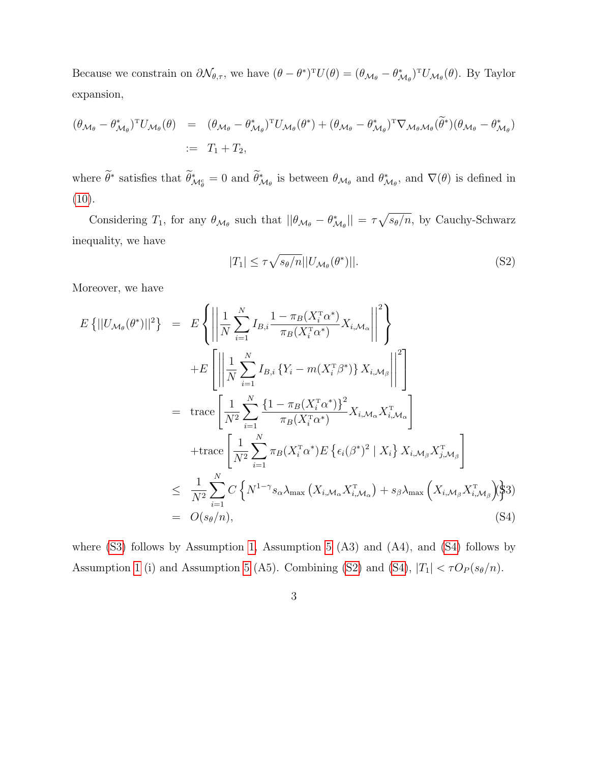Because we constrain on $\partial\mathcal{N}_{\theta,\tau}$, we have $(\theta - \theta^*)^{\mathrm{T}} U(\theta) = (\theta_{\mathcal{M}_\theta} - \theta^*_{\mathcal{M}_\theta})^{\mathrm{T}} U_{\mathcal{M}_\theta}(\theta)$. By Taylor expansion,

$$
\begin{aligned}
(\theta_{\mathcal{M}_\theta} - \theta^*_{\mathcal{M}_\theta})^{\mathrm{T}} U_{\mathcal{M}_\theta}(\theta) &= (\theta_{\mathcal{M}_\theta} - \theta^*_{\mathcal{M}_\theta})^{\mathrm{T}} U_{\mathcal{M}_\theta}(\theta^*) + (\theta_{\mathcal{M}_\theta} - \theta^*_{\mathcal{M}_\theta})^{\mathrm{T}} \nabla_{\mathcal{M}_\theta \mathcal{M}_\theta}(\widetilde{\theta}^*)(\theta_{\mathcal{M}_\theta} - \theta^*_{\mathcal{M}_\theta}) \\
&:= T_1 + T_2,
\end{aligned}
$$

where $\widetilde{\theta}^*$ satisfies that $\widetilde{\theta}^*_{\mathcal{M}^c_\theta} = 0$ and $\widetilde{\theta}^*_{\mathcal{M}_\theta}$ is between $\theta_{\mathcal{M}_\theta}$ and $\theta^*_{\mathcal{M}_\theta}$, and $\nabla(\theta)$ is defined in (10).

Considering $T_1$, for any $\theta_{\mathcal{M}_\theta}$ such that $||\theta_{\mathcal{M}_\theta} - \theta^*_{\mathcal{M}_\theta}|| = \tau\sqrt{s_\theta/n}$, by Cauchy-Schwarz inequality, we have

$$
|T_1| \leq \tau\sqrt{s_\theta/n}||U_{\mathcal{M}_\theta}(\theta^*)||. \tag{S2}
$$

Moreover, we have

$$
\begin{aligned}
E\left\{||U_{\mathcal{M}_\theta}(\theta^*)||^2\right\} &= E\left\{\left|\left|\frac{1}{N}\sum_{i=1}^N I_{B,i}\frac{1-\pi_B(X_i^{\mathrm{T}}\alpha^*)}{\pi_B(X_i^{\mathrm{T}}\alpha^*)}X_{i,\mathcal{M}_\alpha}\right|\right|^2\right\} \\
&\quad + E\left[\left|\left|\frac{1}{N}\sum_{i=1}^N I_{B,i}\left\{Y_i - m(X_i^{\mathrm{T}}\beta^*)\right\}X_{i,\mathcal{M}_\beta}\right|\right|^2\right] \\
&= \mathrm{trace}\left[\frac{1}{N^2}\sum_{i=1}^N \frac{\left\{1-\pi_B(X_i^{\mathrm{T}}\alpha^*)\right\}^2}{\pi_B(X_i^{\mathrm{T}}\alpha^*)}X_{i,\mathcal{M}_\alpha}X_{i,\mathcal{M}_\alpha}^{\mathrm{T}}\right] \\
&\quad + \mathrm{trace}\left[\frac{1}{N^2}\sum_{i=1}^N \pi_B(X_i^{\mathrm{T}}\alpha^*)E\left\{\epsilon_i(\beta^*)^2 \mid X_i\right\}X_{i,\mathcal{M}_\beta}X_{j,\mathcal{M}_\beta}^{\mathrm{T}}\right] \\
&\leq \frac{1}{N^2}\sum_{i=1}^N C\left\{N^{1-\gamma}s_\alpha\lambda_{\max}\left(X_{i,\mathcal{M}_\alpha}X_{i,\mathcal{M}_\alpha}^{\mathrm{T}}\right) + s_\beta\lambda_{\max}\left(X_{i,\mathcal{M}_\beta}X_{i,\mathcal{M}_\beta}^{\mathrm{T}}\right)\right\} \qquad \text{(S3)} \\
&= O(s_\theta/n), \qquad \text{(S4)}
\end{aligned}
$$

where (S3) follows by Assumption 1, Assumption 5 (A3) and (A4), and (S4) follows by Assumption 1 (i) and Assumption 5 (A5). Combining (S2) and (S4), $|T_1| < \tau O_P(s_\theta/n)$.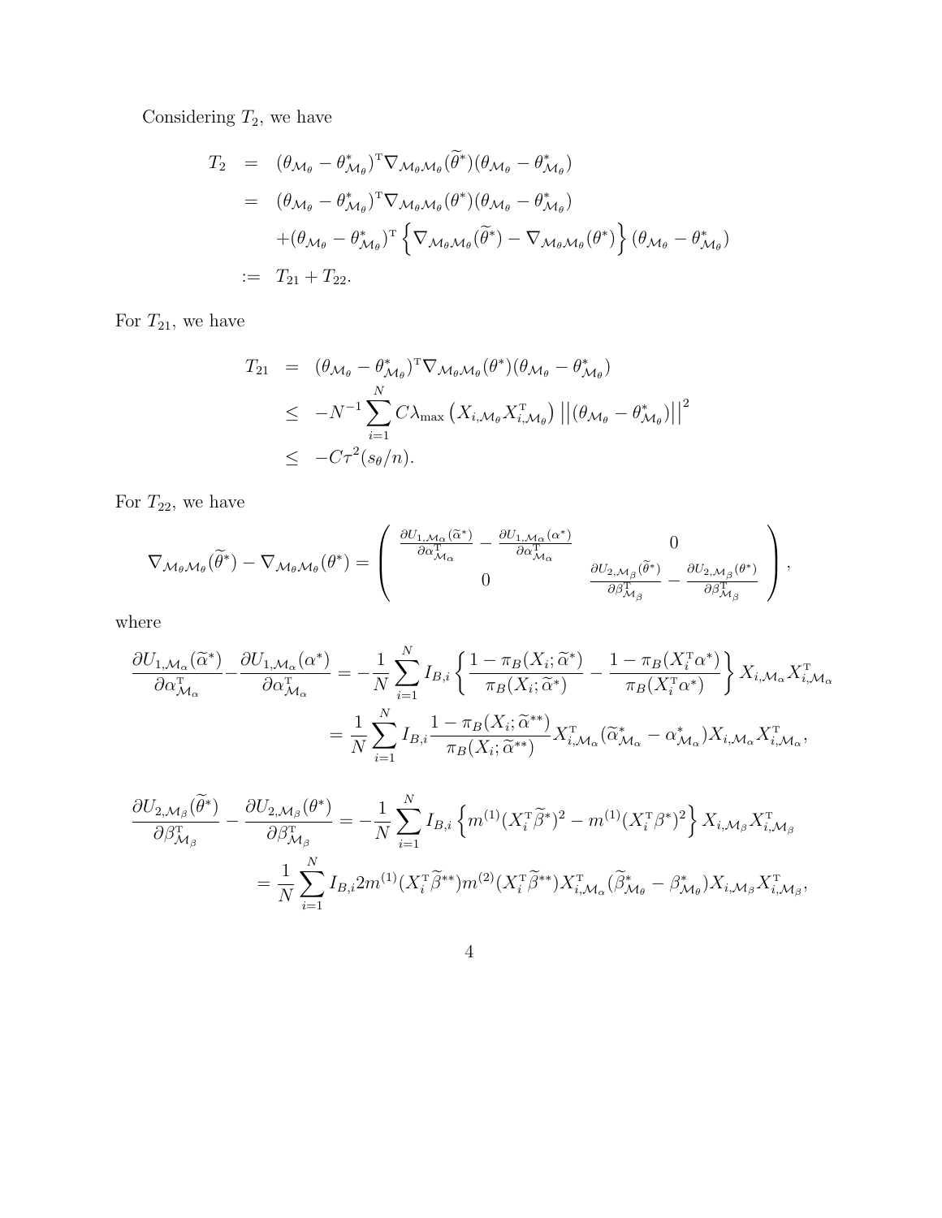Considering $T_2$, we have

$$
\begin{aligned}
T_2 &= (\theta_{\mathcal{M}_\theta} - \theta^*_{\mathcal{M}_\theta})^{\mathrm{T}} \nabla_{\mathcal{M}_\theta \mathcal{M}_\theta}(\widetilde{\theta}^*)(\theta_{\mathcal{M}_\theta} - \theta^*_{\mathcal{M}_\theta}) \\
&= (\theta_{\mathcal{M}_\theta} - \theta^*_{\mathcal{M}_\theta})^{\mathrm{T}} \nabla_{\mathcal{M}_\theta \mathcal{M}_\theta}(\theta^*)(\theta_{\mathcal{M}_\theta} - \theta^*_{\mathcal{M}_\theta}) \\
&\quad + (\theta_{\mathcal{M}_\theta} - \theta^*_{\mathcal{M}_\theta})^{\mathrm{T}} \left\{ \nabla_{\mathcal{M}_\theta \mathcal{M}_\theta}(\widetilde{\theta}^*) - \nabla_{\mathcal{M}_\theta \mathcal{M}_\theta}(\theta^*) \right\} (\theta_{\mathcal{M}_\theta} - \theta^*_{\mathcal{M}_\theta}) \\
&:= T_{21} + T_{22}.
\end{aligned}
$$

For $T_{21}$, we have

$$
\begin{aligned}
T_{21} &= (\theta_{\mathcal{M}_\theta} - \theta^*_{\mathcal{M}_\theta})^{\mathrm{T}} \nabla_{\mathcal{M}_\theta \mathcal{M}_\theta}(\theta^*)(\theta_{\mathcal{M}_\theta} - \theta^*_{\mathcal{M}_\theta}) \\
&\leq -N^{-1} \sum_{i=1}^N C \lambda_{\max} \left( X_{i,\mathcal{M}_\theta} X_{i,\mathcal{M}_\theta}^{\mathrm{T}} \right) \left|\left| (\theta_{\mathcal{M}_\theta} - \theta^*_{\mathcal{M}_\theta}) \right|\right|^2 \\
&\leq -C\tau^2 (s_\theta / n).
\end{aligned}
$$

For $T_{22}$, we have

$$
\nabla_{\mathcal{M}_\theta \mathcal{M}_\theta}(\widetilde{\theta}^*) - \nabla_{\mathcal{M}_\theta \mathcal{M}_\theta}(\theta^*) = \begin{pmatrix} \frac{\partial U_{1,\mathcal{M}_\alpha}(\widetilde{\alpha}^*)}{\partial \alpha^{\mathrm{T}}_{\mathcal{M}_\alpha}} - \frac{\partial U_{1,\mathcal{M}_\alpha}(\alpha^*)}{\partial \alpha^{\mathrm{T}}_{\mathcal{M}_\alpha}} & 0 \\ 0 & \frac{\partial U_{2,\mathcal{M}_\beta}(\widetilde{\theta}^*)}{\partial \beta^{\mathrm{T}}_{\mathcal{M}_\beta}} - \frac{\partial U_{2,\mathcal{M}_\beta}(\theta^*)}{\partial \beta^{\mathrm{T}}_{\mathcal{M}_\beta}} \end{pmatrix},
$$

where

$$
\begin{aligned}
\frac{\partial U_{1,\mathcal{M}_\alpha}(\widetilde{\alpha}^*)}{\partial \alpha^{\mathrm{T}}_{\mathcal{M}_\alpha}} - \frac{\partial U_{1,\mathcal{M}_\alpha}(\alpha^*)}{\partial \alpha^{\mathrm{T}}_{\mathcal{M}_\alpha}} &= -\frac{1}{N} \sum_{i=1}^N I_{B,i} \left\{ \frac{1 - \pi_B(X_i; \widetilde{\alpha}^*)}{\pi_B(X_i; \widetilde{\alpha}^*)} - \frac{1 - \pi_B(X_i^{\mathrm{T}} \alpha^*)}{\pi_B(X_i^{\mathrm{T}} \alpha^*)} \right\} X_{i,\mathcal{M}_\alpha} X_{i,\mathcal{M}_\alpha}^{\mathrm{T}} \\
&= \frac{1}{N} \sum_{i=1}^N I_{B,i} \frac{1 - \pi_B(X_i; \widetilde{\alpha}^{**})}{\pi_B(X_i; \widetilde{\alpha}^{**})} X_{i,\mathcal{M}_\alpha}^{\mathrm{T}} (\widetilde{\alpha}^*_{\mathcal{M}_\alpha} - \alpha^*_{\mathcal{M}_\alpha}) X_{i,\mathcal{M}_\alpha} X_{i,\mathcal{M}_\alpha}^{\mathrm{T}},
\end{aligned}
$$

$$
\begin{aligned}
\frac{\partial U_{2,\mathcal{M}_\beta}(\widetilde{\theta}^*)}{\partial \beta^{\mathrm{T}}_{\mathcal{M}_\beta}} - \frac{\partial U_{2,\mathcal{M}_\beta}(\theta^*)}{\partial \beta^{\mathrm{T}}_{\mathcal{M}_\beta}} &= -\frac{1}{N} \sum_{i=1}^N I_{B,i} \left\{ m^{(1)}(X_i^{\mathrm{T}} \widetilde{\beta}^*)^2 - m^{(1)}(X_i^{\mathrm{T}} \beta^*)^2 \right\} X_{i,\mathcal{M}_\beta} X_{i,\mathcal{M}_\beta}^{\mathrm{T}} \\
&= \frac{1}{N} \sum_{i=1}^N I_{B,i} 2 m^{(1)}(X_i^{\mathrm{T}} \widetilde{\beta}^{**}) m^{(2)}(X_i^{\mathrm{T}} \widetilde{\beta}^{**}) X_{i,\mathcal{M}_\alpha}^{\mathrm{T}} (\widetilde{\beta}^*_{\mathcal{M}_\theta} - \beta^*_{\mathcal{M}_\theta}) X_{i,\mathcal{M}_\beta} X_{i,\mathcal{M}_\beta}^{\mathrm{T}},
\end{aligned}
$$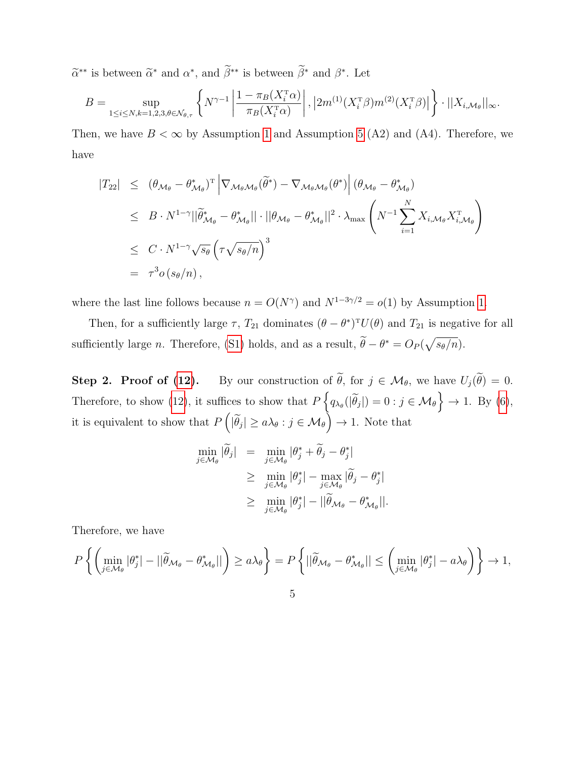$\widetilde{\alpha}^{**}$ is between $\widetilde{\alpha}^{*}$ and $\alpha^*$, and $\widetilde{\beta}^{**}$ is between $\widetilde{\beta}^{*}$ and $\beta^*$. Let

$$B = \sup_{1\le i\le N, k=1,2,3, \theta\in\mathcal{N}_{\theta,\tau}} \left\{ N^{\gamma-1}\left|\frac{1-\pi_B(X_i^{\mathrm{T}}\alpha)}{\pi_B(X_i^{\mathrm{T}}\alpha)}\right|, \left|2m^{(1)}(X_i^{\mathrm{T}}\beta)m^{(2)}(X_i^{\mathrm{T}}\beta)\right| \right\} \cdot ||X_{i,\mathcal{M}_\theta}||_\infty .$$

Then, we have $B<\infty$ by Assumption 1 and Assumption 5 (A2) and (A4). Therefore, we have

$$\begin{aligned}
|T_{22}| &\le (\theta_{\mathcal{M}_\theta} - \theta^*_{\mathcal{M}_\theta})^{\mathrm{T}} \left|\nabla_{\mathcal{M}_\theta\mathcal{M}_\theta}(\widetilde{\theta}^*) - \nabla_{\mathcal{M}_\theta\mathcal{M}_\theta}(\theta^*)\right| (\theta_{\mathcal{M}_\theta} - \theta^*_{\mathcal{M}_\theta}) \\
&\le B\cdot N^{1-\gamma}||\widetilde{\theta}^*_{\mathcal{M}_\theta} - \theta^*_{\mathcal{M}_\theta}|| \cdot ||\theta_{\mathcal{M}_\theta} - \theta^*_{\mathcal{M}_\theta}||^2 \cdot \lambda_{\max}\left(N^{-1}\sum_{i=1}^N X_{i,\mathcal{M}_\theta}X_{i,\mathcal{M}_\theta}^{\mathrm{T}}\right) \\
&\le C\cdot N^{1-\gamma}\sqrt{s_\theta}\left(\tau\sqrt{s_\theta/n}\right)^3 \\
&= \tau^3 o\left(s_\theta/n\right),
\end{aligned}$$

where the last line follows because $n=O(N^\gamma)$ and $N^{1-3\gamma/2}=o(1)$ by Assumption 1.

Then, for a sufficiently large $\tau$, $T_{21}$ dominates $(\theta-\theta^*)^{\mathrm{T}}U(\theta)$ and $T_{21}$ is negative for all sufficiently large $n$. Therefore, (S1) holds, and as a result, $\widetilde{\theta}-\theta^* = O_P(\sqrt{s_\theta/n})$.

**Step 2. Proof of (12).** By our construction of $\widetilde{\theta}$, for $j\in\mathcal{M}_\theta$, we have $U_j(\widetilde{\theta})=0$. Therefore, to show (12), it suffices to show that $P\left\{q_{\lambda_\theta}(|\widetilde{\theta}_j|)=0 : j\in\mathcal{M}_\theta\right\}\to 1$. By (6), it is equivalent to show that $P\left(|\widetilde{\theta}_j|\ge a\lambda_\theta : j\in\mathcal{M}_\theta\right)\to 1$. Note that

$$\begin{aligned}
\min_{j\in\mathcal{M}_\theta}|\widetilde{\theta}_j| &= \min_{j\in\mathcal{M}_\theta}|\theta^*_j + \widetilde{\theta}_j - \theta^*_j| \\
&\ge \min_{j\in\mathcal{M}_\theta}|\theta^*_j| - \max_{j\in\mathcal{M}_\theta}|\widetilde{\theta}_j - \theta^*_j| \\
&\ge \min_{j\in\mathcal{M}_\theta}|\theta^*_j| - ||\widetilde{\theta}_{\mathcal{M}_\theta} - \theta^*_{\mathcal{M}_\theta}||.
\end{aligned}$$

Therefore, we have

$$P\left\{\left(\min_{j\in\mathcal{M}_\theta}|\theta^*_j| - ||\widetilde{\theta}_{\mathcal{M}_\theta} - \theta^*_{\mathcal{M}_\theta}||\right)\ge a\lambda_\theta\right\} = P\left\{||\widetilde{\theta}_{\mathcal{M}_\theta} - \theta^*_{\mathcal{M}_\theta}|| \le \left(\min_{j\in\mathcal{M}_\theta}|\theta^*_j| - a\lambda_\theta\right)\right\}\to 1,$$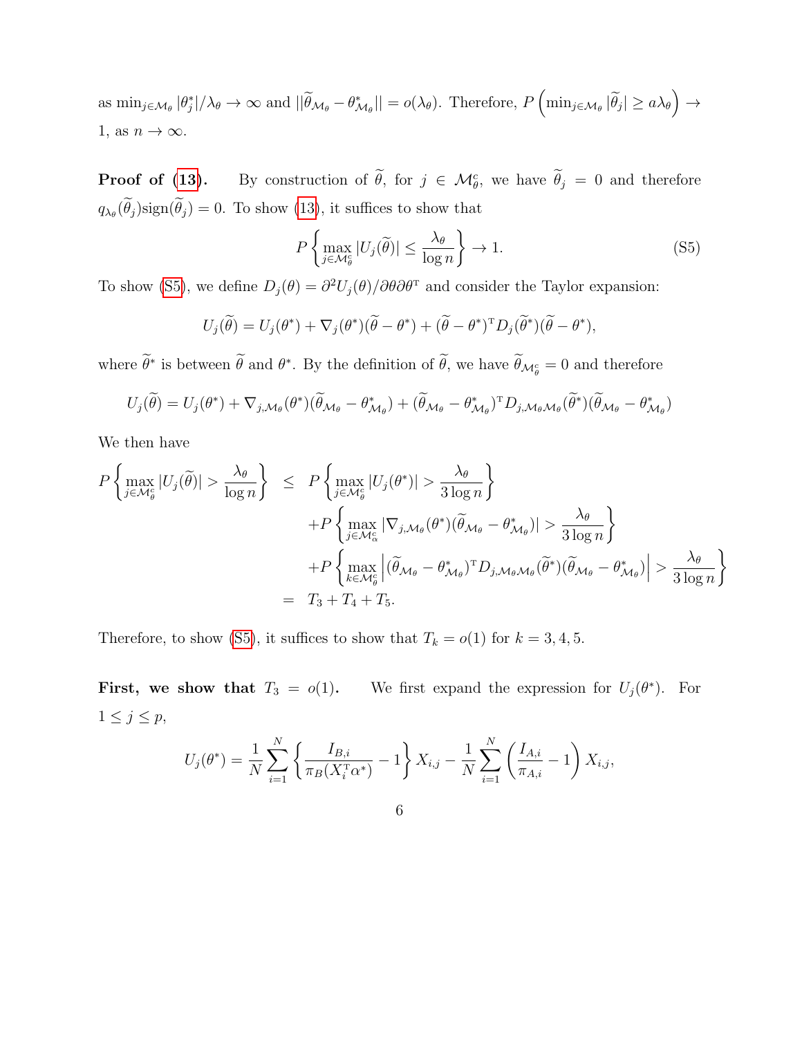as $\min_{j\in\mathcal{M}_\theta} |\theta_j^*|/\lambda_\theta \to \infty$ and $||\widetilde{\theta}_{\mathcal{M}_\theta} - \theta^*_{\mathcal{M}_\theta}|| = o(\lambda_\theta)$. Therefore, $P\left(\min_{j\in\mathcal{M}_\theta} |\widetilde{\theta}_j| \geq a\lambda_\theta\right) \to 1$, as $n \to \infty$.

**Proof of (13).** By construction of $\widetilde{\theta}$, for $j \in \mathcal{M}_\theta^c$, we have $\widetilde{\theta}_j = 0$ and therefore $q_{\lambda_\theta}(\widetilde{\theta}_j)\text{sign}(\widetilde{\theta}_j) = 0$. To show (13), it suffices to show that

$$P\left\{\max_{j\in\mathcal{M}_\theta^c} |U_j(\widetilde{\theta})| \leq \frac{\lambda_\theta}{\log n}\right\} \to 1. \tag{S5}$$

To show (S5), we define $D_j(\theta) = \partial^2 U_j(\theta)/\partial\theta\partial\theta^{\mathrm{T}}$ and consider the Taylor expansion:

$$U_j(\widetilde{\theta}) = U_j(\theta^*) + \nabla_j(\theta^*)(\widetilde{\theta} - \theta^*) + (\widetilde{\theta} - \theta^*)^{\mathrm{T}} D_j(\widetilde{\theta}^*)(\widetilde{\theta} - \theta^*),$$

where $\widetilde{\theta}^*$ is between $\widetilde{\theta}$ and $\theta^*$. By the definition of $\widetilde{\theta}$, we have $\widetilde{\theta}_{\mathcal{M}_\theta^c} = 0$ and therefore

$$U_j(\widetilde{\theta}) = U_j(\theta^*) + \nabla_{j,\mathcal{M}_\theta}(\theta^*)(\widetilde{\theta}_{\mathcal{M}_\theta} - \theta^*_{\mathcal{M}_\theta}) + (\widetilde{\theta}_{\mathcal{M}_\theta} - \theta^*_{\mathcal{M}_\theta})^{\mathrm{T}} D_{j,\mathcal{M}_\theta\mathcal{M}_\theta}(\widetilde{\theta}^*)(\widetilde{\theta}_{\mathcal{M}_\theta} - \theta^*_{\mathcal{M}_\theta})$$

We then have

$$\begin{aligned}
P\left\{\max_{j\in\mathcal{M}_\theta^c} |U_j(\widetilde{\theta})| > \frac{\lambda_\theta}{\log n}\right\} &\leq P\left\{\max_{j\in\mathcal{M}_\theta^c} |U_j(\theta^*)| > \frac{\lambda_\theta}{3\log n}\right\} \\
&\quad + P\left\{\max_{j\in\mathcal{M}_\alpha^c} |\nabla_{j,\mathcal{M}_\theta}(\theta^*)(\widetilde{\theta}_{\mathcal{M}_\theta} - \theta^*_{\mathcal{M}_\theta})| > \frac{\lambda_\theta}{3\log n}\right\} \\
&\quad + P\left\{\max_{k\in\mathcal{M}_\theta^c} \left|(\widetilde{\theta}_{\mathcal{M}_\theta} - \theta^*_{\mathcal{M}_\theta})^{\mathrm{T}} D_{j,\mathcal{M}_\theta\mathcal{M}_\theta}(\widetilde{\theta}^*)(\widetilde{\theta}_{\mathcal{M}_\theta} - \theta^*_{\mathcal{M}_\theta})\right| > \frac{\lambda_\theta}{3\log n}\right\} \\
&= T_3 + T_4 + T_5.
\end{aligned}$$

Therefore, to show (S5), it suffices to show that $T_k = o(1)$ for $k = 3, 4, 5$.

**First, we show that $T_3 = o(1)$.** We first expand the expression for $U_j(\theta^*)$. For $1 \leq j \leq p$,

$$U_j(\theta^*) = \frac{1}{N}\sum_{i=1}^{N}\left\{\frac{I_{B,i}}{\pi_B(X_i^{\mathrm{T}}\alpha^*)} - 1\right\} X_{i,j} - \frac{1}{N}\sum_{i=1}^{N}\left(\frac{I_{A,i}}{\pi_{A,i}} - 1\right) X_{i,j},$$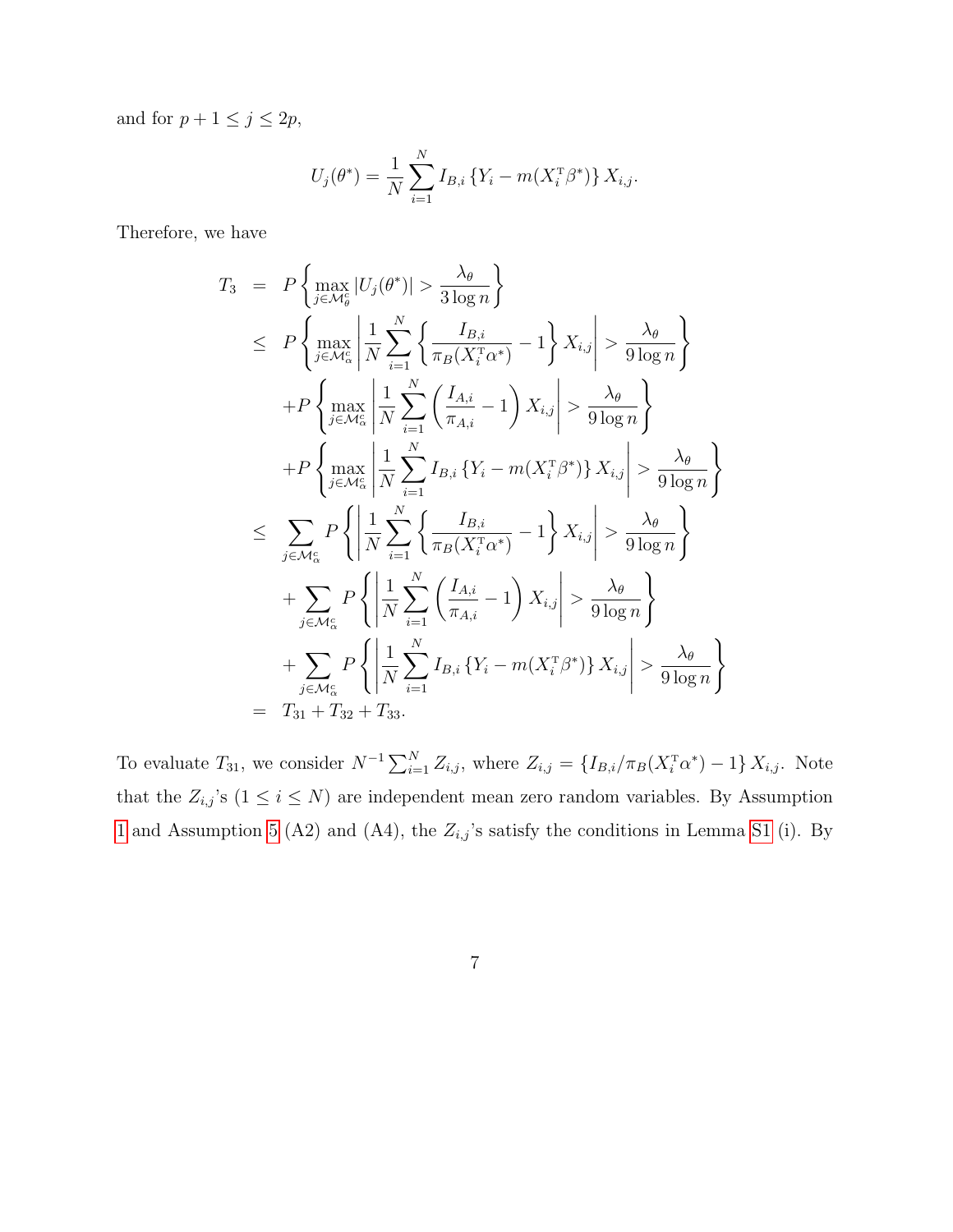and for $p+1 \leq j \leq 2p$,

$$
U_j(\theta^*) = \frac{1}{N} \sum_{i=1}^{N} I_{B,i} \left\{ Y_i - m(X_i^{\mathrm{T}} \beta^*) \right\} X_{i,j}.
$$

Therefore, we have

$$
\begin{aligned}
T_3 &= P\left\{ \max_{j \in \mathcal{M}_\theta^c} |U_j(\theta^*)| > \frac{\lambda_\theta}{3 \log n} \right\} \\
&\leq P\left\{ \max_{j \in \mathcal{M}_\alpha^c} \left| \frac{1}{N} \sum_{i=1}^{N} \left\{ \frac{I_{B,i}}{\pi_B(X_i^{\mathrm{T}} \alpha^*)} - 1 \right\} X_{i,j} \right| > \frac{\lambda_\theta}{9 \log n} \right\} \\
&\quad + P\left\{ \max_{j \in \mathcal{M}_\alpha^c} \left| \frac{1}{N} \sum_{i=1}^{N} \left( \frac{I_{A,i}}{\pi_{A,i}} - 1 \right) X_{i,j} \right| > \frac{\lambda_\theta}{9 \log n} \right\} \\
&\quad + P\left\{ \max_{j \in \mathcal{M}_\alpha^c} \left| \frac{1}{N} \sum_{i=1}^{N} I_{B,i} \left\{ Y_i - m(X_i^{\mathrm{T}} \beta^*) \right\} X_{i,j} \right| > \frac{\lambda_\theta}{9 \log n} \right\} \\
&\leq \sum_{j \in \mathcal{M}_\alpha^c} P\left\{ \left| \frac{1}{N} \sum_{i=1}^{N} \left\{ \frac{I_{B,i}}{\pi_B(X_i^{\mathrm{T}} \alpha^*)} - 1 \right\} X_{i,j} \right| > \frac{\lambda_\theta}{9 \log n} \right\} \\
&\quad + \sum_{j \in \mathcal{M}_\alpha^c} P\left\{ \left| \frac{1}{N} \sum_{i=1}^{N} \left( \frac{I_{A,i}}{\pi_{A,i}} - 1 \right) X_{i,j} \right| > \frac{\lambda_\theta}{9 \log n} \right\} \\
&\quad + \sum_{j \in \mathcal{M}_\alpha^c} P\left\{ \left| \frac{1}{N} \sum_{i=1}^{N} I_{B,i} \left\{ Y_i - m(X_i^{\mathrm{T}} \beta^*) \right\} X_{i,j} \right| > \frac{\lambda_\theta}{9 \log n} \right\} \\
&= T_{31} + T_{32} + T_{33}.
\end{aligned}
$$

To evaluate $T_{31}$, we consider $N^{-1} \sum_{i=1}^{N} Z_{i,j}$, where $Z_{i,j} = \left\{ I_{B,i}/\pi_B(X_i^{\mathrm{T}} \alpha^*) - 1 \right\} X_{i,j}$. Note that the $Z_{i,j}$'s ($1 \leq i \leq N$) are independent mean zero random variables. By Assumption 1 and Assumption 5 (A2) and (A4), the $Z_{i,j}$'s satisfy the conditions in Lemma S1 (i). By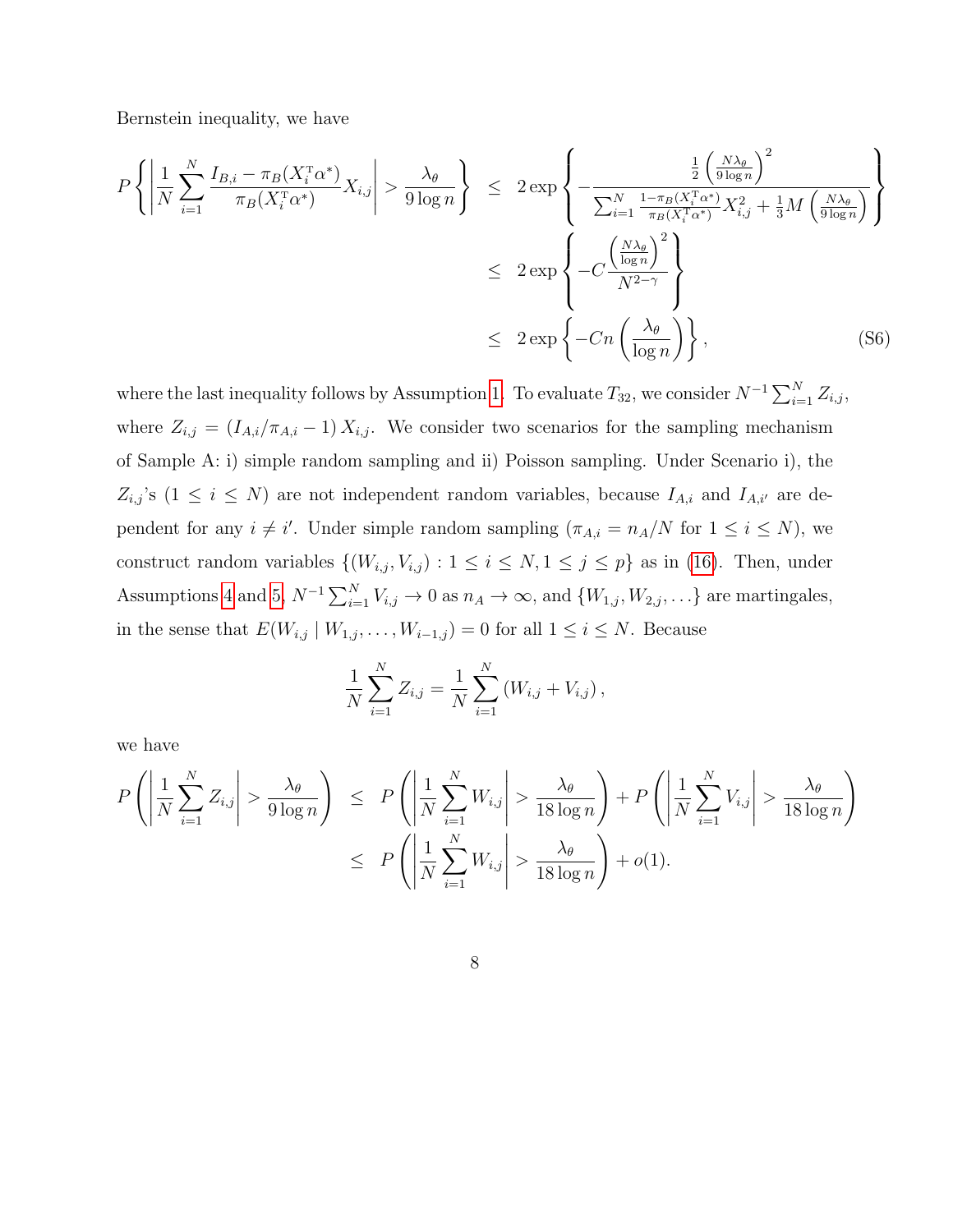Bernstein inequality, we have

$$
\begin{aligned}
P\left\{\left|\frac{1}{N}\sum_{i=1}^{N}\frac{I_{B,i}-\pi_B(X_i^{\mathrm{T}}\alpha^*)}{\pi_B(X_i^{\mathrm{T}}\alpha^*)}X_{i,j}\right| > \frac{\lambda_\theta}{9\log n}\right\} &\leq 2\exp\left\{-\frac{\frac{1}{2}\left(\frac{N\lambda_\theta}{9\log n}\right)^2}{\sum_{i=1}^{N}\frac{1-\pi_B(X_i^{\mathrm{T}}\alpha^*)}{\pi_B(X_i^{\mathrm{T}}\alpha^*)}X_{i,j}^2+\frac{1}{3}M\left(\frac{N\lambda_\theta}{9\log n}\right)}\right\} \\
&\leq 2\exp\left\{-C\frac{\left(\frac{N\lambda_\theta}{\log n}\right)^2}{N^{2-\gamma}}\right\} \\
&\leq 2\exp\left\{-Cn\left(\frac{\lambda_\theta}{\log n}\right)\right\}, \qquad \text{(S6)}
\end{aligned}
$$

where the last inequality follows by Assumption 1. To evaluate $T_{32}$, we consider $N^{-1}\sum_{i=1}^{N}Z_{i,j}$, where $Z_{i,j} = \left(I_{A,i}/\pi_{A,i} - 1\right)X_{i,j}$. We consider two scenarios for the sampling mechanism of Sample A: i) simple random sampling and ii) Poisson sampling. Under Scenario i), the $Z_{i,j}$'s ($1 \leq i \leq N$) are not independent random variables, because $I_{A,i}$ and $I_{A,i'}$ are dependent for any $i \neq i'$. Under simple random sampling ($\pi_{A,i} = n_A/N$ for $1 \leq i \leq N$), we construct random variables $\{(W_{i,j}, V_{i,j}) : 1 \leq i \leq N, 1 \leq j \leq p\}$ as in (16). Then, under Assumptions 4 and 5, $N^{-1}\sum_{i=1}^{N}V_{i,j} \to 0$ as $n_A \to \infty$, and $\{W_{1,j}, W_{2,j}, \ldots\}$ are martingales, in the sense that $E(W_{i,j} \mid W_{1,j}, \ldots, W_{i-1,j}) = 0$ for all $1 \leq i \leq N$. Because

$$
\frac{1}{N}\sum_{i=1}^{N}Z_{i,j} = \frac{1}{N}\sum_{i=1}^{N}\left(W_{i,j} + V_{i,j}\right),
$$

we have

$$
\begin{aligned}
P\left(\left|\frac{1}{N}\sum_{i=1}^{N}Z_{i,j}\right| > \frac{\lambda_\theta}{9\log n}\right) &\leq P\left(\left|\frac{1}{N}\sum_{i=1}^{N}W_{i,j}\right| > \frac{\lambda_\theta}{18\log n}\right) + P\left(\left|\frac{1}{N}\sum_{i=1}^{N}V_{i,j}\right| > \frac{\lambda_\theta}{18\log n}\right) \\
&\leq P\left(\left|\frac{1}{N}\sum_{i=1}^{N}W_{i,j}\right| > \frac{\lambda_\theta}{18\log n}\right) + o(1).
\end{aligned}
$$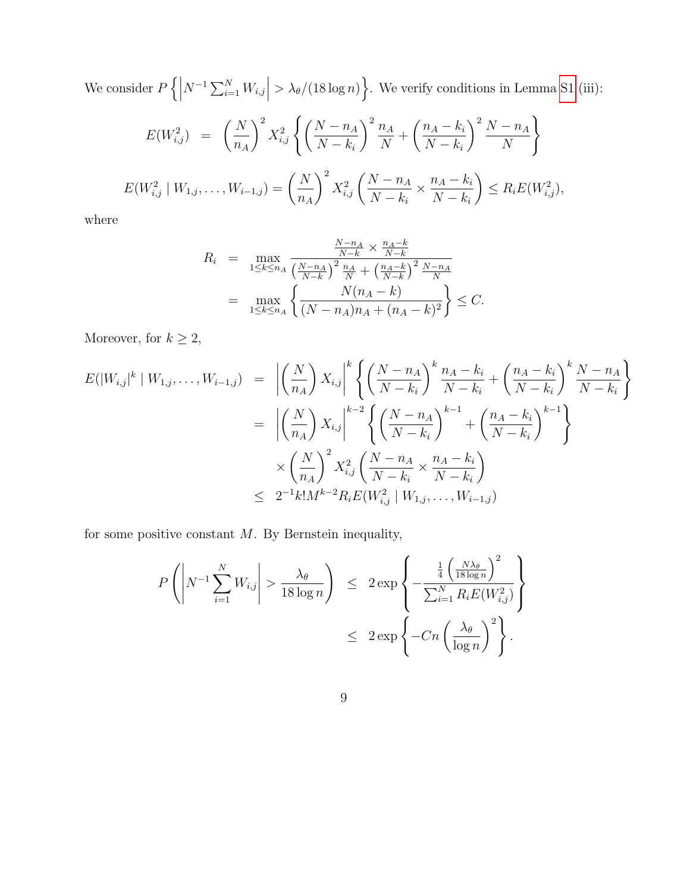We consider $P\left\{\left|N^{-1}\sum_{i=1}^{N} W_{i,j}\right| > \lambda_\theta/(18\log n)\right\}$. We verify conditions in Lemma S1 (iii):

$$
E(W_{i,j}^2) = \left(\frac{N}{n_A}\right)^2 X_{i,j}^2 \left\{\left(\frac{N-n_A}{N-k_i}\right)^2 \frac{n_A}{N} + \left(\frac{n_A-k_i}{N-k_i}\right)^2 \frac{N-n_A}{N}\right\}
$$

$$
E(W_{i,j}^2 \mid W_{1,j},\ldots,W_{i-1,j}) = \left(\frac{N}{n_A}\right)^2 X_{i,j}^2 \left(\frac{N-n_A}{N-k_i} \times \frac{n_A-k_i}{N-k_i}\right) \le R_i E(W_{i,j}^2),
$$

where

$$
\begin{aligned}
R_i &= \max_{1\le k\le n_A} \frac{\frac{N-n_A}{N-k}\times\frac{n_A-k}{N-k}}{\left(\frac{N-n_A}{N-k}\right)^2\frac{n_A}{N} + \left(\frac{n_A-k}{N-k}\right)^2\frac{N-n_A}{N}} \\
&= \max_{1\le k\le n_A}\left\{\frac{N(n_A-k)}{(N-n_A)n_A + (n_A-k)^2}\right\} \le C.
\end{aligned}
$$

Moreover, for $k \ge 2$,

$$
\begin{aligned}
E(|W_{i,j}|^k \mid W_{1,j},\ldots,W_{i-1,j}) &= \left|\left(\frac{N}{n_A}\right)X_{i,j}\right|^k \left\{\left(\frac{N-n_A}{N-k_i}\right)^k \frac{n_A-k_i}{N-k_i} + \left(\frac{n_A-k_i}{N-k_i}\right)^k \frac{N-n_A}{N-k_i}\right\} \\
&= \left|\left(\frac{N}{n_A}\right)X_{i,j}\right|^{k-2} \left\{\left(\frac{N-n_A}{N-k_i}\right)^{k-1} + \left(\frac{n_A-k_i}{N-k_i}\right)^{k-1}\right\} \\
&\quad \times \left(\frac{N}{n_A}\right)^2 X_{i,j}^2 \left(\frac{N-n_A}{N-k_i}\times\frac{n_A-k_i}{N-k_i}\right) \\
&\le 2^{-1}k!M^{k-2}R_i E(W_{i,j}^2 \mid W_{1,j},\ldots,W_{i-1,j})
\end{aligned}
$$

for some positive constant $M$. By Bernstein inequality,

$$
\begin{aligned}
P\left(\left|N^{-1}\sum_{i=1}^{N} W_{i,j}\right| > \frac{\lambda_\theta}{18\log n}\right) &\le 2\exp\left\{-\frac{\frac{1}{4}\left(\frac{N\lambda_\theta}{18\log n}\right)^2}{\sum_{i=1}^{N} R_i E(W_{i,j}^2)}\right\} \\
&\le 2\exp\left\{-Cn\left(\frac{\lambda_\theta}{\log n}\right)^2\right\}.
\end{aligned}
$$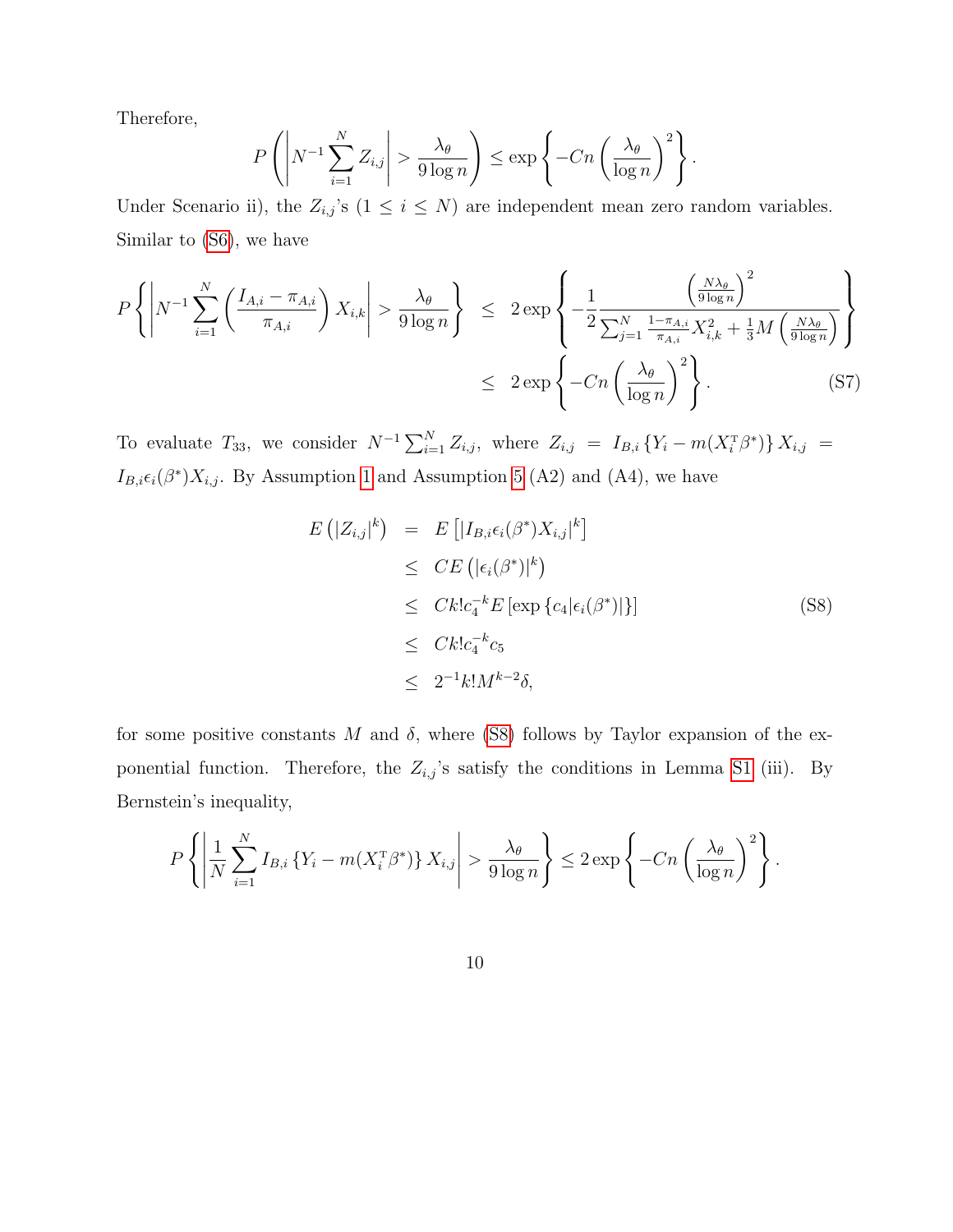Therefore,

$$P\left(\left|N^{-1}\sum_{i=1}^{N}Z_{i,j}\right| > \frac{\lambda_\theta}{9\log n}\right) \leq \exp\left\{-Cn\left(\frac{\lambda_\theta}{\log n}\right)^2\right\}.$$

Under Scenario ii), the $Z_{i,j}$'s ($1 \leq i \leq N$) are independent mean zero random variables. Similar to (S6), we have

$$\begin{aligned}
P\left\{\left|N^{-1}\sum_{i=1}^{N}\left(\frac{I_{A,i}-\pi_{A,i}}{\pi_{A,i}}\right)X_{i,k}\right| > \frac{\lambda_\theta}{9\log n}\right\} &\leq 2\exp\left\{-\frac{1}{2}\frac{\left(\frac{N\lambda_\theta}{9\log n}\right)^2}{\sum_{j=1}^{N}\frac{1-\pi_{A,i}}{\pi_{A,i}}X_{i,k}^2+\frac{1}{3}M\left(\frac{N\lambda_\theta}{9\log n}\right)}\right\} \\
&\leq 2\exp\left\{-Cn\left(\frac{\lambda_\theta}{\log n}\right)^2\right\}. \qquad \text{(S7)}
\end{aligned}$$

To evaluate $T_{33}$, we consider $N^{-1}\sum_{i=1}^{N}Z_{i,j}$, where $Z_{i,j} = I_{B,i}\{Y_i - m(X_i^{\mathrm{T}}\beta^*)\}X_{i,j} = I_{B,i}\epsilon_i(\beta^*)X_{i,j}$. By Assumption 1 and Assumption 5 (A2) and (A4), we have

$$\begin{aligned}
E\left(|Z_{i,j}|^k\right) &= E\left[|I_{B,i}\epsilon_i(\beta^*)X_{i,j}|^k\right] \\
&\leq CE\left(|\epsilon_i(\beta^*)|^k\right) \\
&\leq Ck!c_4^{-k}E\left[\exp\{c_4|\epsilon_i(\beta^*)|\}\right] \qquad \text{(S8)} \\
&\leq Ck!c_4^{-k}c_5 \\
&\leq 2^{-1}k!M^{k-2}\delta,
\end{aligned}$$

for some positive constants $M$ and $\delta$, where (S8) follows by Taylor expansion of the exponential function. Therefore, the $Z_{i,j}$'s satisfy the conditions in Lemma S1 (iii). By Bernstein's inequality,

$$P\left\{\left|\frac{1}{N}\sum_{i=1}^{N}I_{B,i}\{Y_i - m(X_i^{\mathrm{T}}\beta^*)\}X_{i,j}\right| > \frac{\lambda_\theta}{9\log n}\right\} \leq 2\exp\left\{-Cn\left(\frac{\lambda_\theta}{\log n}\right)^2\right\}.$$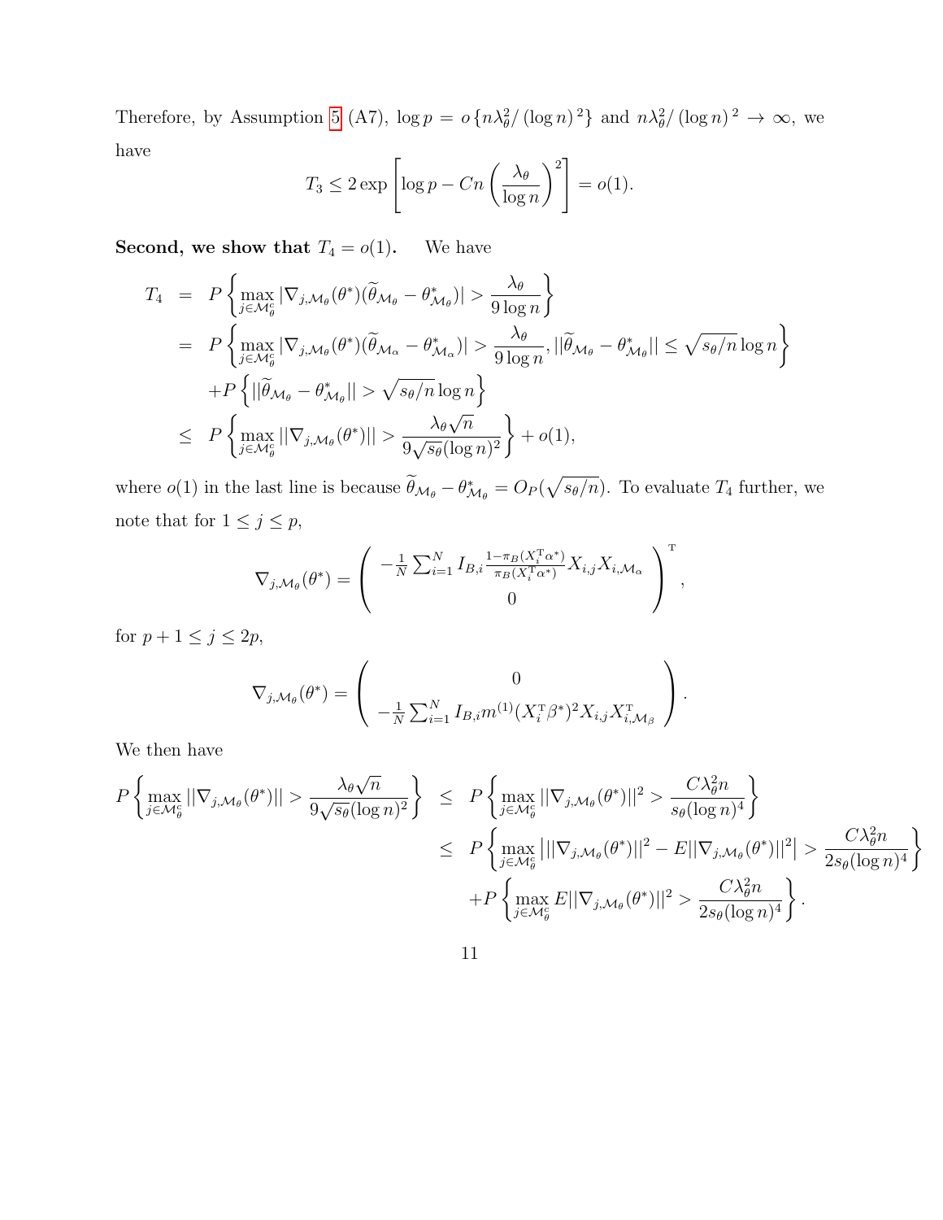Therefore, by Assumption 5 (A7), $\log p = o\{n\lambda_\theta^2/(\log n)^2\}$ and $n\lambda_\theta^2/(\log n)^2 \to \infty$, we have

$$T_3 \le 2\exp\left[\log p - Cn\left(\frac{\lambda_\theta}{\log n}\right)^2\right] = o(1).$$

**Second, we show that $T_4 = o(1)$.** We have

$$\begin{aligned}
T_4 &= P\left\{\max_{j\in\mathcal{M}_\theta^c} |\nabla_{j,\mathcal{M}_\theta}(\theta^*)(\widetilde{\theta}_{\mathcal{M}_\theta} - \theta^*_{\mathcal{M}_\theta})| > \frac{\lambda_\theta}{9\log n}\right\} \\
&= P\left\{\max_{j\in\mathcal{M}_\theta^c} |\nabla_{j,\mathcal{M}_\theta}(\theta^*)(\widetilde{\theta}_{\mathcal{M}_\alpha} - \theta^*_{\mathcal{M}_\alpha})| > \frac{\lambda_\theta}{9\log n}, ||\widetilde{\theta}_{\mathcal{M}_\theta} - \theta^*_{\mathcal{M}_\theta}|| \le \sqrt{s_\theta/n}\log n\right\} \\
&\quad + P\left\{||\widetilde{\theta}_{\mathcal{M}_\theta} - \theta^*_{\mathcal{M}_\theta}|| > \sqrt{s_\theta/n}\log n\right\} \\
&\le P\left\{\max_{j\in\mathcal{M}_\theta^c} ||\nabla_{j,\mathcal{M}_\theta}(\theta^*)|| > \frac{\lambda_\theta\sqrt{n}}{9\sqrt{s_\theta}(\log n)^2}\right\} + o(1),
\end{aligned}$$

where $o(1)$ in the last line is because $\widetilde{\theta}_{\mathcal{M}_\theta} - \theta^*_{\mathcal{M}_\theta} = O_P(\sqrt{s_\theta/n})$. To evaluate $T_4$ further, we note that for $1 \le j \le p$,

$$\nabla_{j,\mathcal{M}_\theta}(\theta^*) = \begin{pmatrix} -\frac{1}{N}\sum_{i=1}^N I_{B,i}\frac{1-\pi_B(X_i^{\mathrm{T}}\alpha^*)}{\pi_B(X_i^{\mathrm{T}}\alpha^*)}X_{i,j}X_{i,\mathcal{M}_\alpha} \\ 0 \end{pmatrix}^{\mathrm{T}},$$

for $p+1 \le j \le 2p$,

$$\nabla_{j,\mathcal{M}_\theta}(\theta^*) = \begin{pmatrix} 0 \\ -\frac{1}{N}\sum_{i=1}^N I_{B,i}m^{(1)}(X_i^{\mathrm{T}}\beta^*)^2 X_{i,j}X_{i,\mathcal{M}_\beta}^{\mathrm{T}} \end{pmatrix}.$$

We then have

$$\begin{aligned}
P\left\{\max_{j\in\mathcal{M}_\theta^c} ||\nabla_{j,\mathcal{M}_\theta}(\theta^*)|| > \frac{\lambda_\theta\sqrt{n}}{9\sqrt{s_\theta}(\log n)^2}\right\} &\le P\left\{\max_{j\in\mathcal{M}_\theta^c} ||\nabla_{j,\mathcal{M}_\theta}(\theta^*)||^2 > \frac{C\lambda_\theta^2 n}{s_\theta(\log n)^4}\right\} \\
&\le P\left\{\max_{j\in\mathcal{M}_\theta^c} \left|||\nabla_{j,\mathcal{M}_\theta}(\theta^*)||^2 - E||\nabla_{j,\mathcal{M}_\theta}(\theta^*)||^2\right| > \frac{C\lambda_\theta^2 n}{2s_\theta(\log n)^4}\right\} \\
&\quad + P\left\{\max_{j\in\mathcal{M}_\theta^c} E||\nabla_{j,\mathcal{M}_\theta}(\theta^*)||^2 > \frac{C\lambda_\theta^2 n}{2s_\theta(\log n)^4}\right\}.
\end{aligned}$$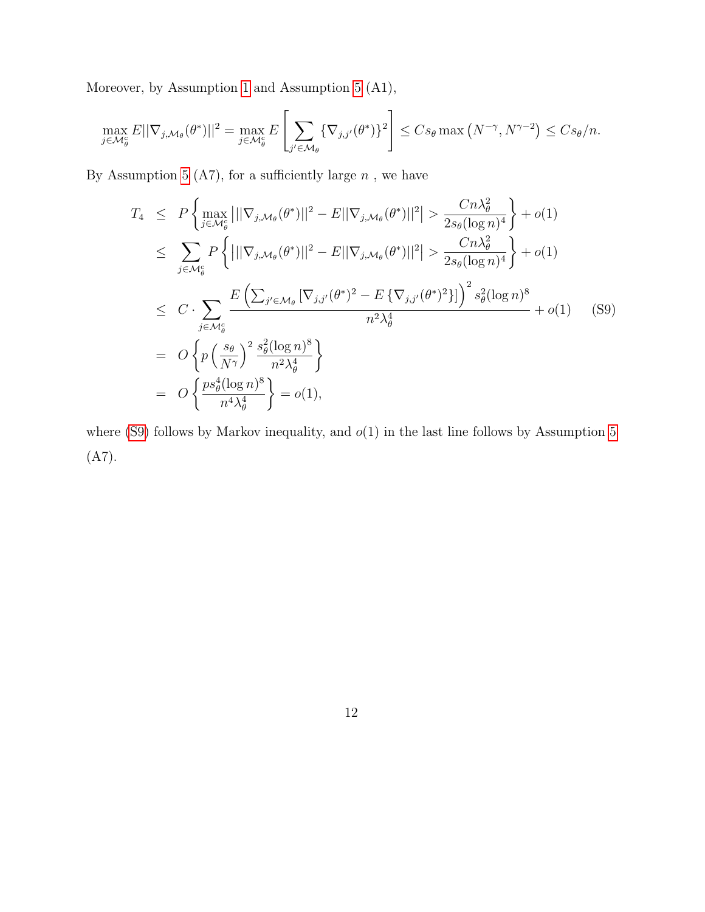Moreover, by Assumption 1 and Assumption 5 (A1),

$$\max_{j\in\mathcal{M}_\theta^c} E||\nabla_{j,\mathcal{M}_\theta}(\theta^*)||^2 = \max_{j\in\mathcal{M}_\theta^c} E\left[\sum_{j'\in\mathcal{M}_\theta}\{\nabla_{j,j'}(\theta^*)\}^2\right] \le Cs_\theta \max\left(N^{-\gamma}, N^{\gamma-2}\right) \le Cs_\theta/n.$$

By Assumption 5 (A7), for a sufficiently large $n$ , we have

$$\begin{aligned}
T_4 &\le P\left\{\max_{j\in\mathcal{M}_\theta^c}\left|||\nabla_{j,\mathcal{M}_\theta}(\theta^*)||^2 - E||\nabla_{j,\mathcal{M}_\theta}(\theta^*)||^2\right| > \frac{Cn\lambda_\theta^2}{2s_\theta(\log n)^4}\right\} + o(1) \\
&\le \sum_{j\in\mathcal{M}_\theta^c} P\left\{\left|||\nabla_{j,\mathcal{M}_\theta}(\theta^*)||^2 - E||\nabla_{j,\mathcal{M}_\theta}(\theta^*)||^2\right| > \frac{Cn\lambda_\theta^2}{2s_\theta(\log n)^4}\right\} + o(1) \\
&\le C\cdot\sum_{j\in\mathcal{M}_\theta^c}\frac{E\left(\sum_{j'\in\mathcal{M}_\theta}\left[\nabla_{j,j'}(\theta^*)^2 - E\left\{\nabla_{j,j'}(\theta^*)^2\right\}\right]\right)^2 s_\theta^2(\log n)^8}{n^2\lambda_\theta^4} + o(1) \qquad \text{(S9)} \\
&= O\left\{p\left(\frac{s_\theta}{N^\gamma}\right)^2\frac{s_\theta^2(\log n)^8}{n^2\lambda_\theta^4}\right\} \\
&= O\left\{\frac{ps_\theta^4(\log n)^8}{n^4\lambda_\theta^4}\right\} = o(1),
\end{aligned}$$

where (S9) follows by Markov inequality, and $o(1)$ in the last line follows by Assumption 5 (A7).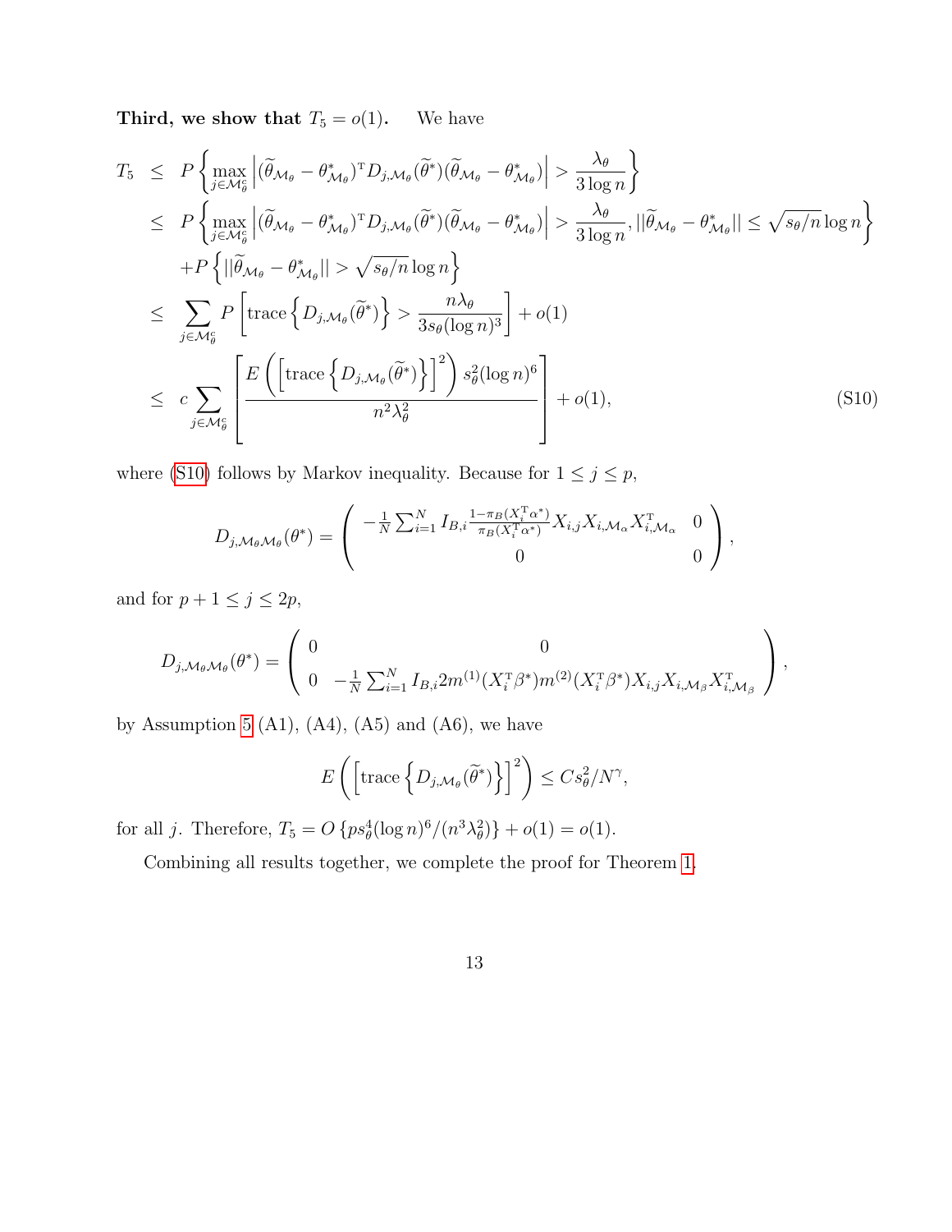**Third, we show that $T_5 = o(1)$.** We have

$$
\begin{aligned}
T_5 &\leq P\left\{\max_{j\in\mathcal{M}_\theta^c}\left|(\widetilde{\theta}_{\mathcal{M}_\theta}-\theta^*_{\mathcal{M}_\theta})^{\mathrm{T}}D_{j,\mathcal{M}_\theta}(\widetilde{\theta}^*)(\widetilde{\theta}_{\mathcal{M}_\theta}-\theta^*_{\mathcal{M}_\theta})\right| > \frac{\lambda_\theta}{3\log n}\right\} \\
&\leq P\left\{\max_{j\in\mathcal{M}_\theta^c}\left|(\widetilde{\theta}_{\mathcal{M}_\theta}-\theta^*_{\mathcal{M}_\theta})^{\mathrm{T}}D_{j,\mathcal{M}_\theta}(\widetilde{\theta}^*)(\widetilde{\theta}_{\mathcal{M}_\theta}-\theta^*_{\mathcal{M}_\theta})\right| > \frac{\lambda_\theta}{3\log n}, ||\widetilde{\theta}_{\mathcal{M}_\theta}-\theta^*_{\mathcal{M}_\theta}|| \leq \sqrt{s_\theta/n}\log n\right\} \\
&\quad + P\left\{||\widetilde{\theta}_{\mathcal{M}_\theta}-\theta^*_{\mathcal{M}_\theta}|| > \sqrt{s_\theta/n}\log n\right\} \\
&\leq \sum_{j\in\mathcal{M}_\theta^c} P\left[\mathrm{trace}\left\{D_{j,\mathcal{M}_\theta}(\widetilde{\theta}^*)\right\} > \frac{n\lambda_\theta}{3s_\theta(\log n)^3}\right] + o(1) \\
&\leq c\sum_{j\in\mathcal{M}_\theta^c}\left[\frac{E\left(\left[\mathrm{trace}\left\{D_{j,\mathcal{M}_\theta}(\widetilde{\theta}^*)\right\}\right]^2\right)s_\theta^2(\log n)^6}{n^2\lambda_\theta^2}\right] + o(1), \qquad \text{(S10)}
\end{aligned}
$$

where (S10) follows by Markov inequality. Because for $1 \leq j \leq p$,

$$
D_{j,\mathcal{M}_\theta\mathcal{M}_\theta}(\theta^*) = \begin{pmatrix} -\frac{1}{N}\sum_{i=1}^N I_{B,i}\frac{1-\pi_B(X_i^{\mathrm{T}}\alpha^*)}{\pi_B(X_i^{\mathrm{T}}\alpha^*)}X_{i,j}X_{i,\mathcal{M}_\alpha}X_{i,\mathcal{M}_\alpha}^{\mathrm{T}} & 0 \\ 0 & 0 \end{pmatrix},
$$

and for $p+1 \leq j \leq 2p$,

$$
D_{j,\mathcal{M}_\theta\mathcal{M}_\theta}(\theta^*) = \begin{pmatrix} 0 & 0 \\ 0 & -\frac{1}{N}\sum_{i=1}^N I_{B,i}2m^{(1)}(X_i^{\mathrm{T}}\beta^*)m^{(2)}(X_i^{\mathrm{T}}\beta^*)X_{i,j}X_{i,\mathcal{M}_\beta}X_{i,\mathcal{M}_\beta}^{\mathrm{T}} \end{pmatrix},
$$

by Assumption 5 (A1), (A4), (A5) and (A6), we have

$$
E\left(\left[\mathrm{trace}\left\{D_{j,\mathcal{M}_\theta}(\widetilde{\theta}^*)\right\}\right]^2\right) \leq Cs_\theta^2/N^\gamma,
$$

for all $j$. Therefore, $T_5 = O\left\{ps_\theta^4(\log n)^6/(n^3\lambda_\theta^2)\right\} + o(1) = o(1)$.

Combining all results together, we complete the proof for Theorem 1.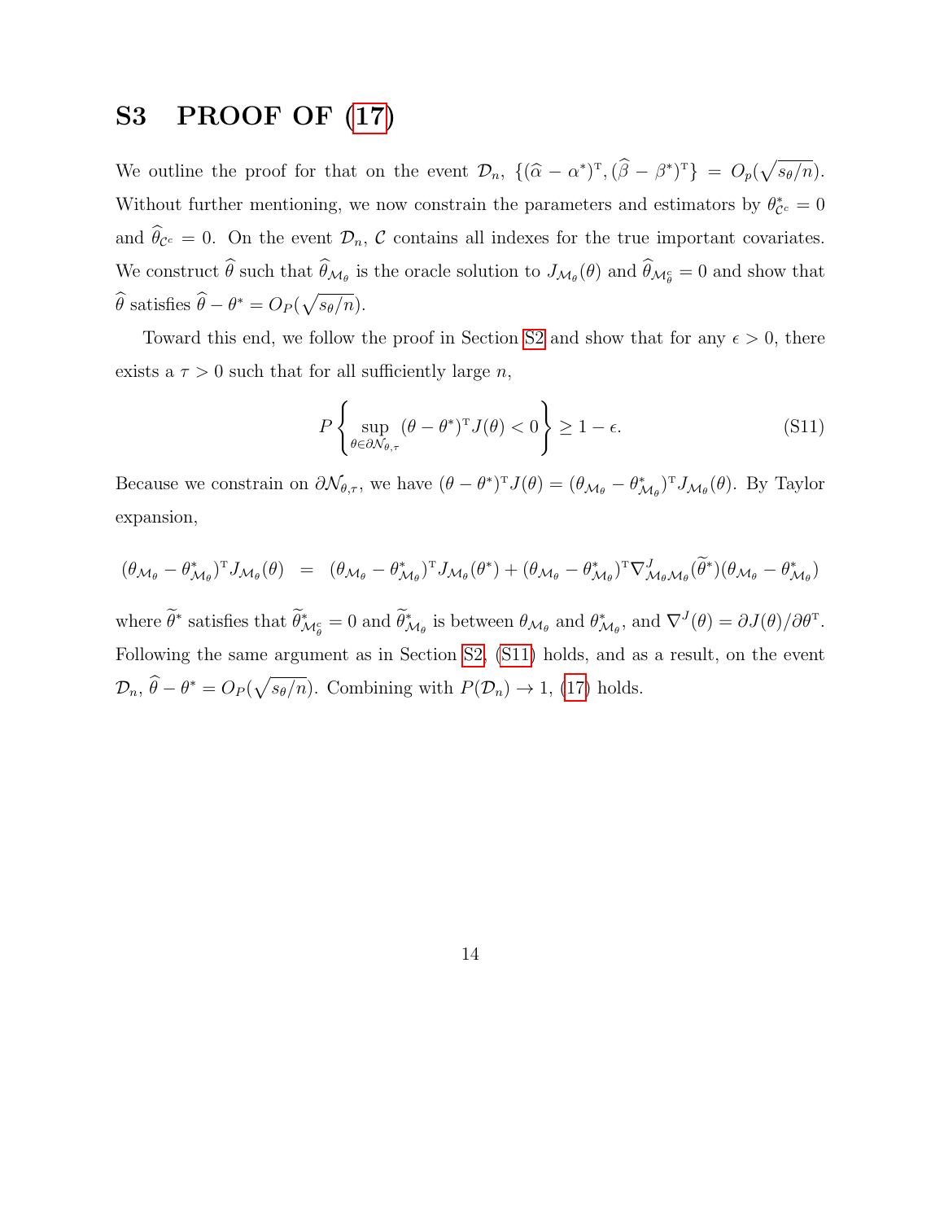# S3 PROOF OF (17)

We outline the proof for that on the event $\mathcal{D}_n$, $\{(\widehat{\alpha} - \alpha^*)^{\mathrm{T}}, (\widehat{\beta} - \beta^*)^{\mathrm{T}}\} = O_p(\sqrt{s_\theta/n})$. Without further mentioning, we now constrain the parameters and estimators by $\theta^*_{\mathcal{C}^c} = 0$ and $\widehat{\theta}_{\mathcal{C}^c} = 0$. On the event $\mathcal{D}_n$, $\mathcal{C}$ contains all indexes for the true important covariates. We construct $\widehat{\theta}$ such that $\widehat{\theta}_{\mathcal{M}_\theta}$ is the oracle solution to $J_{\mathcal{M}_\theta}(\theta)$ and $\widehat{\theta}_{\mathcal{M}^c_\theta} = 0$ and show that $\widehat{\theta}$ satisfies $\widehat{\theta} - \theta^* = O_P(\sqrt{s_\theta/n})$.

Toward this end, we follow the proof in Section S2 and show that for any $\epsilon > 0$, there exists a $\tau > 0$ such that for all sufficiently large $n$,

$$
P\left\{ \sup_{\theta \in \partial \mathcal{N}_{\theta,\tau}} (\theta - \theta^*)^{\mathrm{T}} J(\theta) < 0 \right\} \geq 1 - \epsilon. \tag{S11}
$$

Because we constrain on $\partial \mathcal{N}_{\theta,\tau}$, we have $(\theta - \theta^*)^{\mathrm{T}} J(\theta) = (\theta_{\mathcal{M}_\theta} - \theta^*_{\mathcal{M}_\theta})^{\mathrm{T}} J_{\mathcal{M}_\theta}(\theta)$. By Taylor expansion,

$$
(\theta_{\mathcal{M}_\theta} - \theta^*_{\mathcal{M}_\theta})^{\mathrm{T}} J_{\mathcal{M}_\theta}(\theta) \;\; = \;\; (\theta_{\mathcal{M}_\theta} - \theta^*_{\mathcal{M}_\theta})^{\mathrm{T}} J_{\mathcal{M}_\theta}(\theta^*) + (\theta_{\mathcal{M}_\theta} - \theta^*_{\mathcal{M}_\theta})^{\mathrm{T}} \nabla^J_{\mathcal{M}_\theta \mathcal{M}_\theta}(\widetilde{\theta}^*)(\theta_{\mathcal{M}_\theta} - \theta^*_{\mathcal{M}_\theta})
$$

where $\widetilde{\theta}^*$ satisfies that $\widetilde{\theta}^*_{\mathcal{M}^c_\theta} = 0$ and $\widetilde{\theta}^*_{\mathcal{M}_\theta}$ is between $\theta_{\mathcal{M}_\theta}$ and $\theta^*_{\mathcal{M}_\theta}$, and $\nabla^J(\theta) = \partial J(\theta)/\partial \theta^{\mathrm{T}}$. Following the same argument as in Section S2, (S11) holds, and as a result, on the event $\mathcal{D}_n$, $\widehat{\theta} - \theta^* = O_P(\sqrt{s_\theta/n})$. Combining with $P(\mathcal{D}_n) \to 1$, (17) holds.